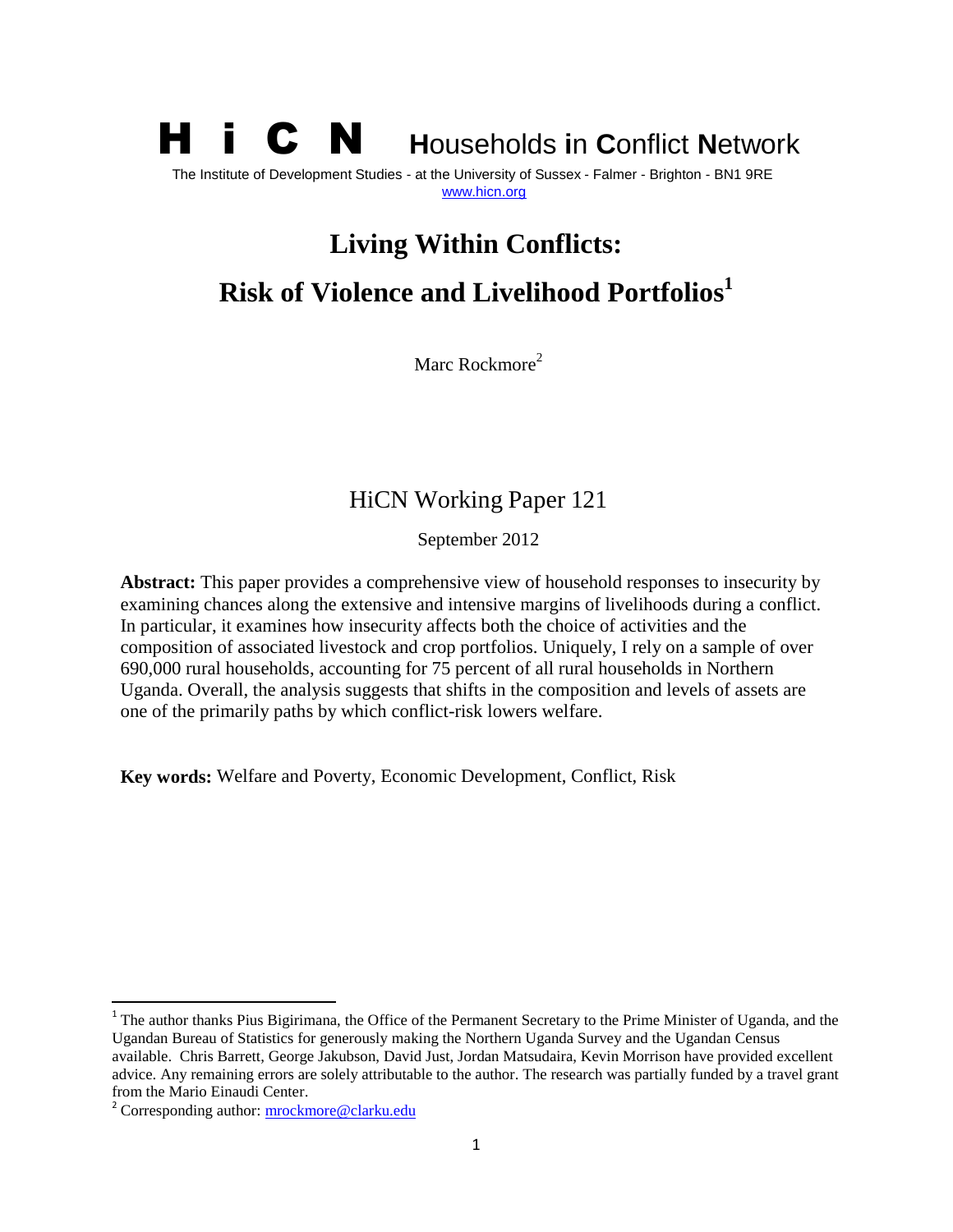# H i C N Households in Conflict Network

The Institute of Development Studies - at the University of Sussex - Falmer - Brighton - BN1 9RE
www.hicn.org

# Living Within Conflicts: Risk of Violence and Livelihood Portfolios[1]

Marc Rockmore[2]

## HiCN Working Paper 121

September 2012

**Abstract:** This paper provides a comprehensive view of household responses to insecurity by examining chances along the extensive and intensive margins of livelihoods during a conflict. In particular, it examines how insecurity affects both the choice of activities and the composition of associated livestock and crop portfolios. Uniquely, I rely on a sample of over 690,000 rural households, accounting for 75 percent of all rural households in Northern Uganda. Overall, the analysis suggests that shifts in the composition and levels of assets are one of the primarily paths by which conflict-risk lowers welfare.

**Key words:** Welfare and Poverty, Economic Development, Conflict, Risk

---

[1] The author thanks Pius Bigirimana, the Office of the Permanent Secretary to the Prime Minister of Uganda, and the Ugandan Bureau of Statistics for generously making the Northern Uganda Survey and the Ugandan Census available. Chris Barrett, George Jakubson, David Just, Jordan Matsudaira, Kevin Morrison have provided excellent advice. Any remaining errors are solely attributable to the author. The research was partially funded by a travel grant from the Mario Einaudi Center.

[2] Corresponding author: mrockmore@clarku.edu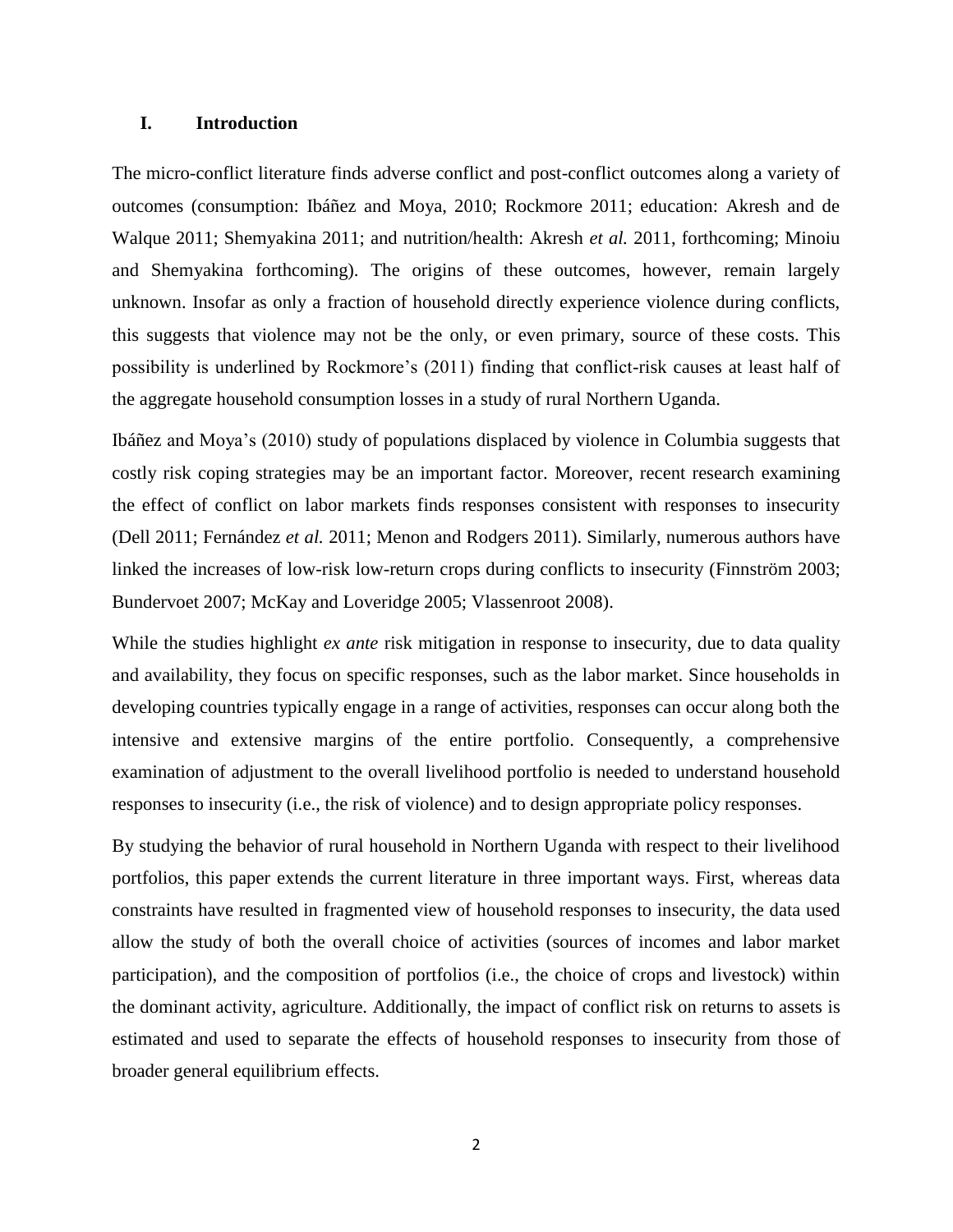## I. Introduction

The micro-conflict literature finds adverse conflict and post-conflict outcomes along a variety of outcomes (consumption: Ibáñez and Moya, 2010; Rockmore 2011; education: Akresh and de Walque 2011; Shemyakina 2011; and nutrition/health: Akresh *et al.* 2011, forthcoming; Minoiu and Shemyakina forthcoming). The origins of these outcomes, however, remain largely unknown. Insofar as only a fraction of household directly experience violence during conflicts, this suggests that violence may not be the only, or even primary, source of these costs. This possibility is underlined by Rockmore's (2011) finding that conflict-risk causes at least half of the aggregate household consumption losses in a study of rural Northern Uganda.

Ibáñez and Moya's (2010) study of populations displaced by violence in Columbia suggests that costly risk coping strategies may be an important factor. Moreover, recent research examining the effect of conflict on labor markets finds responses consistent with responses to insecurity (Dell 2011; Fernández *et al.* 2011; Menon and Rodgers 2011). Similarly, numerous authors have linked the increases of low-risk low-return crops during conflicts to insecurity (Finnström 2003; Bundervoet 2007; McKay and Loveridge 2005; Vlassenroot 2008).

While the studies highlight *ex ante* risk mitigation in response to insecurity, due to data quality and availability, they focus on specific responses, such as the labor market. Since households in developing countries typically engage in a range of activities, responses can occur along both the intensive and extensive margins of the entire portfolio. Consequently, a comprehensive examination of adjustment to the overall livelihood portfolio is needed to understand household responses to insecurity (i.e., the risk of violence) and to design appropriate policy responses.

By studying the behavior of rural household in Northern Uganda with respect to their livelihood portfolios, this paper extends the current literature in three important ways. First, whereas data constraints have resulted in fragmented view of household responses to insecurity, the data used allow the study of both the overall choice of activities (sources of incomes and labor market participation), and the composition of portfolios (i.e., the choice of crops and livestock) within the dominant activity, agriculture. Additionally, the impact of conflict risk on returns to assets is estimated and used to separate the effects of household responses to insecurity from those of broader general equilibrium effects.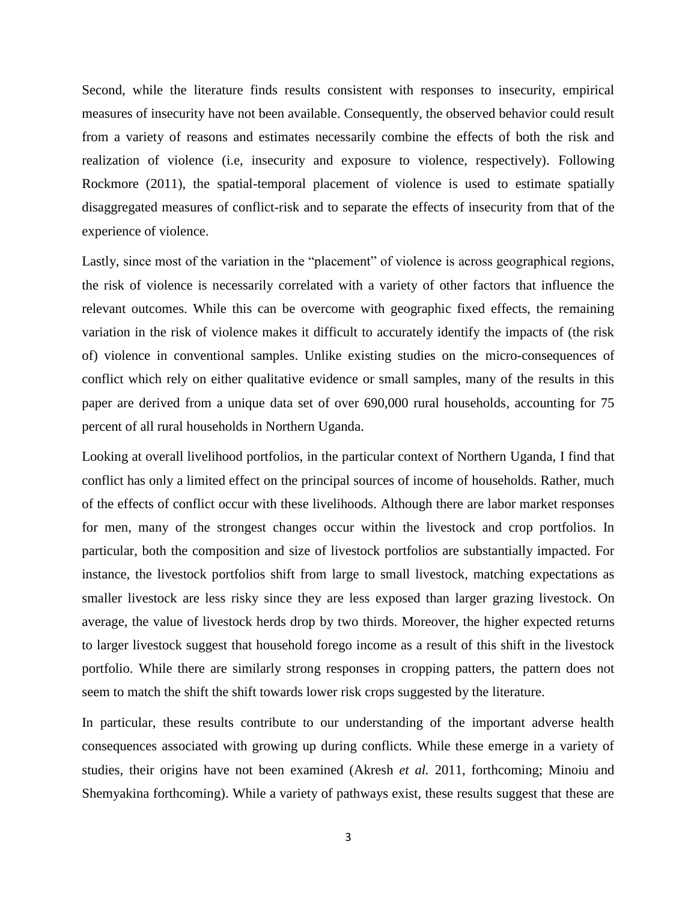Second, while the literature finds results consistent with responses to insecurity, empirical measures of insecurity have not been available. Consequently, the observed behavior could result from a variety of reasons and estimates necessarily combine the effects of both the risk and realization of violence (i.e, insecurity and exposure to violence, respectively). Following Rockmore (2011), the spatial-temporal placement of violence is used to estimate spatially disaggregated measures of conflict-risk and to separate the effects of insecurity from that of the experience of violence.

Lastly, since most of the variation in the "placement" of violence is across geographical regions, the risk of violence is necessarily correlated with a variety of other factors that influence the relevant outcomes. While this can be overcome with geographic fixed effects, the remaining variation in the risk of violence makes it difficult to accurately identify the impacts of (the risk of) violence in conventional samples. Unlike existing studies on the micro-consequences of conflict which rely on either qualitative evidence or small samples, many of the results in this paper are derived from a unique data set of over 690,000 rural households, accounting for 75 percent of all rural households in Northern Uganda.

Looking at overall livelihood portfolios, in the particular context of Northern Uganda, I find that conflict has only a limited effect on the principal sources of income of households. Rather, much of the effects of conflict occur with these livelihoods. Although there are labor market responses for men, many of the strongest changes occur within the livestock and crop portfolios. In particular, both the composition and size of livestock portfolios are substantially impacted. For instance, the livestock portfolios shift from large to small livestock, matching expectations as smaller livestock are less risky since they are less exposed than larger grazing livestock. On average, the value of livestock herds drop by two thirds. Moreover, the higher expected returns to larger livestock suggest that household forego income as a result of this shift in the livestock portfolio. While there are similarly strong responses in cropping patters, the pattern does not seem to match the shift the shift towards lower risk crops suggested by the literature.

In particular, these results contribute to our understanding of the important adverse health consequences associated with growing up during conflicts. While these emerge in a variety of studies, their origins have not been examined (Akresh *et al.* 2011, forthcoming; Minoiu and Shemyakina forthcoming). While a variety of pathways exist, these results suggest that these are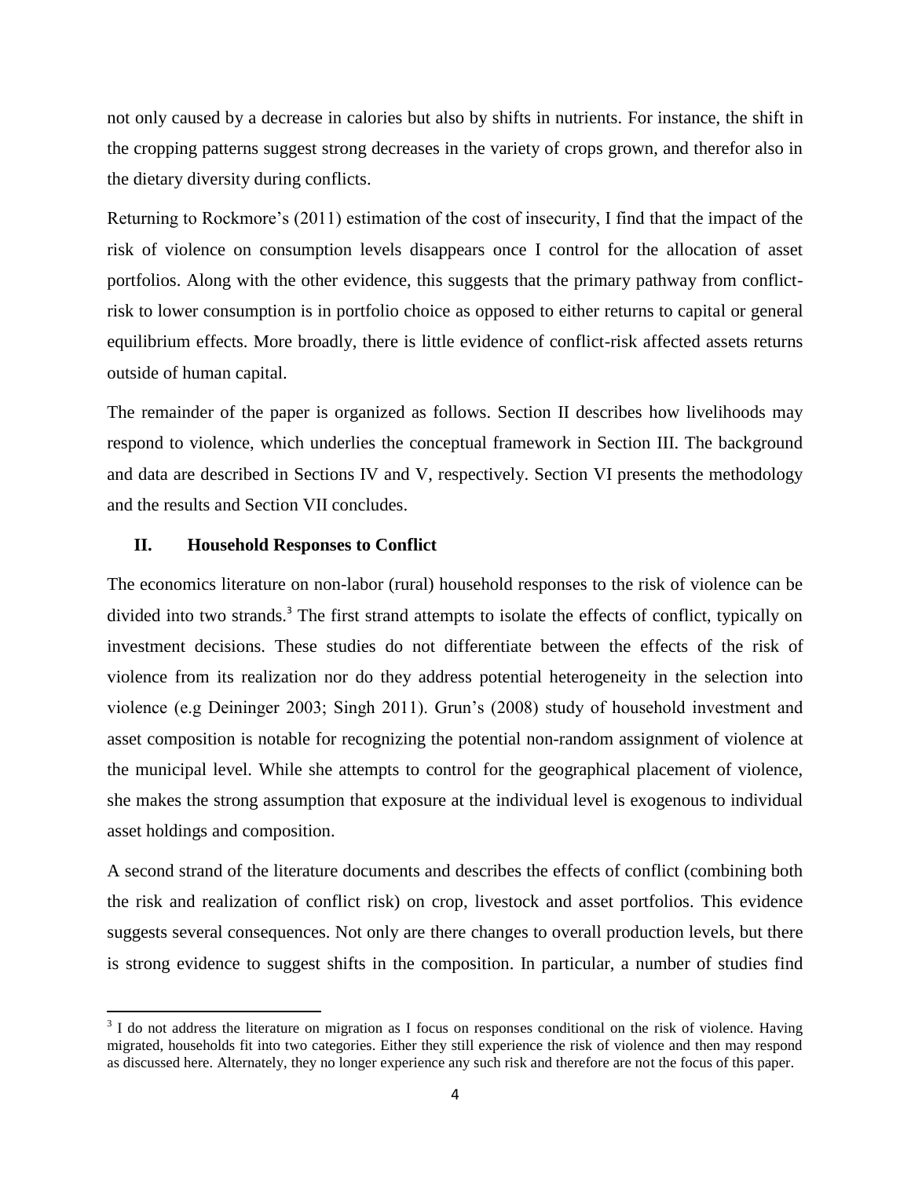not only caused by a decrease in calories but also by shifts in nutrients. For instance, the shift in the cropping patterns suggest strong decreases in the variety of crops grown, and therefor also in the dietary diversity during conflicts.

Returning to Rockmore's (2011) estimation of the cost of insecurity, I find that the impact of the risk of violence on consumption levels disappears once I control for the allocation of asset portfolios. Along with the other evidence, this suggests that the primary pathway from conflict-risk to lower consumption is in portfolio choice as opposed to either returns to capital or general equilibrium effects. More broadly, there is little evidence of conflict-risk affected assets returns outside of human capital.

The remainder of the paper is organized as follows. Section II describes how livelihoods may respond to violence, which underlies the conceptual framework in Section III. The background and data are described in Sections IV and V, respectively. Section VI presents the methodology and the results and Section VII concludes.

## II. Household Responses to Conflict

The economics literature on non-labor (rural) household responses to the risk of violence can be divided into two strands.[3] The first strand attempts to isolate the effects of conflict, typically on investment decisions. These studies do not differentiate between the effects of the risk of violence from its realization nor do they address potential heterogeneity in the selection into violence (e.g Deininger 2003; Singh 2011). Grun's (2008) study of household investment and asset composition is notable for recognizing the potential non-random assignment of violence at the municipal level. While she attempts to control for the geographical placement of violence, she makes the strong assumption that exposure at the individual level is exogenous to individual asset holdings and composition.

A second strand of the literature documents and describes the effects of conflict (combining both the risk and realization of conflict risk) on crop, livestock and asset portfolios. This evidence suggests several consequences. Not only are there changes to overall production levels, but there is strong evidence to suggest shifts in the composition. In particular, a number of studies find

[3] I do not address the literature on migration as I focus on responses conditional on the risk of violence. Having migrated, households fit into two categories. Either they still experience the risk of violence and then may respond as discussed here. Alternately, they no longer experience any such risk and therefore are not the focus of this paper.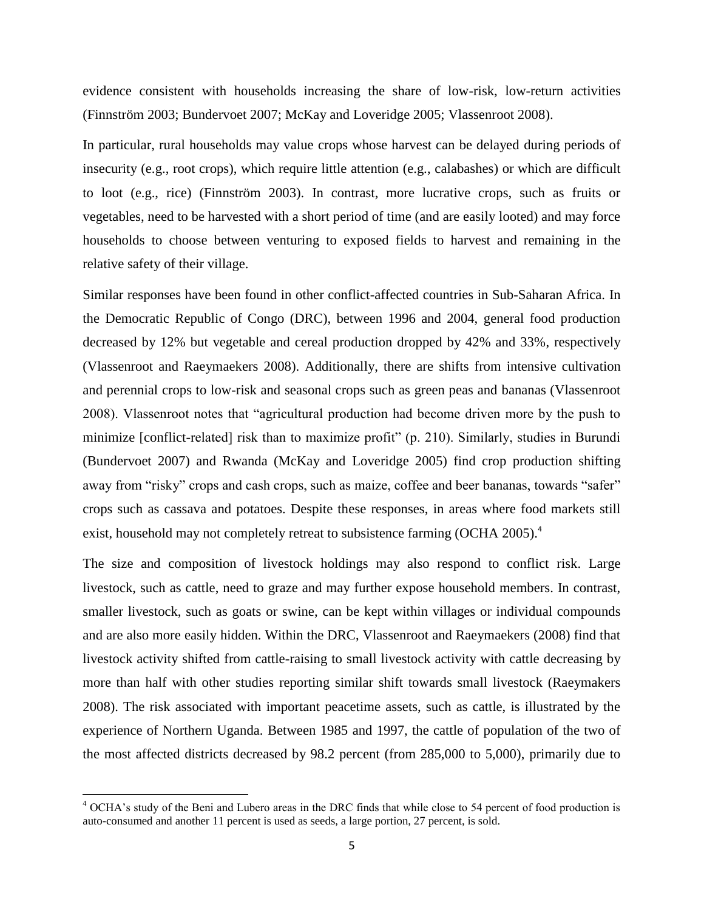evidence consistent with households increasing the share of low-risk, low-return activities (Finnström 2003; Bundervoet 2007; McKay and Loveridge 2005; Vlassenroot 2008).

In particular, rural households may value crops whose harvest can be delayed during periods of insecurity (e.g., root crops), which require little attention (e.g., calabashes) or which are difficult to loot (e.g., rice) (Finnström 2003). In contrast, more lucrative crops, such as fruits or vegetables, need to be harvested with a short period of time (and are easily looted) and may force households to choose between venturing to exposed fields to harvest and remaining in the relative safety of their village.

Similar responses have been found in other conflict-affected countries in Sub-Saharan Africa. In the Democratic Republic of Congo (DRC), between 1996 and 2004, general food production decreased by 12% but vegetable and cereal production dropped by 42% and 33%, respectively (Vlassenroot and Raeymaekers 2008). Additionally, there are shifts from intensive cultivation and perennial crops to low-risk and seasonal crops such as green peas and bananas (Vlassenroot 2008). Vlassenroot notes that "agricultural production had become driven more by the push to minimize [conflict-related] risk than to maximize profit" (p. 210). Similarly, studies in Burundi (Bundervoet 2007) and Rwanda (McKay and Loveridge 2005) find crop production shifting away from "risky" crops and cash crops, such as maize, coffee and beer bananas, towards "safer" crops such as cassava and potatoes. Despite these responses, in areas where food markets still exist, household may not completely retreat to subsistence farming (OCHA 2005).[4]

The size and composition of livestock holdings may also respond to conflict risk. Large livestock, such as cattle, need to graze and may further expose household members. In contrast, smaller livestock, such as goats or swine, can be kept within villages or individual compounds and are also more easily hidden. Within the DRC, Vlassenroot and Raeymaekers (2008) find that livestock activity shifted from cattle-raising to small livestock activity with cattle decreasing by more than half with other studies reporting similar shift towards small livestock (Raeymakers 2008). The risk associated with important peacetime assets, such as cattle, is illustrated by the experience of Northern Uganda. Between 1985 and 1997, the cattle of population of the two of the most affected districts decreased by 98.2 percent (from 285,000 to 5,000), primarily due to

---

[4] OCHA's study of the Beni and Lubero areas in the DRC finds that while close to 54 percent of food production is auto-consumed and another 11 percent is used as seeds, a large portion, 27 percent, is sold.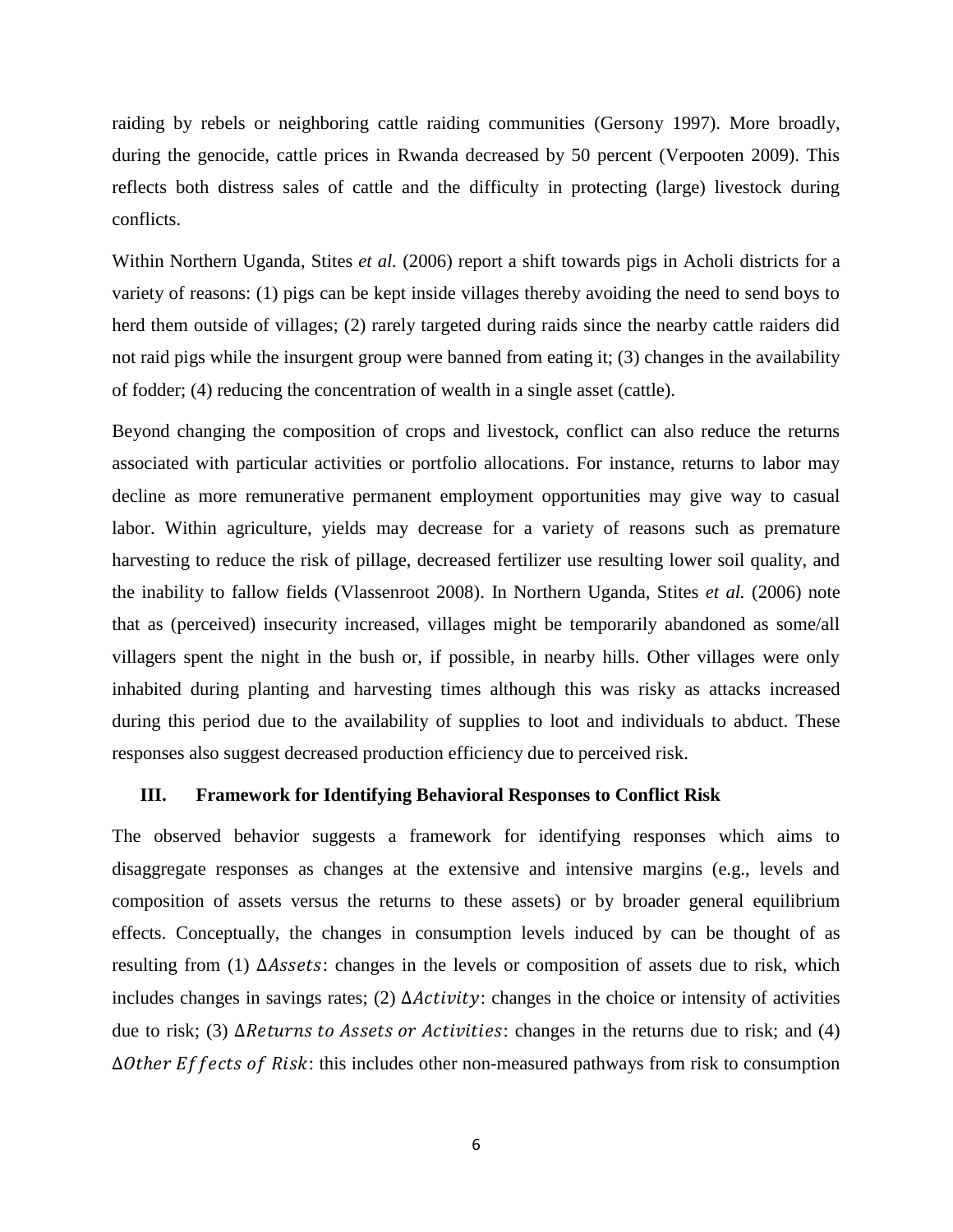raiding by rebels or neighboring cattle raiding communities (Gersony 1997). More broadly, during the genocide, cattle prices in Rwanda decreased by 50 percent (Verpooten 2009). This reflects both distress sales of cattle and the difficulty in protecting (large) livestock during conflicts.

Within Northern Uganda, Stites *et al.* (2006) report a shift towards pigs in Acholi districts for a variety of reasons: (1) pigs can be kept inside villages thereby avoiding the need to send boys to herd them outside of villages; (2) rarely targeted during raids since the nearby cattle raiders did not raid pigs while the insurgent group were banned from eating it; (3) changes in the availability of fodder; (4) reducing the concentration of wealth in a single asset (cattle).

Beyond changing the composition of crops and livestock, conflict can also reduce the returns associated with particular activities or portfolio allocations. For instance, returns to labor may decline as more remunerative permanent employment opportunities may give way to casual labor. Within agriculture, yields may decrease for a variety of reasons such as premature harvesting to reduce the risk of pillage, decreased fertilizer use resulting lower soil quality, and the inability to fallow fields (Vlassenroot 2008). In Northern Uganda, Stites *et al.* (2006) note that as (perceived) insecurity increased, villages might be temporarily abandoned as some/all villagers spent the night in the bush or, if possible, in nearby hills. Other villages were only inhabited during planting and harvesting times although this was risky as attacks increased during this period due to the availability of supplies to loot and individuals to abduct. These responses also suggest decreased production efficiency due to perceived risk.

## III. Framework for Identifying Behavioral Responses to Conflict Risk

The observed behavior suggests a framework for identifying responses which aims to disaggregate responses as changes at the extensive and intensive margins (e.g., levels and composition of assets versus the returns to these assets) or by broader general equilibrium effects. Conceptually, the changes in consumption levels induced by can be thought of as resulting from (1) $\Delta Assets$: changes in the levels or composition of assets due to risk, which includes changes in savings rates; (2) $\Delta Activity$: changes in the choice or intensity of activities due to risk; (3) $\Delta Returns\ to\ Assets\ or\ Activities$: changes in the returns due to risk; and (4) $\Delta Other\ Effects\ of\ Risk$: this includes other non-measured pathways from risk to consumption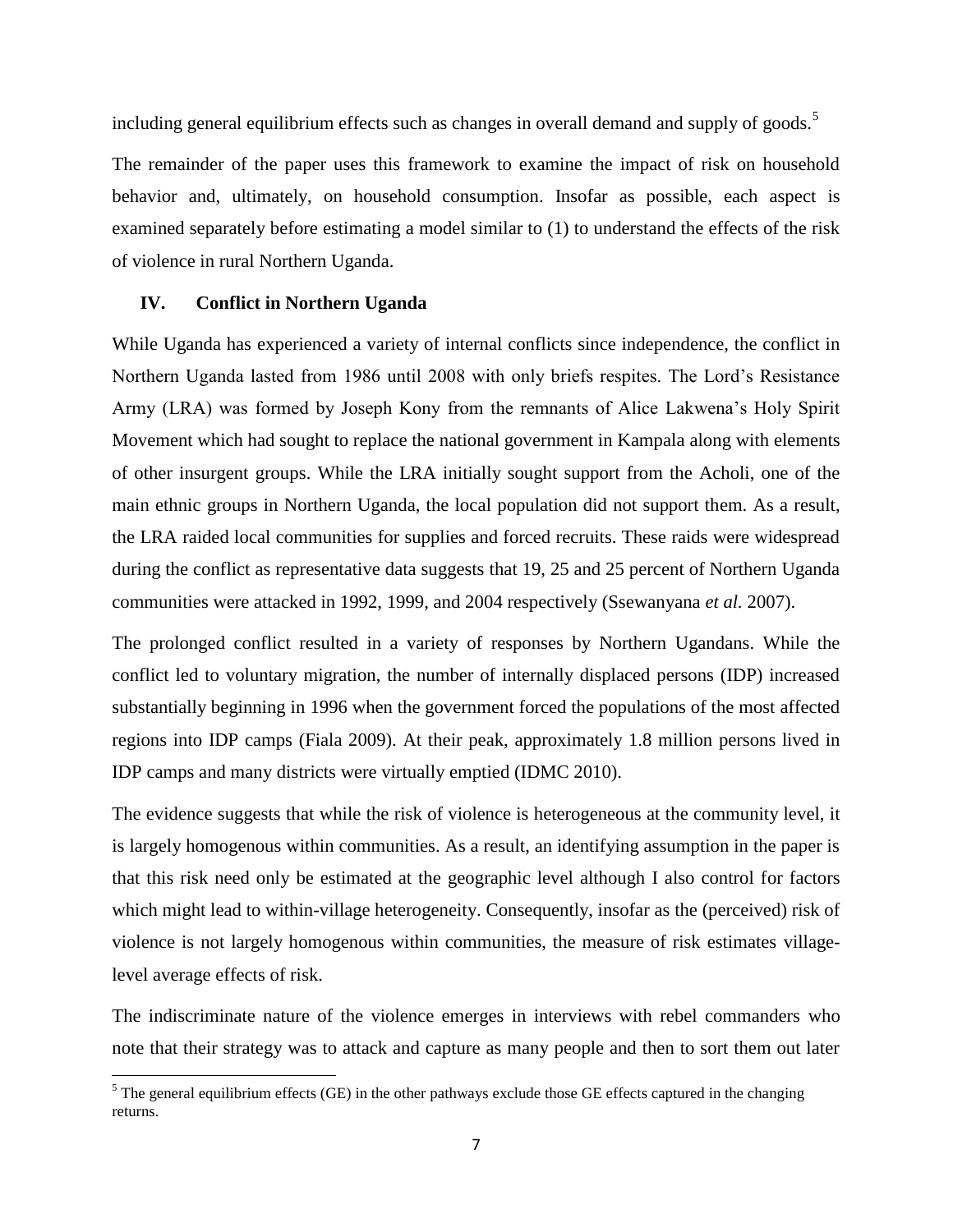including general equilibrium effects such as changes in overall demand and supply of goods.[5]

The remainder of the paper uses this framework to examine the impact of risk on household behavior and, ultimately, on household consumption. Insofar as possible, each aspect is examined separately before estimating a model similar to (1) to understand the effects of the risk of violence in rural Northern Uganda.

## IV. Conflict in Northern Uganda

While Uganda has experienced a variety of internal conflicts since independence, the conflict in Northern Uganda lasted from 1986 until 2008 with only briefs respites. The Lord's Resistance Army (LRA) was formed by Joseph Kony from the remnants of Alice Lakwena's Holy Spirit Movement which had sought to replace the national government in Kampala along with elements of other insurgent groups. While the LRA initially sought support from the Acholi, one of the main ethnic groups in Northern Uganda, the local population did not support them. As a result, the LRA raided local communities for supplies and forced recruits. These raids were widespread during the conflict as representative data suggests that 19, 25 and 25 percent of Northern Uganda communities were attacked in 1992, 1999, and 2004 respectively (Ssewanyana *et al.* 2007).

The prolonged conflict resulted in a variety of responses by Northern Ugandans. While the conflict led to voluntary migration, the number of internally displaced persons (IDP) increased substantially beginning in 1996 when the government forced the populations of the most affected regions into IDP camps (Fiala 2009). At their peak, approximately 1.8 million persons lived in IDP camps and many districts were virtually emptied (IDMC 2010).

The evidence suggests that while the risk of violence is heterogeneous at the community level, it is largely homogenous within communities. As a result, an identifying assumption in the paper is that this risk need only be estimated at the geographic level although I also control for factors which might lead to within-village heterogeneity. Consequently, insofar as the (perceived) risk of violence is not largely homogenous within communities, the measure of risk estimates village-level average effects of risk.

The indiscriminate nature of the violence emerges in interviews with rebel commanders who note that their strategy was to attack and capture as many people and then to sort them out later

[5] The general equilibrium effects (GE) in the other pathways exclude those GE effects captured in the changing returns.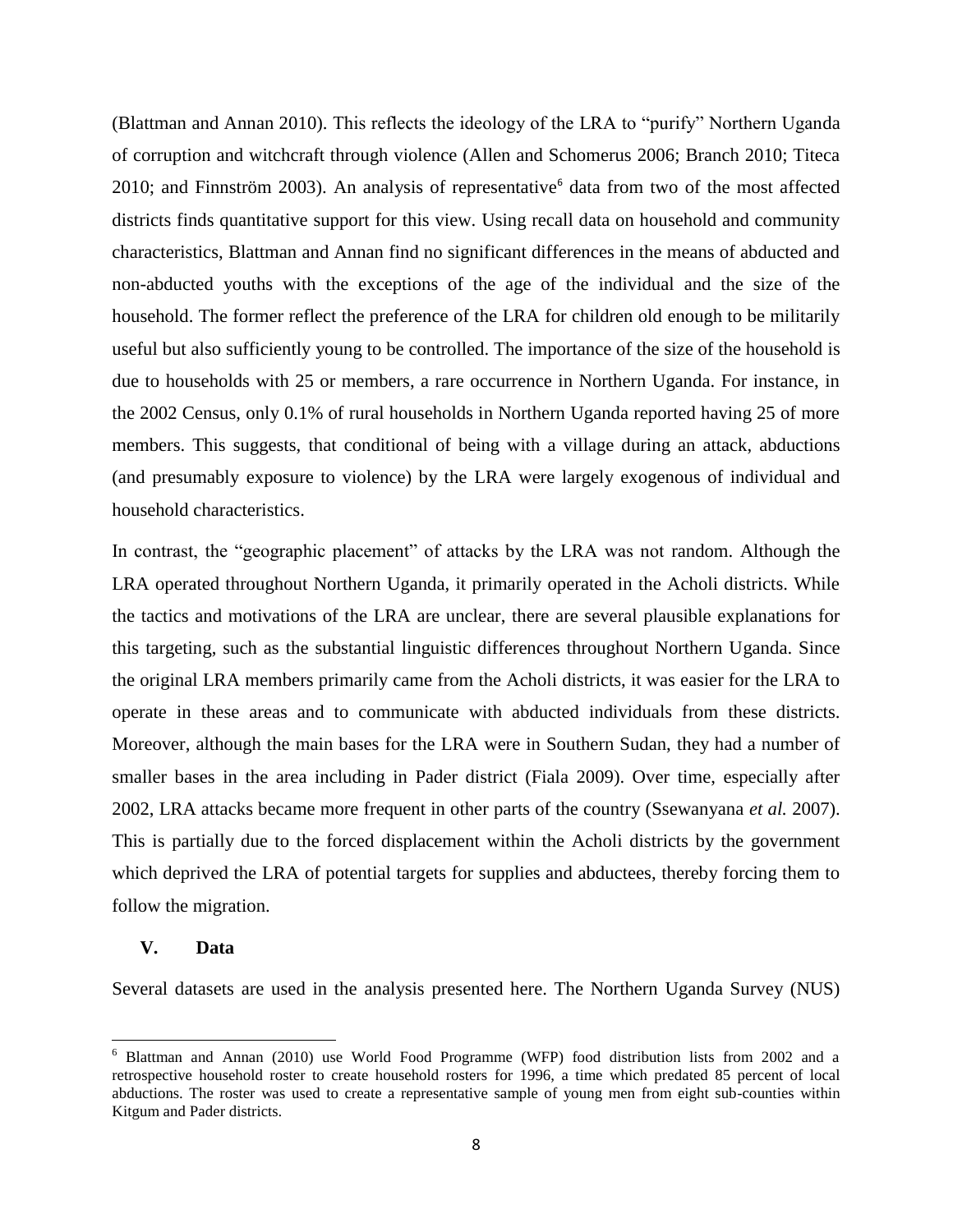(Blattman and Annan 2010). This reflects the ideology of the LRA to "purify" Northern Uganda of corruption and witchcraft through violence (Allen and Schomerus 2006; Branch 2010; Titeca 2010; and Finnström 2003). An analysis of representative[6] data from two of the most affected districts finds quantitative support for this view. Using recall data on household and community characteristics, Blattman and Annan find no significant differences in the means of abducted and non-abducted youths with the exceptions of the age of the individual and the size of the household. The former reflect the preference of the LRA for children old enough to be militarily useful but also sufficiently young to be controlled. The importance of the size of the household is due to households with 25 or members, a rare occurrence in Northern Uganda. For instance, in the 2002 Census, only 0.1% of rural households in Northern Uganda reported having 25 of more members. This suggests, that conditional of being with a village during an attack, abductions (and presumably exposure to violence) by the LRA were largely exogenous of individual and household characteristics.

In contrast, the "geographic placement" of attacks by the LRA was not random. Although the LRA operated throughout Northern Uganda, it primarily operated in the Acholi districts. While the tactics and motivations of the LRA are unclear, there are several plausible explanations for this targeting, such as the substantial linguistic differences throughout Northern Uganda. Since the original LRA members primarily came from the Acholi districts, it was easier for the LRA to operate in these areas and to communicate with abducted individuals from these districts. Moreover, although the main bases for the LRA were in Southern Sudan, they had a number of smaller bases in the area including in Pader district (Fiala 2009). Over time, especially after 2002, LRA attacks became more frequent in other parts of the country (Ssewanyana *et al.* 2007). This is partially due to the forced displacement within the Acholi districts by the government which deprived the LRA of potential targets for supplies and abductees, thereby forcing them to follow the migration.

## V. Data

Several datasets are used in the analysis presented here. The Northern Uganda Survey (NUS)

[6] Blattman and Annan (2010) use World Food Programme (WFP) food distribution lists from 2002 and a retrospective household roster to create household rosters for 1996, a time which predated 85 percent of local abductions. The roster was used to create a representative sample of young men from eight sub-counties within Kitgum and Pader districts.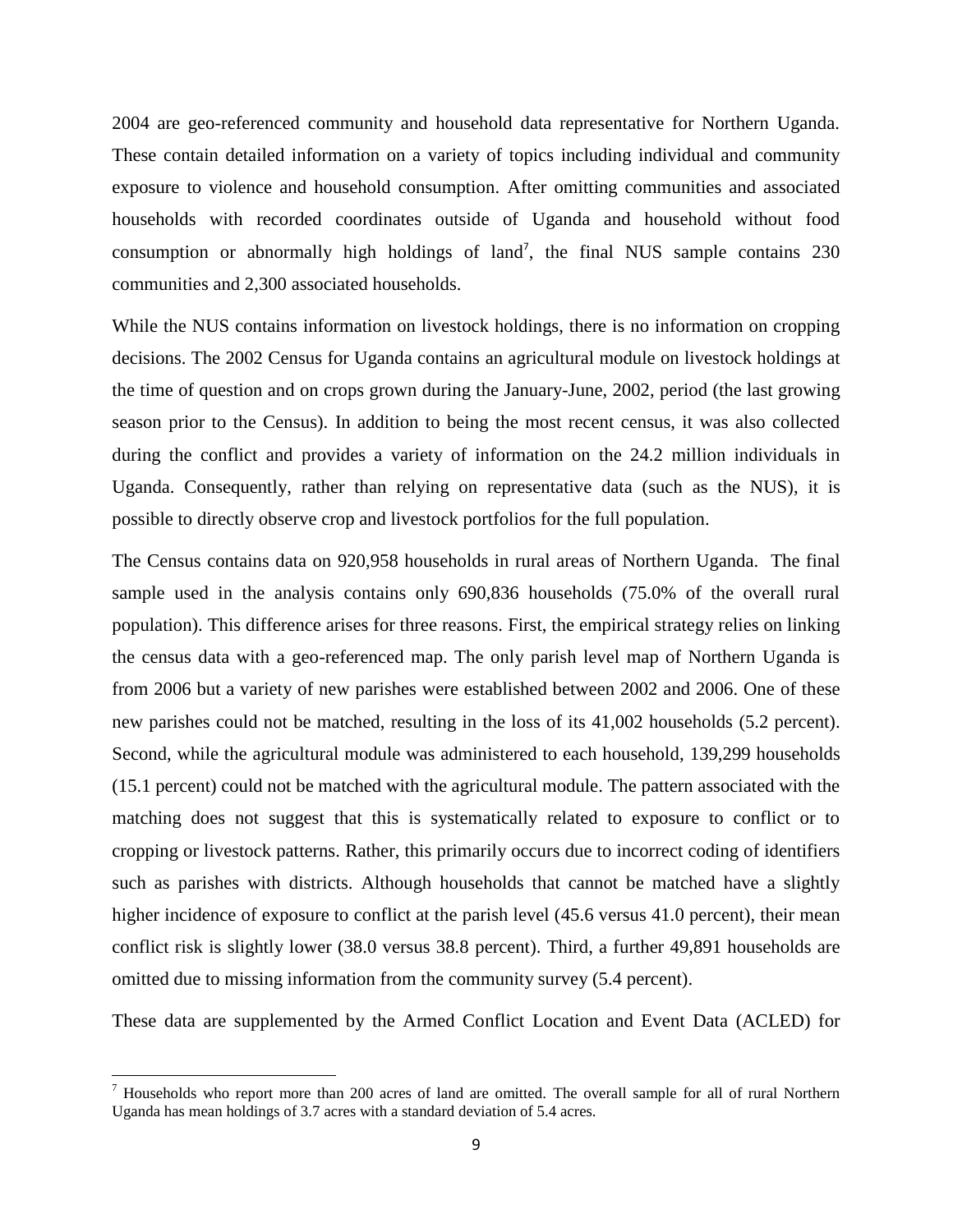2004 are geo-referenced community and household data representative for Northern Uganda. These contain detailed information on a variety of topics including individual and community exposure to violence and household consumption. After omitting communities and associated households with recorded coordinates outside of Uganda and household without food consumption or abnormally high holdings of land[7], the final NUS sample contains 230 communities and 2,300 associated households.

While the NUS contains information on livestock holdings, there is no information on cropping decisions. The 2002 Census for Uganda contains an agricultural module on livestock holdings at the time of question and on crops grown during the January-June, 2002, period (the last growing season prior to the Census). In addition to being the most recent census, it was also collected during the conflict and provides a variety of information on the 24.2 million individuals in Uganda. Consequently, rather than relying on representative data (such as the NUS), it is possible to directly observe crop and livestock portfolios for the full population.

The Census contains data on 920,958 households in rural areas of Northern Uganda. The final sample used in the analysis contains only 690,836 households (75.0% of the overall rural population). This difference arises for three reasons. First, the empirical strategy relies on linking the census data with a geo-referenced map. The only parish level map of Northern Uganda is from 2006 but a variety of new parishes were established between 2002 and 2006. One of these new parishes could not be matched, resulting in the loss of its 41,002 households (5.2 percent). Second, while the agricultural module was administered to each household, 139,299 households (15.1 percent) could not be matched with the agricultural module. The pattern associated with the matching does not suggest that this is systematically related to exposure to conflict or to cropping or livestock patterns. Rather, this primarily occurs due to incorrect coding of identifiers such as parishes with districts. Although households that cannot be matched have a slightly higher incidence of exposure to conflict at the parish level (45.6 versus 41.0 percent), their mean conflict risk is slightly lower (38.0 versus 38.8 percent). Third, a further 49,891 households are omitted due to missing information from the community survey (5.4 percent).

These data are supplemented by the Armed Conflict Location and Event Data (ACLED) for

[7] Households who report more than 200 acres of land are omitted. The overall sample for all of rural Northern Uganda has mean holdings of 3.7 acres with a standard deviation of 5.4 acres.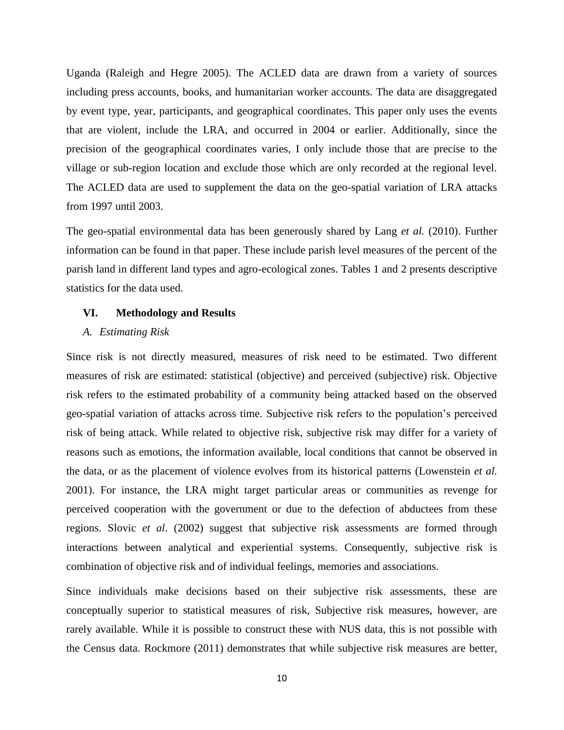Uganda (Raleigh and Hegre 2005). The ACLED data are drawn from a variety of sources including press accounts, books, and humanitarian worker accounts. The data are disaggregated by event type, year, participants, and geographical coordinates. This paper only uses the events that are violent, include the LRA, and occurred in 2004 or earlier. Additionally, since the precision of the geographical coordinates varies, I only include those that are precise to the village or sub-region location and exclude those which are only recorded at the regional level. The ACLED data are used to supplement the data on the geo-spatial variation of LRA attacks from 1997 until 2003.

The geo-spatial environmental data has been generously shared by Lang *et al.* (2010). Further information can be found in that paper. These include parish level measures of the percent of the parish land in different land types and agro-ecological zones. Tables 1 and 2 presents descriptive statistics for the data used.

## VI. Methodology and Results

### *A. Estimating Risk*

Since risk is not directly measured, measures of risk need to be estimated. Two different measures of risk are estimated: statistical (objective) and perceived (subjective) risk. Objective risk refers to the estimated probability of a community being attacked based on the observed geo-spatial variation of attacks across time. Subjective risk refers to the population's perceived risk of being attack. While related to objective risk, subjective risk may differ for a variety of reasons such as emotions, the information available, local conditions that cannot be observed in the data, or as the placement of violence evolves from its historical patterns (Lowenstein *et al.* 2001). For instance, the LRA might target particular areas or communities as revenge for perceived cooperation with the government or due to the defection of abductees from these regions. Slovic *et al*. (2002) suggest that subjective risk assessments are formed through interactions between analytical and experiential systems. Consequently, subjective risk is combination of objective risk and of individual feelings, memories and associations.

Since individuals make decisions based on their subjective risk assessments, these are conceptually superior to statistical measures of risk, Subjective risk measures, however, are rarely available. While it is possible to construct these with NUS data, this is not possible with the Census data. Rockmore (2011) demonstrates that while subjective risk measures are better,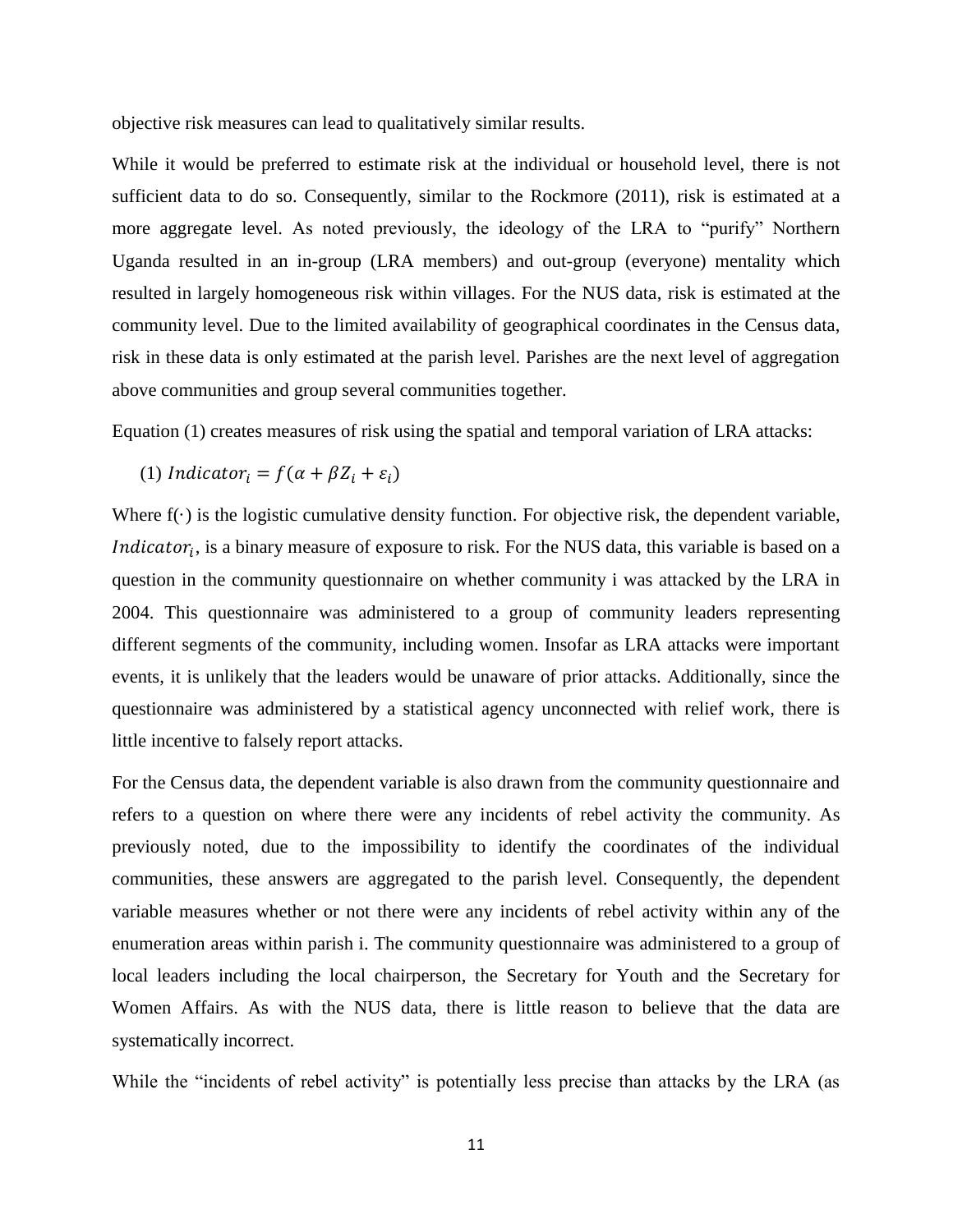objective risk measures can lead to qualitatively similar results.

While it would be preferred to estimate risk at the individual or household level, there is not sufficient data to do so. Consequently, similar to the Rockmore (2011), risk is estimated at a more aggregate level. As noted previously, the ideology of the LRA to "purify" Northern Uganda resulted in an in-group (LRA members) and out-group (everyone) mentality which resulted in largely homogeneous risk within villages. For the NUS data, risk is estimated at the community level. Due to the limited availability of geographical coordinates in the Census data, risk in these data is only estimated at the parish level. Parishes are the next level of aggregation above communities and group several communities together.

Equation (1) creates measures of risk using the spatial and temporal variation of LRA attacks:

$$(1)\ Indicator_i = f(\alpha + \beta Z_i + \varepsilon_i)$$

Where f(·) is the logistic cumulative density function. For objective risk, the dependent variable, $Indicator_i$, is a binary measure of exposure to risk. For the NUS data, this variable is based on a question in the community questionnaire on whether community i was attacked by the LRA in 2004. This questionnaire was administered to a group of community leaders representing different segments of the community, including women. Insofar as LRA attacks were important events, it is unlikely that the leaders would be unaware of prior attacks. Additionally, since the questionnaire was administered by a statistical agency unconnected with relief work, there is little incentive to falsely report attacks.

For the Census data, the dependent variable is also drawn from the community questionnaire and refers to a question on where there were any incidents of rebel activity the community. As previously noted, due to the impossibility to identify the coordinates of the individual communities, these answers are aggregated to the parish level. Consequently, the dependent variable measures whether or not there were any incidents of rebel activity within any of the enumeration areas within parish i. The community questionnaire was administered to a group of local leaders including the local chairperson, the Secretary for Youth and the Secretary for Women Affairs. As with the NUS data, there is little reason to believe that the data are systematically incorrect.

While the "incidents of rebel activity" is potentially less precise than attacks by the LRA (as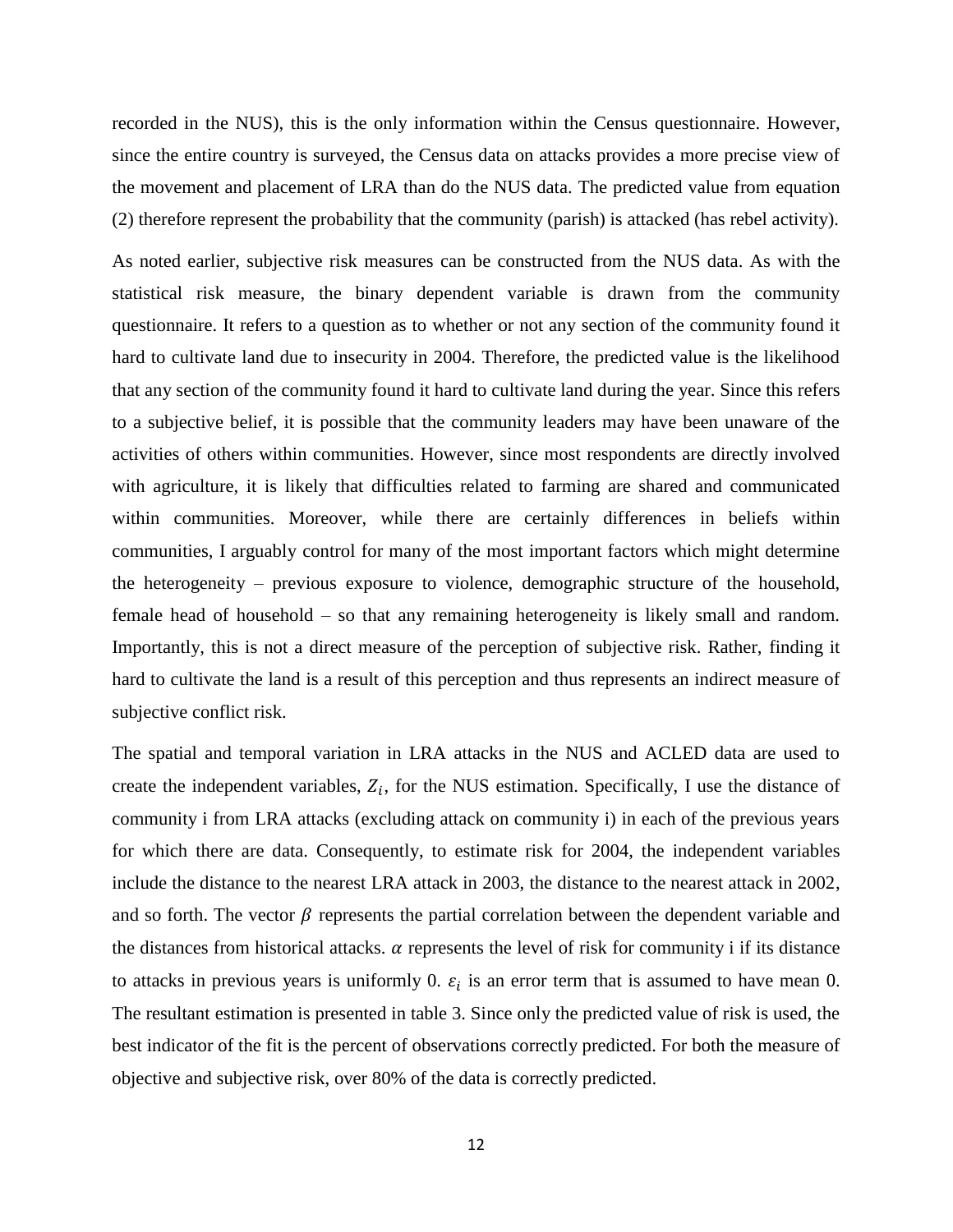recorded in the NUS), this is the only information within the Census questionnaire. However, since the entire country is surveyed, the Census data on attacks provides a more precise view of the movement and placement of LRA than do the NUS data. The predicted value from equation (2) therefore represent the probability that the community (parish) is attacked (has rebel activity).

As noted earlier, subjective risk measures can be constructed from the NUS data. As with the statistical risk measure, the binary dependent variable is drawn from the community questionnaire. It refers to a question as to whether or not any section of the community found it hard to cultivate land due to insecurity in 2004. Therefore, the predicted value is the likelihood that any section of the community found it hard to cultivate land during the year. Since this refers to a subjective belief, it is possible that the community leaders may have been unaware of the activities of others within communities. However, since most respondents are directly involved with agriculture, it is likely that difficulties related to farming are shared and communicated within communities. Moreover, while there are certainly differences in beliefs within communities, I arguably control for many of the most important factors which might determine the heterogeneity – previous exposure to violence, demographic structure of the household, female head of household – so that any remaining heterogeneity is likely small and random. Importantly, this is not a direct measure of the perception of subjective risk. Rather, finding it hard to cultivate the land is a result of this perception and thus represents an indirect measure of subjective conflict risk.

The spatial and temporal variation in LRA attacks in the NUS and ACLED data are used to create the independent variables, $Z_i$, for the NUS estimation. Specifically, I use the distance of community i from LRA attacks (excluding attack on community i) in each of the previous years for which there are data. Consequently, to estimate risk for 2004, the independent variables include the distance to the nearest LRA attack in 2003, the distance to the nearest attack in 2002, and so forth. The vector $\beta$ represents the partial correlation between the dependent variable and the distances from historical attacks. $\alpha$ represents the level of risk for community i if its distance to attacks in previous years is uniformly 0. $\varepsilon_i$ is an error term that is assumed to have mean 0. The resultant estimation is presented in table 3. Since only the predicted value of risk is used, the best indicator of the fit is the percent of observations correctly predicted. For both the measure of objective and subjective risk, over 80% of the data is correctly predicted.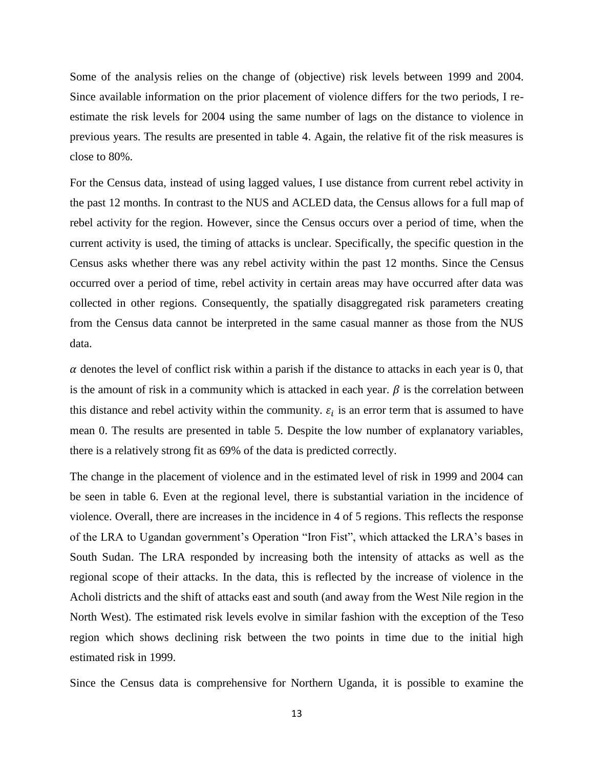Some of the analysis relies on the change of (objective) risk levels between 1999 and 2004. Since available information on the prior placement of violence differs for the two periods, I re-estimate the risk levels for 2004 using the same number of lags on the distance to violence in previous years. The results are presented in table 4. Again, the relative fit of the risk measures is close to 80%.

For the Census data, instead of using lagged values, I use distance from current rebel activity in the past 12 months. In contrast to the NUS and ACLED data, the Census allows for a full map of rebel activity for the region. However, since the Census occurs over a period of time, when the current activity is used, the timing of attacks is unclear. Specifically, the specific question in the Census asks whether there was any rebel activity within the past 12 months. Since the Census occurred over a period of time, rebel activity in certain areas may have occurred after data was collected in other regions. Consequently, the spatially disaggregated risk parameters creating from the Census data cannot be interpreted in the same casual manner as those from the NUS data.

$\alpha$ denotes the level of conflict risk within a parish if the distance to attacks in each year is 0, that is the amount of risk in a community which is attacked in each year. $\beta$ is the correlation between this distance and rebel activity within the community. $\varepsilon_i$ is an error term that is assumed to have mean 0. The results are presented in table 5. Despite the low number of explanatory variables, there is a relatively strong fit as 69% of the data is predicted correctly.

The change in the placement of violence and in the estimated level of risk in 1999 and 2004 can be seen in table 6. Even at the regional level, there is substantial variation in the incidence of violence. Overall, there are increases in the incidence in 4 of 5 regions. This reflects the response of the LRA to Ugandan government's Operation "Iron Fist", which attacked the LRA's bases in South Sudan. The LRA responded by increasing both the intensity of attacks as well as the regional scope of their attacks. In the data, this is reflected by the increase of violence in the Acholi districts and the shift of attacks east and south (and away from the West Nile region in the North West). The estimated risk levels evolve in similar fashion with the exception of the Teso region which shows declining risk between the two points in time due to the initial high estimated risk in 1999.

Since the Census data is comprehensive for Northern Uganda, it is possible to examine the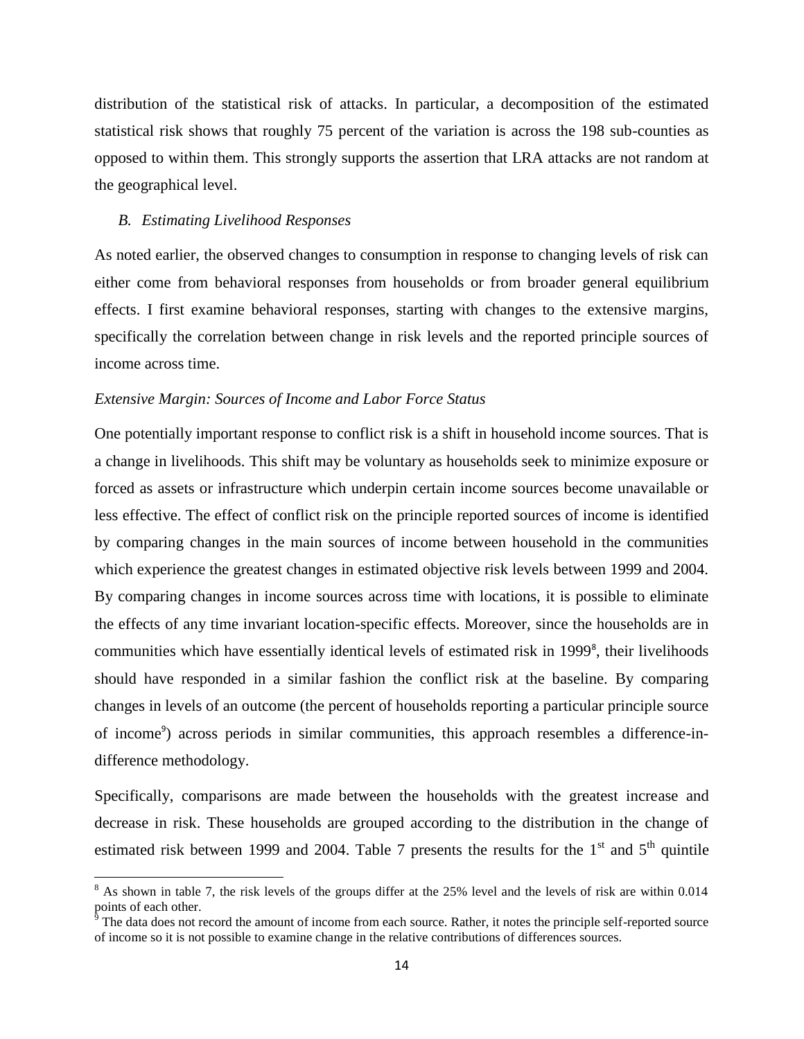distribution of the statistical risk of attacks. In particular, a decomposition of the estimated statistical risk shows that roughly 75 percent of the variation is across the 198 sub-counties as opposed to within them. This strongly supports the assertion that LRA attacks are not random at the geographical level.

### *B. Estimating Livelihood Responses*

As noted earlier, the observed changes to consumption in response to changing levels of risk can either come from behavioral responses from households or from broader general equilibrium effects. I first examine behavioral responses, starting with changes to the extensive margins, specifically the correlation between change in risk levels and the reported principle sources of income across time.

#### *Extensive Margin: Sources of Income and Labor Force Status*

One potentially important response to conflict risk is a shift in household income sources. That is a change in livelihoods. This shift may be voluntary as households seek to minimize exposure or forced as assets or infrastructure which underpin certain income sources become unavailable or less effective. The effect of conflict risk on the principle reported sources of income is identified by comparing changes in the main sources of income between household in the communities which experience the greatest changes in estimated objective risk levels between 1999 and 2004. By comparing changes in income sources across time with locations, it is possible to eliminate the effects of any time invariant location-specific effects. Moreover, since the households are in communities which have essentially identical levels of estimated risk in 1999[8], their livelihoods should have responded in a similar fashion the conflict risk at the baseline. By comparing changes in levels of an outcome (the percent of households reporting a particular principle source of income[9]) across periods in similar communities, this approach resembles a difference-in-difference methodology.

Specifically, comparisons are made between the households with the greatest increase and decrease in risk. These households are grouped according to the distribution in the change of estimated risk between 1999 and 2004. Table 7 presents the results for the 1st and 5th quintile

[8] As shown in table 7, the risk levels of the groups differ at the 25% level and the levels of risk are within 0.014 points of each other.

[9] The data does not record the amount of income from each source. Rather, it notes the principle self-reported source of income so it is not possible to examine change in the relative contributions of differences sources.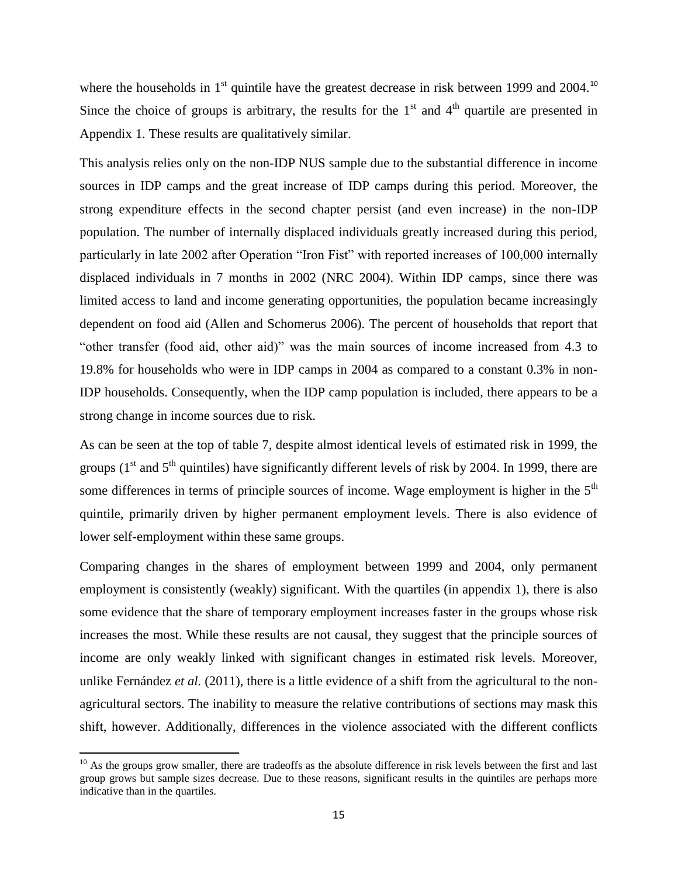where the households in 1st quintile have the greatest decrease in risk between 1999 and 2004.[10] Since the choice of groups is arbitrary, the results for the 1st and 4th quartile are presented in Appendix 1. These results are qualitatively similar.

This analysis relies only on the non-IDP NUS sample due to the substantial difference in income sources in IDP camps and the great increase of IDP camps during this period. Moreover, the strong expenditure effects in the second chapter persist (and even increase) in the non-IDP population. The number of internally displaced individuals greatly increased during this period, particularly in late 2002 after Operation "Iron Fist" with reported increases of 100,000 internally displaced individuals in 7 months in 2002 (NRC 2004). Within IDP camps, since there was limited access to land and income generating opportunities, the population became increasingly dependent on food aid (Allen and Schomerus 2006). The percent of households that report that "other transfer (food aid, other aid)" was the main sources of income increased from 4.3 to 19.8% for households who were in IDP camps in 2004 as compared to a constant 0.3% in non-IDP households. Consequently, when the IDP camp population is included, there appears to be a strong change in income sources due to risk.

As can be seen at the top of table 7, despite almost identical levels of estimated risk in 1999, the groups (1st and 5th quintiles) have significantly different levels of risk by 2004. In 1999, there are some differences in terms of principle sources of income. Wage employment is higher in the 5th quintile, primarily driven by higher permanent employment levels. There is also evidence of lower self-employment within these same groups.

Comparing changes in the shares of employment between 1999 and 2004, only permanent employment is consistently (weakly) significant. With the quartiles (in appendix 1), there is also some evidence that the share of temporary employment increases faster in the groups whose risk increases the most. While these results are not causal, they suggest that the principle sources of income are only weakly linked with significant changes in estimated risk levels. Moreover, unlike Fernández *et al.* (2011), there is a little evidence of a shift from the agricultural to the non-agricultural sectors. The inability to measure the relative contributions of sections may mask this shift, however. Additionally, differences in the violence associated with the different conflicts

[10] As the groups grow smaller, there are tradeoffs as the absolute difference in risk levels between the first and last group grows but sample sizes decrease. Due to these reasons, significant results in the quintiles are perhaps more indicative than in the quartiles.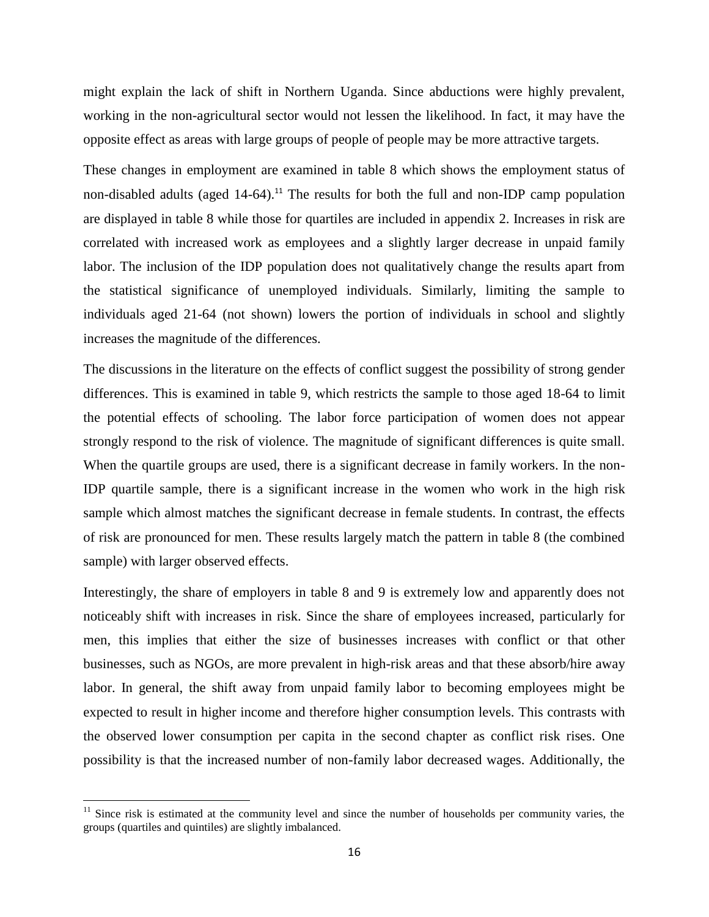might explain the lack of shift in Northern Uganda. Since abductions were highly prevalent, working in the non-agricultural sector would not lessen the likelihood. In fact, it may have the opposite effect as areas with large groups of people of people may be more attractive targets.

These changes in employment are examined in table 8 which shows the employment status of non-disabled adults (aged 14-64).[11] The results for both the full and non-IDP camp population are displayed in table 8 while those for quartiles are included in appendix 2. Increases in risk are correlated with increased work as employees and a slightly larger decrease in unpaid family labor. The inclusion of the IDP population does not qualitatively change the results apart from the statistical significance of unemployed individuals. Similarly, limiting the sample to individuals aged 21-64 (not shown) lowers the portion of individuals in school and slightly increases the magnitude of the differences.

The discussions in the literature on the effects of conflict suggest the possibility of strong gender differences. This is examined in table 9, which restricts the sample to those aged 18-64 to limit the potential effects of schooling. The labor force participation of women does not appear strongly respond to the risk of violence. The magnitude of significant differences is quite small. When the quartile groups are used, there is a significant decrease in family workers. In the non-IDP quartile sample, there is a significant increase in the women who work in the high risk sample which almost matches the significant decrease in female students. In contrast, the effects of risk are pronounced for men. These results largely match the pattern in table 8 (the combined sample) with larger observed effects.

Interestingly, the share of employers in table 8 and 9 is extremely low and apparently does not noticeably shift with increases in risk. Since the share of employees increased, particularly for men, this implies that either the size of businesses increases with conflict or that other businesses, such as NGOs, are more prevalent in high-risk areas and that these absorb/hire away labor. In general, the shift away from unpaid family labor to becoming employees might be expected to result in higher income and therefore higher consumption levels. This contrasts with the observed lower consumption per capita in the second chapter as conflict risk rises. One possibility is that the increased number of non-family labor decreased wages. Additionally, the

[11] Since risk is estimated at the community level and since the number of households per community varies, the groups (quartiles and quintiles) are slightly imbalanced.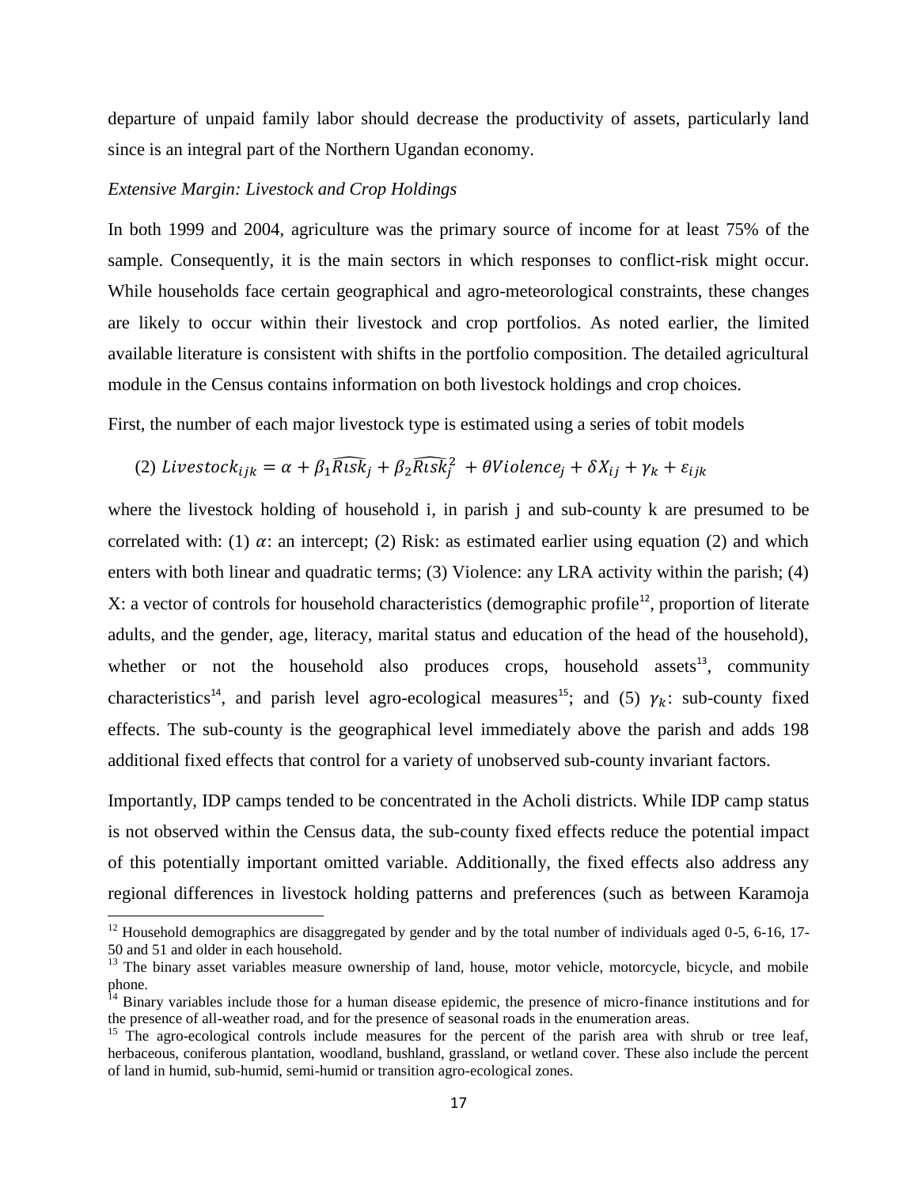departure of unpaid family labor should decrease the productivity of assets, particularly land since is an integral part of the Northern Ugandan economy.

*Extensive Margin: Livestock and Crop Holdings*

In both 1999 and 2004, agriculture was the primary source of income for at least 75% of the sample. Consequently, it is the main sectors in which responses to conflict-risk might occur. While households face certain geographical and agro-meteorological constraints, these changes are likely to occur within their livestock and crop portfolios. As noted earlier, the limited available literature is consistent with shifts in the portfolio composition. The detailed agricultural module in the Census contains information on both livestock holdings and crop choices.

First, the number of each major livestock type is estimated using a series of tobit models

$$(2)\ Livestock_{ijk} = \alpha + \beta_1 \widehat{Risk}_j + \beta_2 \widehat{Risk}_j^2 + \theta Violence_j + \delta X_{ij} + \gamma_k + \varepsilon_{ijk}$$

where the livestock holding of household i, in parish j and sub-county k are presumed to be correlated with: (1) $\alpha$: an intercept; (2) Risk: as estimated earlier using equation (2) and which enters with both linear and quadratic terms; (3) Violence: any LRA activity within the parish; (4) X: a vector of controls for household characteristics (demographic profile[12], proportion of literate adults, and the gender, age, literacy, marital status and education of the head of the household), whether or not the household also produces crops, household assets[13], community characteristics[14], and parish level agro-ecological measures[15]; and (5) $\gamma_k$: sub-county fixed effects. The sub-county is the geographical level immediately above the parish and adds 198 additional fixed effects that control for a variety of unobserved sub-county invariant factors.

Importantly, IDP camps tended to be concentrated in the Acholi districts. While IDP camp status is not observed within the Census data, the sub-county fixed effects reduce the potential impact of this potentially important omitted variable. Additionally, the fixed effects also address any regional differences in livestock holding patterns and preferences (such as between Karamoja

[12] Household demographics are disaggregated by gender and by the total number of individuals aged 0-5, 6-16, 17-50 and 51 and older in each household.

[13] The binary asset variables measure ownership of land, house, motor vehicle, motorcycle, bicycle, and mobile phone.

[14] Binary variables include those for a human disease epidemic, the presence of micro-finance institutions and for the presence of all-weather road, and for the presence of seasonal roads in the enumeration areas.

[15] The agro-ecological controls include measures for the percent of the parish area with shrub or tree leaf, herbaceous, coniferous plantation, woodland, bushland, grassland, or wetland cover. These also include the percent of land in humid, sub-humid, semi-humid or transition agro-ecological zones.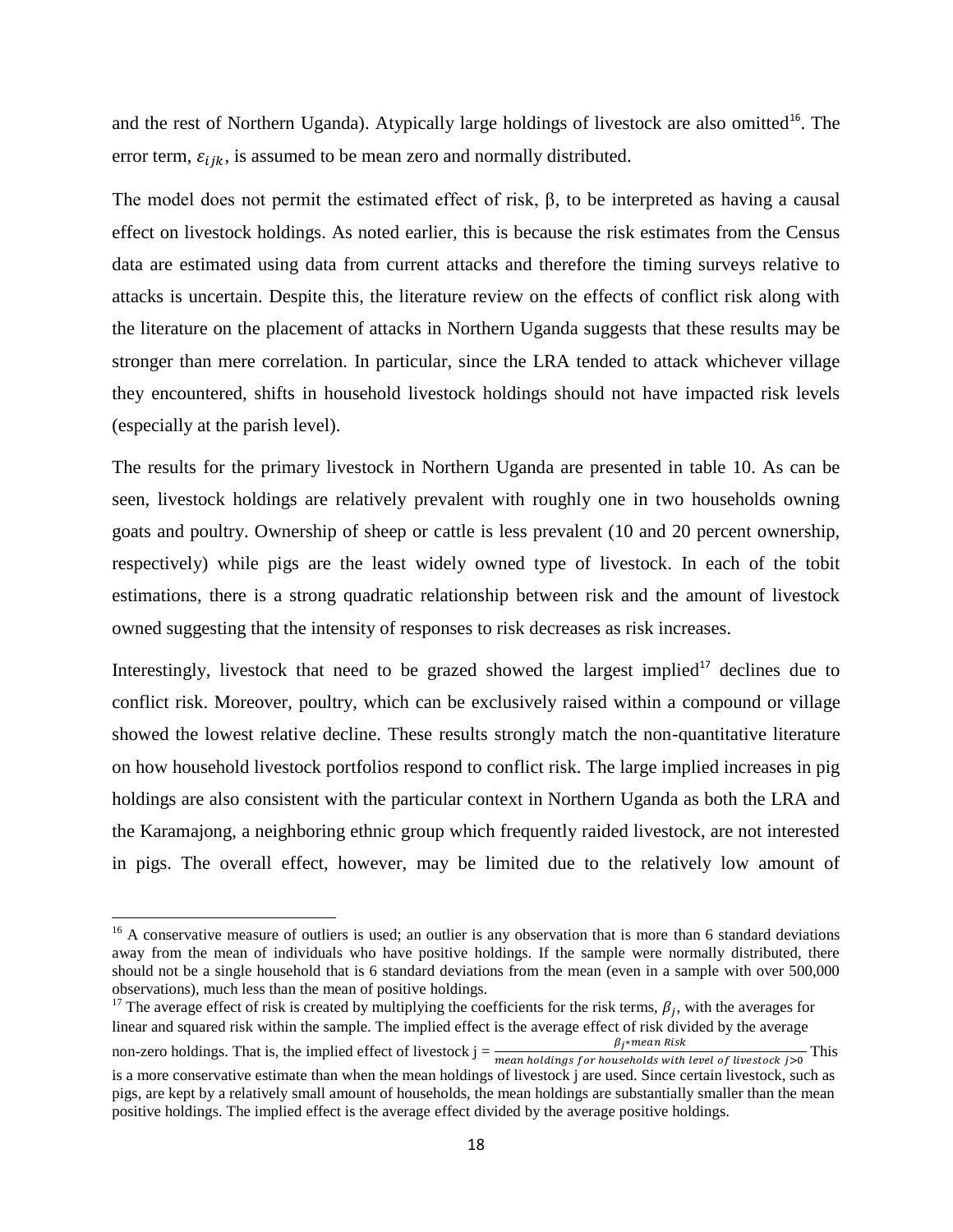and the rest of Northern Uganda). Atypically large holdings of livestock are also omitted[16]. The error term, $\varepsilon_{ijk}$, is assumed to be mean zero and normally distributed.

The model does not permit the estimated effect of risk, β, to be interpreted as having a causal effect on livestock holdings. As noted earlier, this is because the risk estimates from the Census data are estimated using data from current attacks and therefore the timing surveys relative to attacks is uncertain. Despite this, the literature review on the effects of conflict risk along with the literature on the placement of attacks in Northern Uganda suggests that these results may be stronger than mere correlation. In particular, since the LRA tended to attack whichever village they encountered, shifts in household livestock holdings should not have impacted risk levels (especially at the parish level).

The results for the primary livestock in Northern Uganda are presented in table 10. As can be seen, livestock holdings are relatively prevalent with roughly one in two households owning goats and poultry. Ownership of sheep or cattle is less prevalent (10 and 20 percent ownership, respectively) while pigs are the least widely owned type of livestock. In each of the tobit estimations, there is a strong quadratic relationship between risk and the amount of livestock owned suggesting that the intensity of responses to risk decreases as risk increases.

Interestingly, livestock that need to be grazed showed the largest implied[17] declines due to conflict risk. Moreover, poultry, which can be exclusively raised within a compound or village showed the lowest relative decline. These results strongly match the non-quantitative literature on how household livestock portfolios respond to conflict risk. The large implied increases in pig holdings are also consistent with the particular context in Northern Uganda as both the LRA and the Karamajong, a neighboring ethnic group which frequently raided livestock, are not interested in pigs. The overall effect, however, may be limited due to the relatively low amount of

---

[16] A conservative measure of outliers is used; an outlier is any observation that is more than 6 standard deviations away from the mean of individuals who have positive holdings. If the sample were normally distributed, there should not be a single household that is 6 standard deviations from the mean (even in a sample with over 500,000 observations), much less than the mean of positive holdings.

[17] The average effect of risk is created by multiplying the coefficients for the risk terms, $\beta_j$, with the averages for linear and squared risk within the sample. The implied effect is the average effect of risk divided by the average non-zero holdings. That is, the implied effect of livestock j = $\frac{\beta_j * mean\ Risk}{mean\ holdings\ for\ households\ with\ level\ of\ livestock\ j>0}$ This is a more conservative estimate than when the mean holdings of livestock j are used. Since certain livestock, such as pigs, are kept by a relatively small amount of households, the mean holdings are substantially smaller than the mean positive holdings. The implied effect is the average effect divided by the average positive holdings.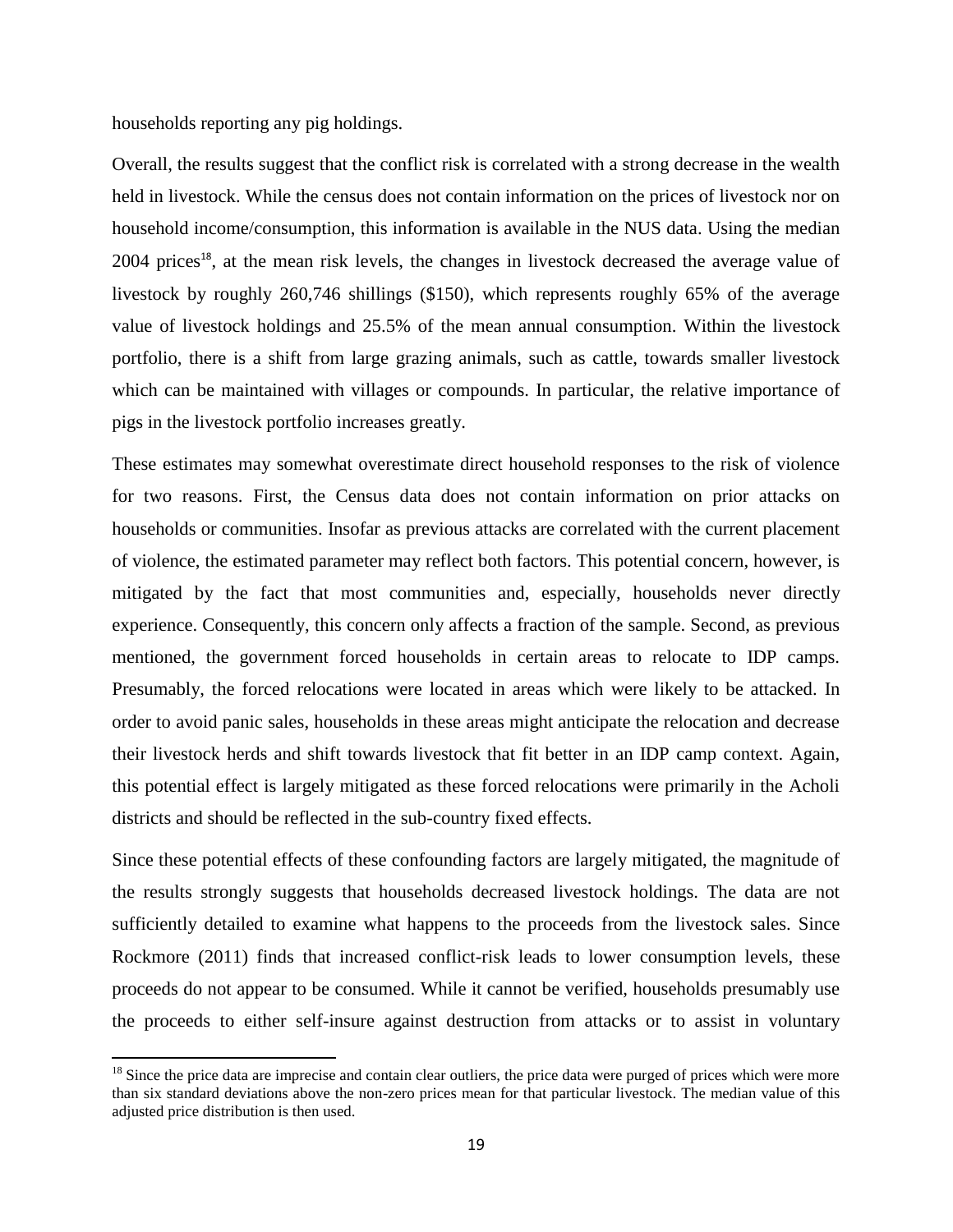households reporting any pig holdings.

Overall, the results suggest that the conflict risk is correlated with a strong decrease in the wealth held in livestock. While the census does not contain information on the prices of livestock nor on household income/consumption, this information is available in the NUS data. Using the median 2004 prices[18], at the mean risk levels, the changes in livestock decreased the average value of livestock by roughly 260,746 shillings (\$150), which represents roughly 65% of the average value of livestock holdings and 25.5% of the mean annual consumption. Within the livestock portfolio, there is a shift from large grazing animals, such as cattle, towards smaller livestock which can be maintained with villages or compounds. In particular, the relative importance of pigs in the livestock portfolio increases greatly.

These estimates may somewhat overestimate direct household responses to the risk of violence for two reasons. First, the Census data does not contain information on prior attacks on households or communities. Insofar as previous attacks are correlated with the current placement of violence, the estimated parameter may reflect both factors. This potential concern, however, is mitigated by the fact that most communities and, especially, households never directly experience. Consequently, this concern only affects a fraction of the sample. Second, as previous mentioned, the government forced households in certain areas to relocate to IDP camps. Presumably, the forced relocations were located in areas which were likely to be attacked. In order to avoid panic sales, households in these areas might anticipate the relocation and decrease their livestock herds and shift towards livestock that fit better in an IDP camp context. Again, this potential effect is largely mitigated as these forced relocations were primarily in the Acholi districts and should be reflected in the sub-country fixed effects.

Since these potential effects of these confounding factors are largely mitigated, the magnitude of the results strongly suggests that households decreased livestock holdings. The data are not sufficiently detailed to examine what happens to the proceeds from the livestock sales. Since Rockmore (2011) finds that increased conflict-risk leads to lower consumption levels, these proceeds do not appear to be consumed. While it cannot be verified, households presumably use the proceeds to either self-insure against destruction from attacks or to assist in voluntary

[18] Since the price data are imprecise and contain clear outliers, the price data were purged of prices which were more than six standard deviations above the non-zero prices mean for that particular livestock. The median value of this adjusted price distribution is then used.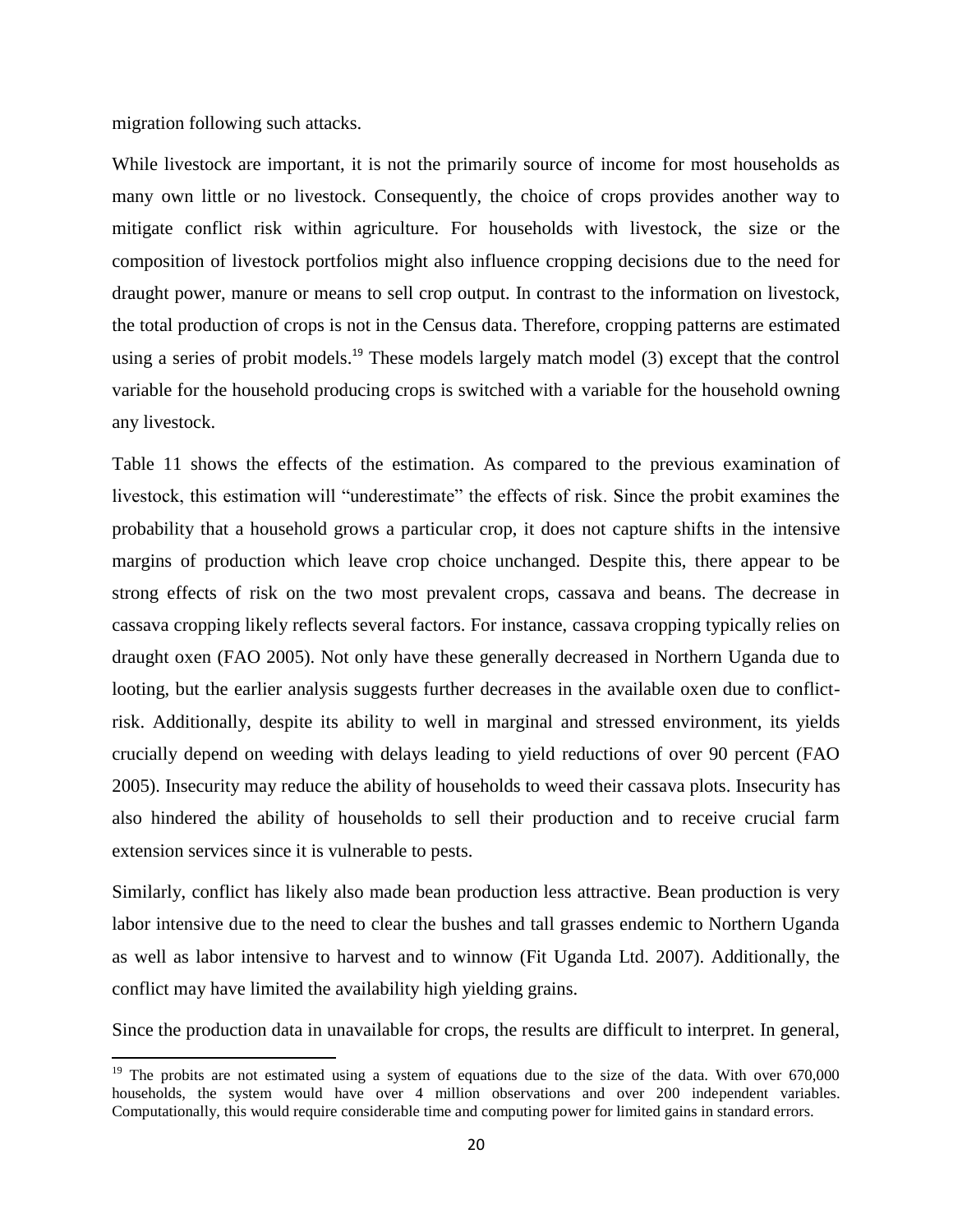migration following such attacks.

While livestock are important, it is not the primarily source of income for most households as many own little or no livestock. Consequently, the choice of crops provides another way to mitigate conflict risk within agriculture. For households with livestock, the size or the composition of livestock portfolios might also influence cropping decisions due to the need for draught power, manure or means to sell crop output. In contrast to the information on livestock, the total production of crops is not in the Census data. Therefore, cropping patterns are estimated using a series of probit models.[19] These models largely match model (3) except that the control variable for the household producing crops is switched with a variable for the household owning any livestock.

Table 11 shows the effects of the estimation. As compared to the previous examination of livestock, this estimation will "underestimate" the effects of risk. Since the probit examines the probability that a household grows a particular crop, it does not capture shifts in the intensive margins of production which leave crop choice unchanged. Despite this, there appear to be strong effects of risk on the two most prevalent crops, cassava and beans. The decrease in cassava cropping likely reflects several factors. For instance, cassava cropping typically relies on draught oxen (FAO 2005). Not only have these generally decreased in Northern Uganda due to looting, but the earlier analysis suggests further decreases in the available oxen due to conflict-risk. Additionally, despite its ability to well in marginal and stressed environment, its yields crucially depend on weeding with delays leading to yield reductions of over 90 percent (FAO 2005). Insecurity may reduce the ability of households to weed their cassava plots. Insecurity has also hindered the ability of households to sell their production and to receive crucial farm extension services since it is vulnerable to pests.

Similarly, conflict has likely also made bean production less attractive. Bean production is very labor intensive due to the need to clear the bushes and tall grasses endemic to Northern Uganda as well as labor intensive to harvest and to winnow (Fit Uganda Ltd. 2007). Additionally, the conflict may have limited the availability high yielding grains.

Since the production data in unavailable for crops, the results are difficult to interpret. In general,

[19] The probits are not estimated using a system of equations due to the size of the data. With over 670,000 households, the system would have over 4 million observations and over 200 independent variables. Computationally, this would require considerable time and computing power for limited gains in standard errors.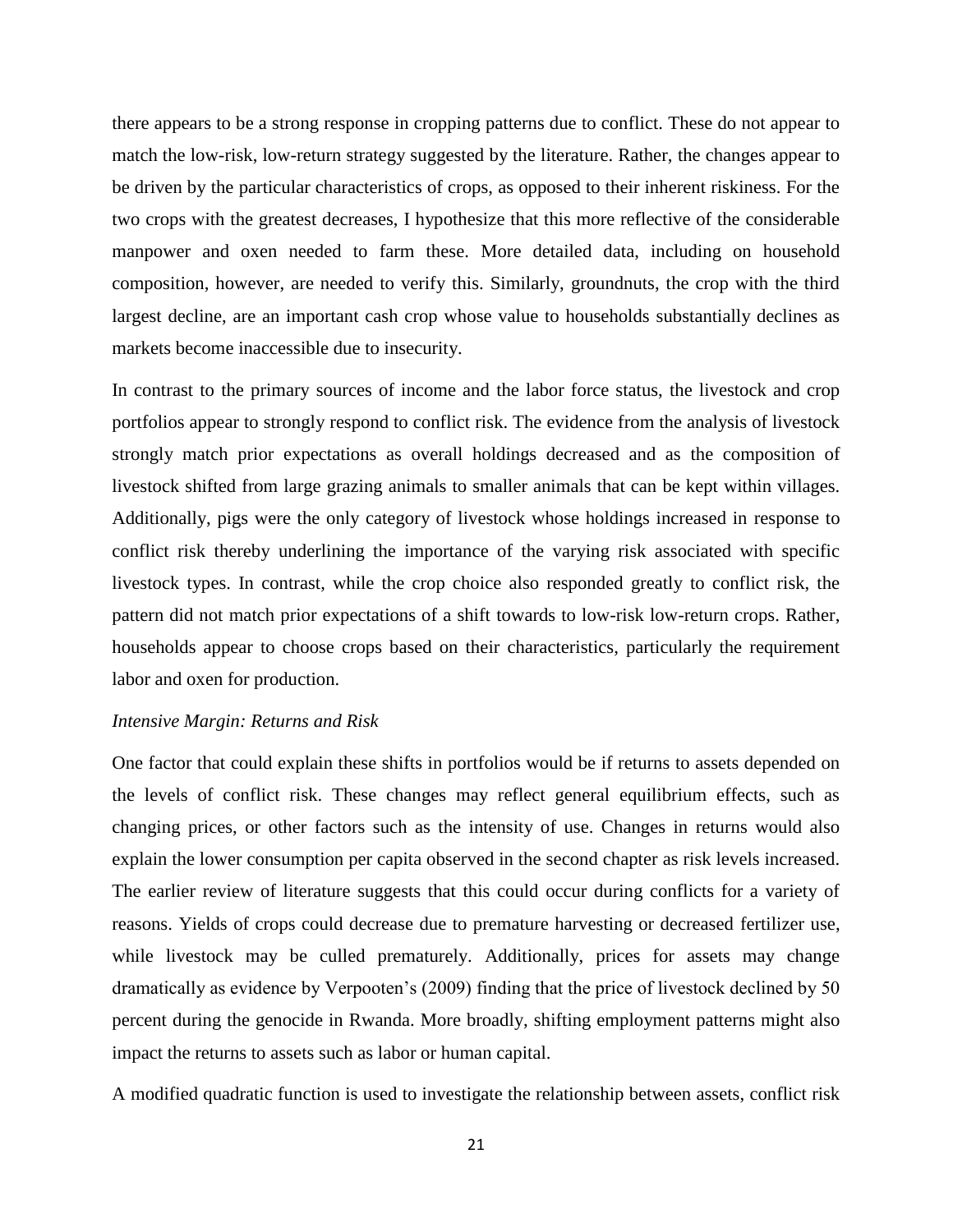there appears to be a strong response in cropping patterns due to conflict. These do not appear to match the low-risk, low-return strategy suggested by the literature. Rather, the changes appear to be driven by the particular characteristics of crops, as opposed to their inherent riskiness. For the two crops with the greatest decreases, I hypothesize that this more reflective of the considerable manpower and oxen needed to farm these. More detailed data, including on household composition, however, are needed to verify this. Similarly, groundnuts, the crop with the third largest decline, are an important cash crop whose value to households substantially declines as markets become inaccessible due to insecurity.

In contrast to the primary sources of income and the labor force status, the livestock and crop portfolios appear to strongly respond to conflict risk. The evidence from the analysis of livestock strongly match prior expectations as overall holdings decreased and as the composition of livestock shifted from large grazing animals to smaller animals that can be kept within villages. Additionally, pigs were the only category of livestock whose holdings increased in response to conflict risk thereby underlining the importance of the varying risk associated with specific livestock types. In contrast, while the crop choice also responded greatly to conflict risk, the pattern did not match prior expectations of a shift towards to low-risk low-return crops. Rather, households appear to choose crops based on their characteristics, particularly the requirement labor and oxen for production.

*Intensive Margin: Returns and Risk*

One factor that could explain these shifts in portfolios would be if returns to assets depended on the levels of conflict risk. These changes may reflect general equilibrium effects, such as changing prices, or other factors such as the intensity of use. Changes in returns would also explain the lower consumption per capita observed in the second chapter as risk levels increased. The earlier review of literature suggests that this could occur during conflicts for a variety of reasons. Yields of crops could decrease due to premature harvesting or decreased fertilizer use, while livestock may be culled prematurely. Additionally, prices for assets may change dramatically as evidence by Verpooten's (2009) finding that the price of livestock declined by 50 percent during the genocide in Rwanda. More broadly, shifting employment patterns might also impact the returns to assets such as labor or human capital.

A modified quadratic function is used to investigate the relationship between assets, conflict risk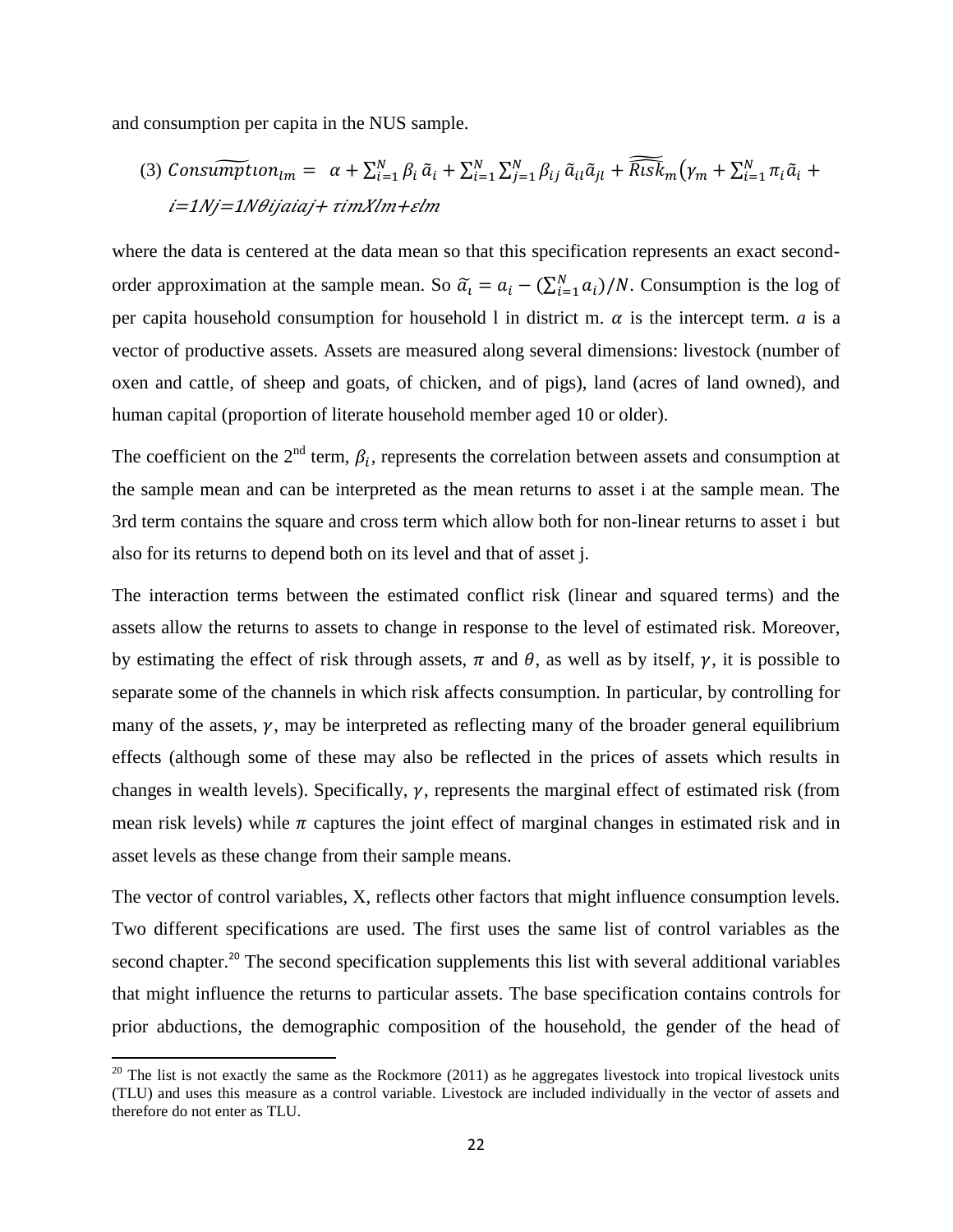and consumption per capita in the NUS sample.

$$(3)\ \widetilde{Consumption}_{lm} = \alpha + \sum_{i=1}^{N} \beta_i \tilde{a}_i + \sum_{i=1}^{N}\sum_{j=1}^{N} \beta_{ij} \tilde{a}_{il}\tilde{a}_{jl} + \widetilde{\widetilde{Risk}}_m\left(\gamma_m + \sum_{i=1}^{N} \pi_i \tilde{a}_i + \sum_{i=1}^{N}\sum_{j=1}^{N} \theta_{ij} a_i a_j + \tau_{im} X_{lm} + \varepsilon_{lm}\right)$$

where the data is centered at the data mean so that this specification represents an exact second-order approximation at the sample mean. So $\tilde{a}_i = a_i - (\sum_{i=1}^{N} a_i)/N$. Consumption is the log of per capita household consumption for household l in district m. $\alpha$ is the intercept term. $a$ is a vector of productive assets. Assets are measured along several dimensions: livestock (number of oxen and cattle, of sheep and goats, of chicken, and of pigs), land (acres of land owned), and human capital (proportion of literate household member aged 10 or older).

The coefficient on the 2nd term, $\beta_i$, represents the correlation between assets and consumption at the sample mean and can be interpreted as the mean returns to asset i at the sample mean. The 3rd term contains the square and cross term which allow both for non-linear returns to asset i but also for its returns to depend both on its level and that of asset j.

The interaction terms between the estimated conflict risk (linear and squared terms) and the assets allow the returns to assets to change in response to the level of estimated risk. Moreover, by estimating the effect of risk through assets, $\pi$ and $\theta$, as well as by itself, $\gamma$, it is possible to separate some of the channels in which risk affects consumption. In particular, by controlling for many of the assets, $\gamma$, may be interpreted as reflecting many of the broader general equilibrium effects (although some of these may also be reflected in the prices of assets which results in changes in wealth levels). Specifically, $\gamma$, represents the marginal effect of estimated risk (from mean risk levels) while $\pi$ captures the joint effect of marginal changes in estimated risk and in asset levels as these change from their sample means.

The vector of control variables, X, reflects other factors that might influence consumption levels. Two different specifications are used. The first uses the same list of control variables as the second chapter.[20] The second specification supplements this list with several additional variables that might influence the returns to particular assets. The base specification contains controls for prior abductions, the demographic composition of the household, the gender of the head of

[20] The list is not exactly the same as the Rockmore (2011) as he aggregates livestock into tropical livestock units (TLU) and uses this measure as a control variable. Livestock are included individually in the vector of assets and therefore do not enter as TLU.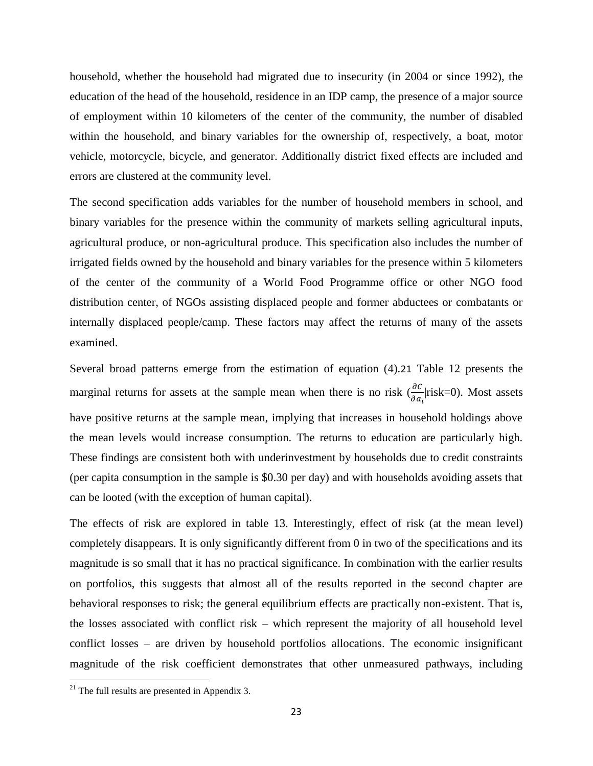household, whether the household had migrated due to insecurity (in 2004 or since 1992), the education of the head of the household, residence in an IDP camp, the presence of a major source of employment within 10 kilometers of the center of the community, the number of disabled within the household, and binary variables for the ownership of, respectively, a boat, motor vehicle, motorcycle, bicycle, and generator. Additionally district fixed effects are included and errors are clustered at the community level.

The second specification adds variables for the number of household members in school, and binary variables for the presence within the community of markets selling agricultural inputs, agricultural produce, or non-agricultural produce. This specification also includes the number of irrigated fields owned by the household and binary variables for the presence within 5 kilometers of the center of the community of a World Food Programme office or other NGO food distribution center, of NGOs assisting displaced people and former abductees or combatants or internally displaced people/camp. These factors may affect the returns of many of the assets examined.

Several broad patterns emerge from the estimation of equation (4).[21] Table 12 presents the marginal returns for assets at the sample mean when there is no risk ($\frac{\partial C}{\partial a_i}$|risk=0). Most assets have positive returns at the sample mean, implying that increases in household holdings above the mean levels would increase consumption. The returns to education are particularly high. These findings are consistent both with underinvestment by households due to credit constraints (per capita consumption in the sample is \$0.30 per day) and with households avoiding assets that can be looted (with the exception of human capital).

The effects of risk are explored in table 13. Interestingly, effect of risk (at the mean level) completely disappears. It is only significantly different from 0 in two of the specifications and its magnitude is so small that it has no practical significance. In combination with the earlier results on portfolios, this suggests that almost all of the results reported in the second chapter are behavioral responses to risk; the general equilibrium effects are practically non-existent. That is, the losses associated with conflict risk – which represent the majority of all household level conflict losses – are driven by household portfolios allocations. The economic insignificant magnitude of the risk coefficient demonstrates that other unmeasured pathways, including

[21] The full results are presented in Appendix 3.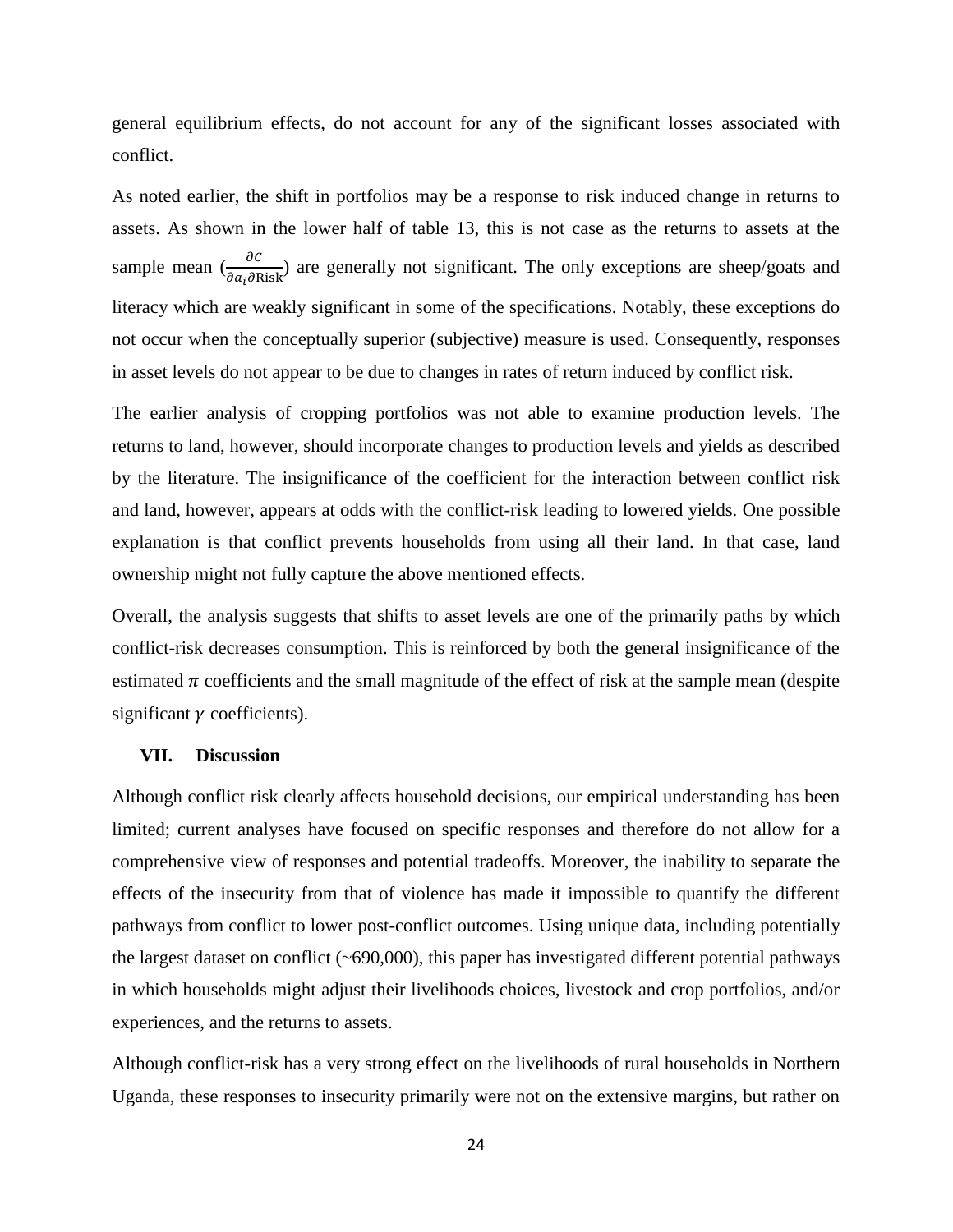general equilibrium effects, do not account for any of the significant losses associated with conflict.

As noted earlier, the shift in portfolios may be a response to risk induced change in returns to assets. As shown in the lower half of table 13, this is not case as the returns to assets at the sample mean ($\frac{\partial C}{\partial a_i \partial \text{Risk}}$) are generally not significant. The only exceptions are sheep/goats and literacy which are weakly significant in some of the specifications. Notably, these exceptions do not occur when the conceptually superior (subjective) measure is used. Consequently, responses in asset levels do not appear to be due to changes in rates of return induced by conflict risk.

The earlier analysis of cropping portfolios was not able to examine production levels. The returns to land, however, should incorporate changes to production levels and yields as described by the literature. The insignificance of the coefficient for the interaction between conflict risk and land, however, appears at odds with the conflict-risk leading to lowered yields. One possible explanation is that conflict prevents households from using all their land. In that case, land ownership might not fully capture the above mentioned effects.

Overall, the analysis suggests that shifts to asset levels are one of the primarily paths by which conflict-risk decreases consumption. This is reinforced by both the general insignificance of the estimated $\pi$ coefficients and the small magnitude of the effect of risk at the sample mean (despite significant $\gamma$ coefficients).

## VII. Discussion

Although conflict risk clearly affects household decisions, our empirical understanding has been limited; current analyses have focused on specific responses and therefore do not allow for a comprehensive view of responses and potential tradeoffs. Moreover, the inability to separate the effects of the insecurity from that of violence has made it impossible to quantify the different pathways from conflict to lower post-conflict outcomes. Using unique data, including potentially the largest dataset on conflict (~690,000), this paper has investigated different potential pathways in which households might adjust their livelihoods choices, livestock and crop portfolios, and/or experiences, and the returns to assets.

Although conflict-risk has a very strong effect on the livelihoods of rural households in Northern Uganda, these responses to insecurity primarily were not on the extensive margins, but rather on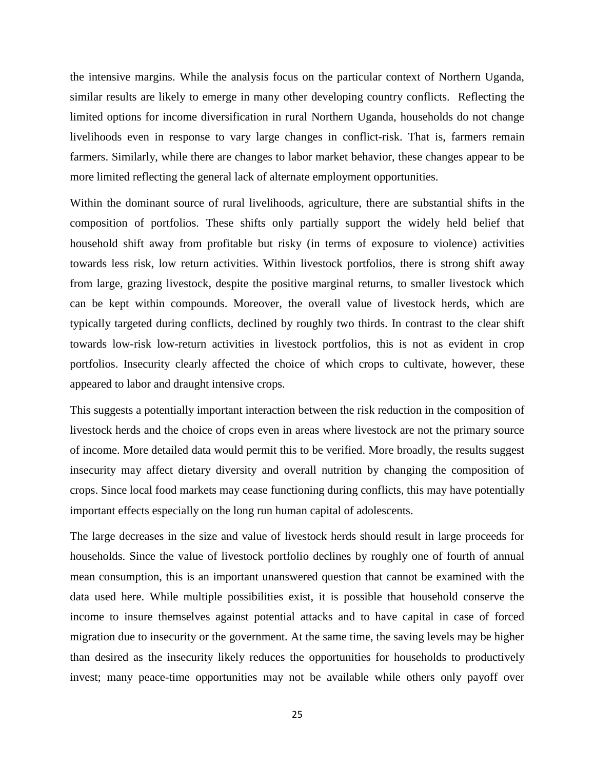the intensive margins. While the analysis focus on the particular context of Northern Uganda, similar results are likely to emerge in many other developing country conflicts. Reflecting the limited options for income diversification in rural Northern Uganda, households do not change livelihoods even in response to vary large changes in conflict-risk. That is, farmers remain farmers. Similarly, while there are changes to labor market behavior, these changes appear to be more limited reflecting the general lack of alternate employment opportunities.

Within the dominant source of rural livelihoods, agriculture, there are substantial shifts in the composition of portfolios. These shifts only partially support the widely held belief that household shift away from profitable but risky (in terms of exposure to violence) activities towards less risk, low return activities. Within livestock portfolios, there is strong shift away from large, grazing livestock, despite the positive marginal returns, to smaller livestock which can be kept within compounds. Moreover, the overall value of livestock herds, which are typically targeted during conflicts, declined by roughly two thirds. In contrast to the clear shift towards low-risk low-return activities in livestock portfolios, this is not as evident in crop portfolios. Insecurity clearly affected the choice of which crops to cultivate, however, these appeared to labor and draught intensive crops.

This suggests a potentially important interaction between the risk reduction in the composition of livestock herds and the choice of crops even in areas where livestock are not the primary source of income. More detailed data would permit this to be verified. More broadly, the results suggest insecurity may affect dietary diversity and overall nutrition by changing the composition of crops. Since local food markets may cease functioning during conflicts, this may have potentially important effects especially on the long run human capital of adolescents.

The large decreases in the size and value of livestock herds should result in large proceeds for households. Since the value of livestock portfolio declines by roughly one of fourth of annual mean consumption, this is an important unanswered question that cannot be examined with the data used here. While multiple possibilities exist, it is possible that household conserve the income to insure themselves against potential attacks and to have capital in case of forced migration due to insecurity or the government. At the same time, the saving levels may be higher than desired as the insecurity likely reduces the opportunities for households to productively invest; many peace-time opportunities may not be available while others only payoff over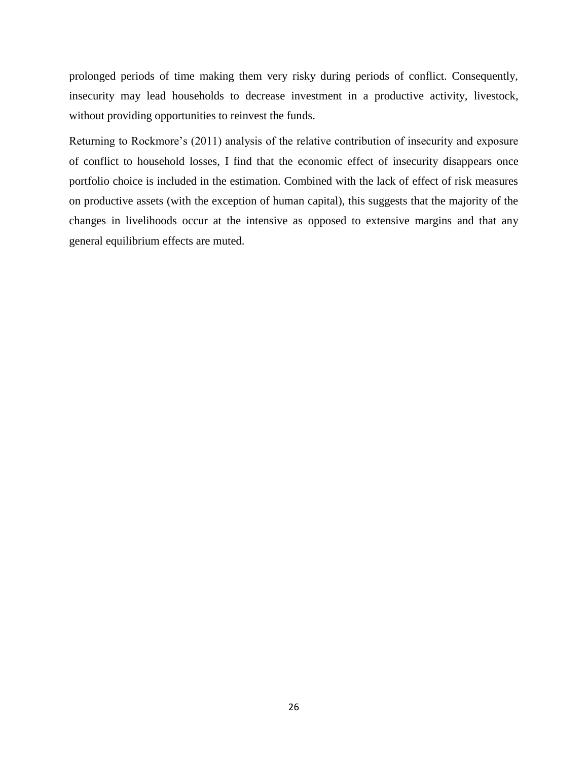prolonged periods of time making them very risky during periods of conflict. Consequently, insecurity may lead households to decrease investment in a productive activity, livestock, without providing opportunities to reinvest the funds.

Returning to Rockmore's (2011) analysis of the relative contribution of insecurity and exposure of conflict to household losses, I find that the economic effect of insecurity disappears once portfolio choice is included in the estimation. Combined with the lack of effect of risk measures on productive assets (with the exception of human capital), this suggests that the majority of the changes in livelihoods occur at the intensive as opposed to extensive margins and that any general equilibrium effects are muted.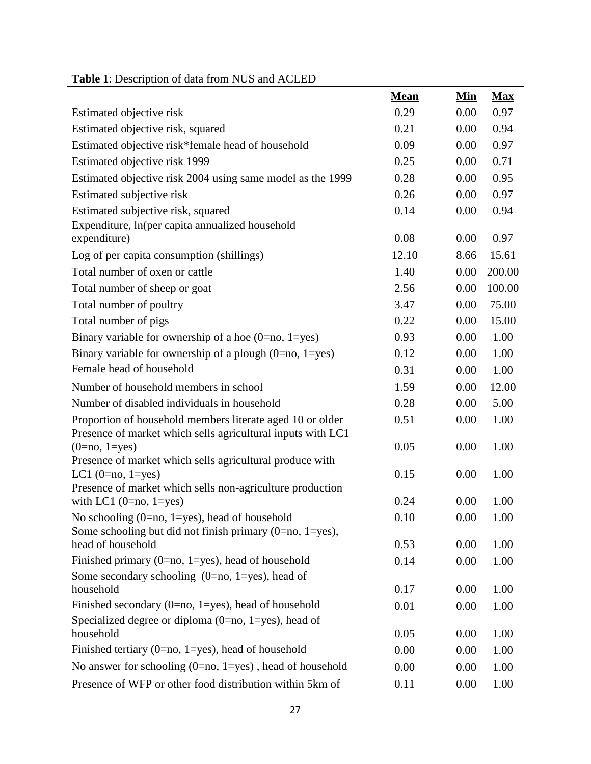**Table 1**: Description of data from NUS and ACLED

| | Mean | Min | Max |
|---|---|---|---|
| Estimated objective risk | 0.29 | 0.00 | 0.97 |
| Estimated objective risk, squared | 0.21 | 0.00 | 0.94 |
| Estimated objective risk*female head of household | 0.09 | 0.00 | 0.97 |
| Estimated objective risk 1999 | 0.25 | 0.00 | 0.71 |
| Estimated objective risk 2004 using same model as the 1999 | 0.28 | 0.00 | 0.95 |
| Estimated subjective risk | 0.26 | 0.00 | 0.97 |
| Estimated subjective risk, squared | 0.14 | 0.00 | 0.94 |
| Expenditure, ln(per capita annualized household expenditure) | 0.08 | 0.00 | 0.97 |
| Log of per capita consumption (shillings) | 12.10 | 8.66 | 15.61 |
| Total number of oxen or cattle | 1.40 | 0.00 | 200.00 |
| Total number of sheep or goat | 2.56 | 0.00 | 100.00 |
| Total number of poultry | 3.47 | 0.00 | 75.00 |
| Total number of pigs | 0.22 | 0.00 | 15.00 |
| Binary variable for ownership of a hoe (0=no, 1=yes) | 0.93 | 0.00 | 1.00 |
| Binary variable for ownership of a plough (0=no, 1=yes) | 0.12 | 0.00 | 1.00 |
| Female head of household | 0.31 | 0.00 | 1.00 |
| Number of household members in school | 1.59 | 0.00 | 12.00 |
| Number of disabled individuals in household | 0.28 | 0.00 | 5.00 |
| Proportion of household members literate aged 10 or older | 0.51 | 0.00 | 1.00 |
| Presence of market which sells agricultural inputs with LC1 (0=no, 1=yes) | 0.05 | 0.00 | 1.00 |
| Presence of market which sells agricultural produce with LC1 (0=no, 1=yes) | 0.15 | 0.00 | 1.00 |
| Presence of market which sells non-agriculture production with LC1 (0=no, 1=yes) | 0.24 | 0.00 | 1.00 |
| No schooling (0=no, 1=yes), head of household | 0.10 | 0.00 | 1.00 |
| Some schooling but did not finish primary (0=no, 1=yes), head of household | 0.53 | 0.00 | 1.00 |
| Finished primary (0=no, 1=yes), head of household | 0.14 | 0.00 | 1.00 |
| Some secondary schooling (0=no, 1=yes), head of household | 0.17 | 0.00 | 1.00 |
| Finished secondary (0=no, 1=yes), head of household | 0.01 | 0.00 | 1.00 |
| Specialized degree or diploma (0=no, 1=yes), head of household | 0.05 | 0.00 | 1.00 |
| Finished tertiary (0=no, 1=yes), head of household | 0.00 | 0.00 | 1.00 |
| No answer for schooling (0=no, 1=yes) , head of household | 0.00 | 0.00 | 1.00 |
| Presence of WFP or other food distribution within 5km of | 0.11 | 0.00 | 1.00 |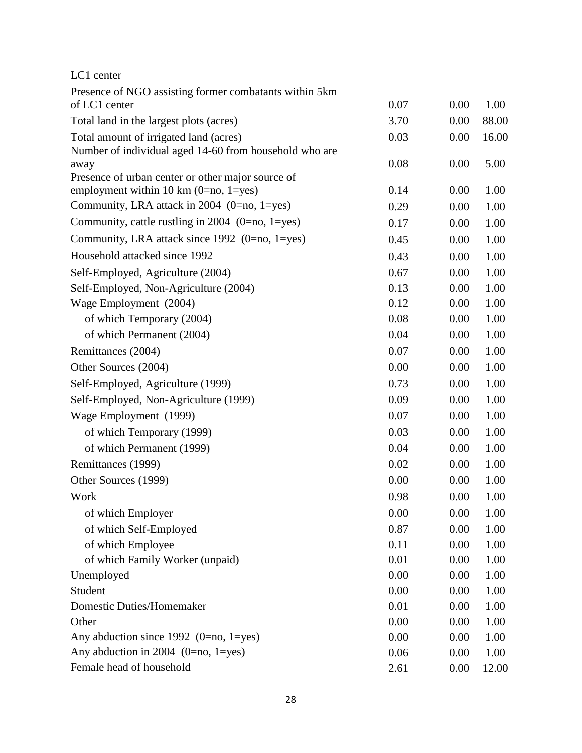| | | | |
|---|---|---|---|
| LC1 center | | | |
| Presence of NGO assisting former combatants within 5km of LC1 center | 0.07 | 0.00 | 1.00 |
| Total land in the largest plots (acres) | 3.70 | 0.00 | 88.00 |
| Total amount of irrigated land (acres) | 0.03 | 0.00 | 16.00 |
| Number of individual aged 14-60 from household who are away | 0.08 | 0.00 | 5.00 |
| Presence of urban center or other major source of employment within 10 km (0=no, 1=yes) | 0.14 | 0.00 | 1.00 |
| Community, LRA attack in 2004 (0=no, 1=yes) | 0.29 | 0.00 | 1.00 |
| Community, cattle rustling in 2004 (0=no, 1=yes) | 0.17 | 0.00 | 1.00 |
| Community, LRA attack since 1992 (0=no, 1=yes) | 0.45 | 0.00 | 1.00 |
| Household attacked since 1992 | 0.43 | 0.00 | 1.00 |
| Self-Employed, Agriculture (2004) | 0.67 | 0.00 | 1.00 |
| Self-Employed, Non-Agriculture (2004) | 0.13 | 0.00 | 1.00 |
| Wage Employment (2004) | 0.12 | 0.00 | 1.00 |
| of which Temporary (2004) | 0.08 | 0.00 | 1.00 |
| of which Permanent (2004) | 0.04 | 0.00 | 1.00 |
| Remittances (2004) | 0.07 | 0.00 | 1.00 |
| Other Sources (2004) | 0.00 | 0.00 | 1.00 |
| Self-Employed, Agriculture (1999) | 0.73 | 0.00 | 1.00 |
| Self-Employed, Non-Agriculture (1999) | 0.09 | 0.00 | 1.00 |
| Wage Employment (1999) | 0.07 | 0.00 | 1.00 |
| of which Temporary (1999) | 0.03 | 0.00 | 1.00 |
| of which Permanent (1999) | 0.04 | 0.00 | 1.00 |
| Remittances (1999) | 0.02 | 0.00 | 1.00 |
| Other Sources (1999) | 0.00 | 0.00 | 1.00 |
| Work | 0.98 | 0.00 | 1.00 |
| of which Employer | 0.00 | 0.00 | 1.00 |
| of which Self-Employed | 0.87 | 0.00 | 1.00 |
| of which Employee | 0.11 | 0.00 | 1.00 |
| of which Family Worker (unpaid) | 0.01 | 0.00 | 1.00 |
| Unemployed | 0.00 | 0.00 | 1.00 |
| Student | 0.00 | 0.00 | 1.00 |
| Domestic Duties/Homemaker | 0.01 | 0.00 | 1.00 |
| Other | 0.00 | 0.00 | 1.00 |
| Any abduction since 1992 (0=no, 1=yes) | 0.00 | 0.00 | 1.00 |
| Any abduction in 2004 (0=no, 1=yes) | 0.06 | 0.00 | 1.00 |
| Female head of household | 2.61 | 0.00 | 12.00 |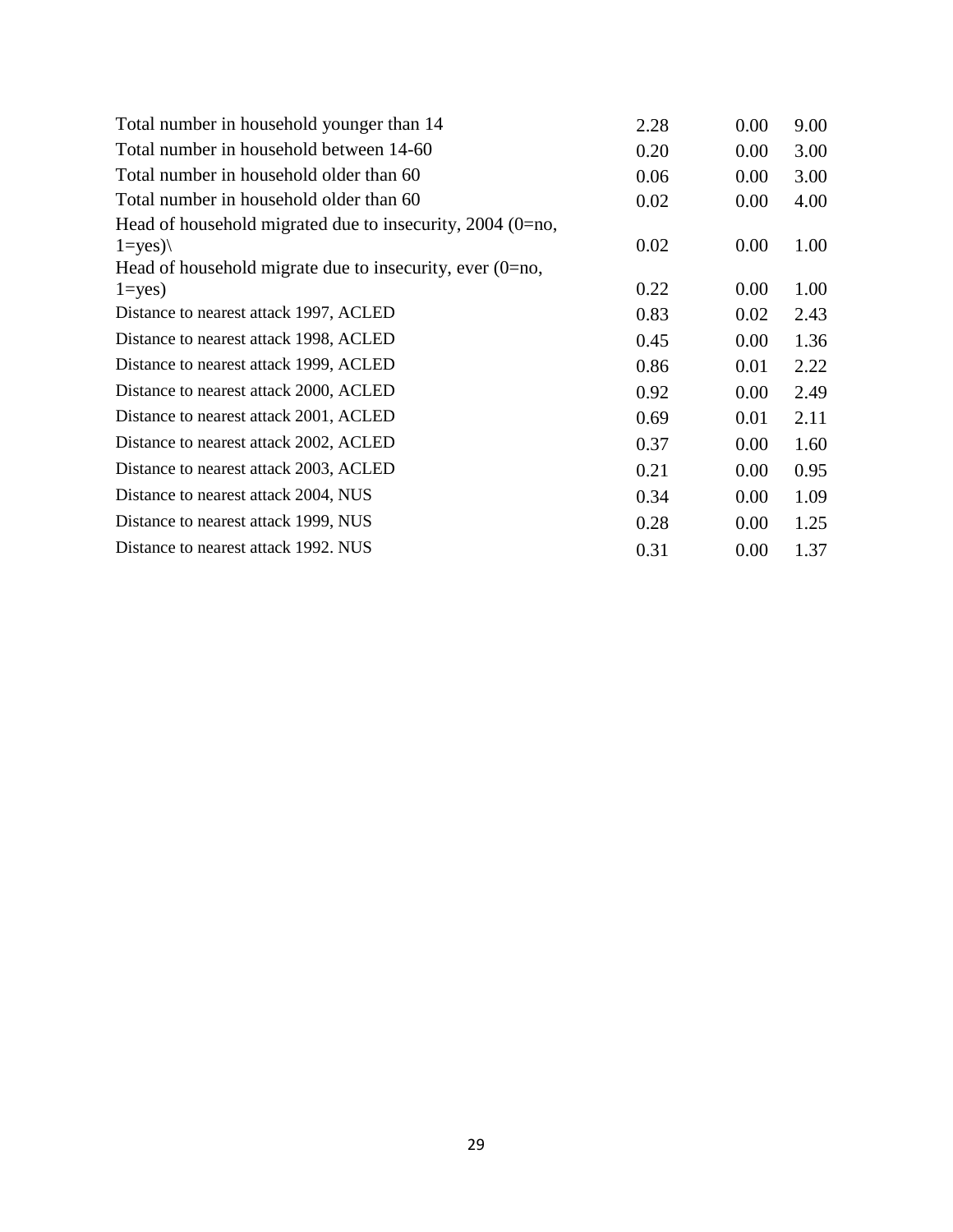| | | | |
|---|---|---|---|
| Total number in household younger than 14 | 2.28 | 0.00 | 9.00 |
| Total number in household between 14-60 | 0.20 | 0.00 | 3.00 |
| Total number in household older than 60 | 0.06 | 0.00 | 3.00 |
| Total number in household older than 60 | 0.02 | 0.00 | 4.00 |
| Head of household migrated due to insecurity, 2004 (0=no, 1=yes)\ | 0.02 | 0.00 | 1.00 |
| Head of household migrate due to insecurity, ever (0=no, 1=yes) | 0.22 | 0.00 | 1.00 |
| Distance to nearest attack 1997, ACLED | 0.83 | 0.02 | 2.43 |
| Distance to nearest attack 1998, ACLED | 0.45 | 0.00 | 1.36 |
| Distance to nearest attack 1999, ACLED | 0.86 | 0.01 | 2.22 |
| Distance to nearest attack 2000, ACLED | 0.92 | 0.00 | 2.49 |
| Distance to nearest attack 2001, ACLED | 0.69 | 0.01 | 2.11 |
| Distance to nearest attack 2002, ACLED | 0.37 | 0.00 | 1.60 |
| Distance to nearest attack 2003, ACLED | 0.21 | 0.00 | 0.95 |
| Distance to nearest attack 2004, NUS | 0.34 | 0.00 | 1.09 |
| Distance to nearest attack 1999, NUS | 0.28 | 0.00 | 1.25 |
| Distance to nearest attack 1992. NUS | 0.31 | 0.00 | 1.37 |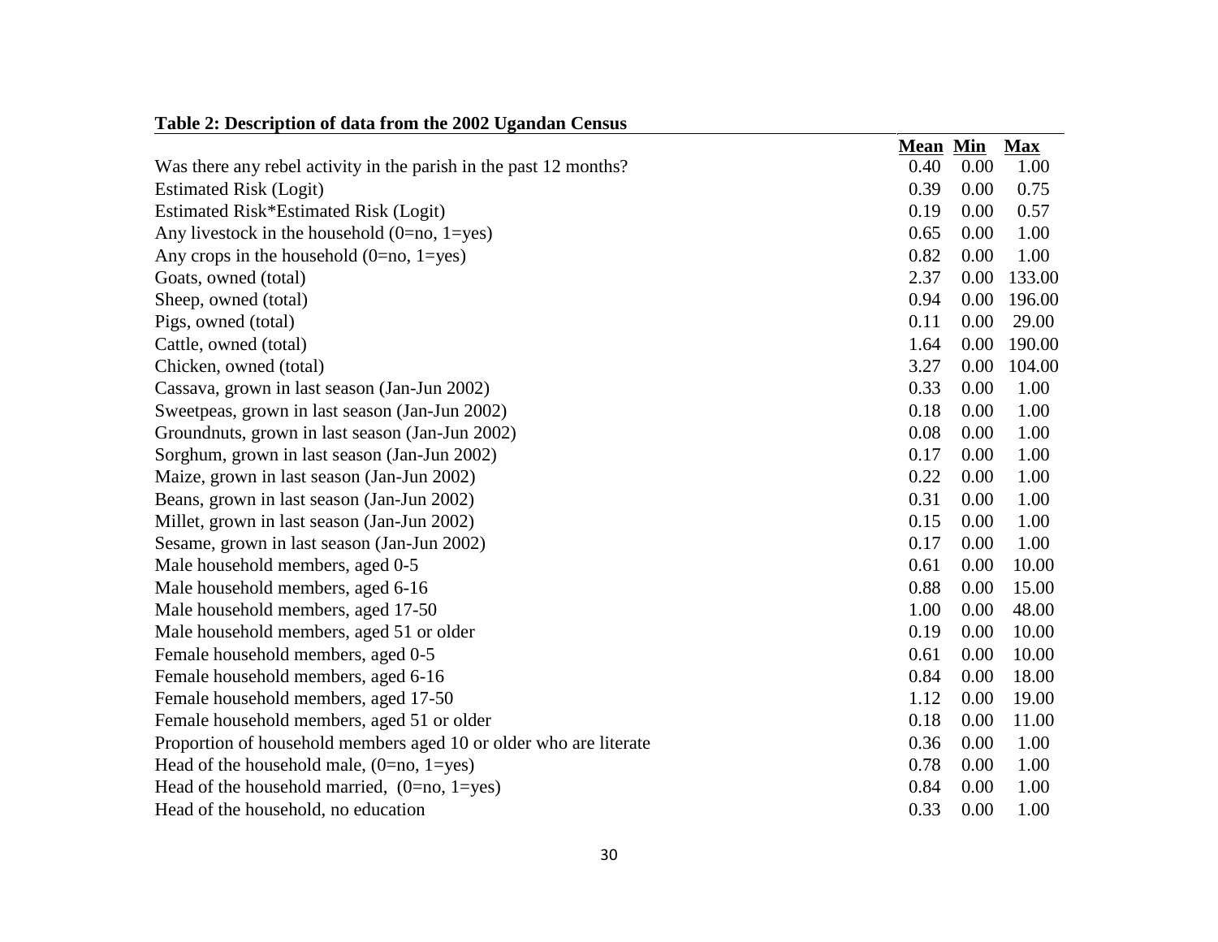**Table 2: Description of data from the 2002 Ugandan Census**

| | Mean | Min | Max |
|---|---|---|---|
| Was there any rebel activity in the parish in the past 12 months? | 0.40 | 0.00 | 1.00 |
| Estimated Risk (Logit) | 0.39 | 0.00 | 0.75 |
| Estimated Risk*Estimated Risk (Logit) | 0.19 | 0.00 | 0.57 |
| Any livestock in the household (0=no, 1=yes) | 0.65 | 0.00 | 1.00 |
| Any crops in the household (0=no, 1=yes) | 0.82 | 0.00 | 1.00 |
| Goats, owned (total) | 2.37 | 0.00 | 133.00 |
| Sheep, owned (total) | 0.94 | 0.00 | 196.00 |
| Pigs, owned (total) | 0.11 | 0.00 | 29.00 |
| Cattle, owned (total) | 1.64 | 0.00 | 190.00 |
| Chicken, owned (total) | 3.27 | 0.00 | 104.00 |
| Cassava, grown in last season (Jan-Jun 2002) | 0.33 | 0.00 | 1.00 |
| Sweetpeas, grown in last season (Jan-Jun 2002) | 0.18 | 0.00 | 1.00 |
| Groundnuts, grown in last season (Jan-Jun 2002) | 0.08 | 0.00 | 1.00 |
| Sorghum, grown in last season (Jan-Jun 2002) | 0.17 | 0.00 | 1.00 |
| Maize, grown in last season (Jan-Jun 2002) | 0.22 | 0.00 | 1.00 |
| Beans, grown in last season (Jan-Jun 2002) | 0.31 | 0.00 | 1.00 |
| Millet, grown in last season (Jan-Jun 2002) | 0.15 | 0.00 | 1.00 |
| Sesame, grown in last season (Jan-Jun 2002) | 0.17 | 0.00 | 1.00 |
| Male household members, aged 0-5 | 0.61 | 0.00 | 10.00 |
| Male household members, aged 6-16 | 0.88 | 0.00 | 15.00 |
| Male household members, aged 17-50 | 1.00 | 0.00 | 48.00 |
| Male household members, aged 51 or older | 0.19 | 0.00 | 10.00 |
| Female household members, aged 0-5 | 0.61 | 0.00 | 10.00 |
| Female household members, aged 6-16 | 0.84 | 0.00 | 18.00 |
| Female household members, aged 17-50 | 1.12 | 0.00 | 19.00 |
| Female household members, aged 51 or older | 0.18 | 0.00 | 11.00 |
| Proportion of household members aged 10 or older who are literate | 0.36 | 0.00 | 1.00 |
| Head of the household male, (0=no, 1=yes) | 0.78 | 0.00 | 1.00 |
| Head of the household married, (0=no, 1=yes) | 0.84 | 0.00 | 1.00 |
| Head of the household, no education | 0.33 | 0.00 | 1.00 |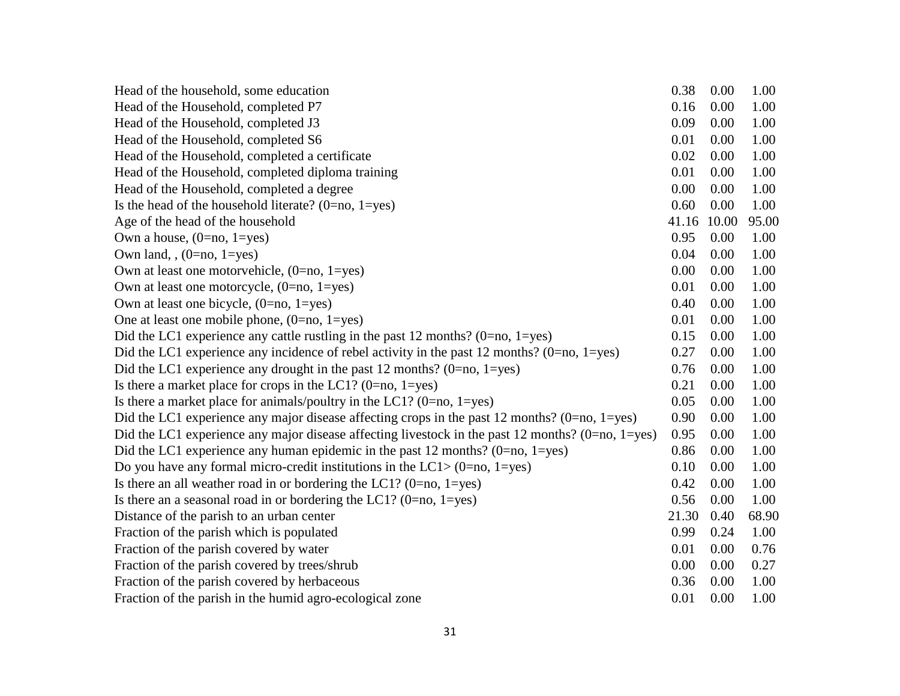| | | | |
|---|---|---|---|
| Head of the household, some education | 0.38 | 0.00 | 1.00 |
| Head of the Household, completed P7 | 0.16 | 0.00 | 1.00 |
| Head of the Household, completed J3 | 0.09 | 0.00 | 1.00 |
| Head of the Household, completed S6 | 0.01 | 0.00 | 1.00 |
| Head of the Household, completed a certificate | 0.02 | 0.00 | 1.00 |
| Head of the Household, completed diploma training | 0.01 | 0.00 | 1.00 |
| Head of the Household, completed a degree | 0.00 | 0.00 | 1.00 |
| Is the head of the household literate? (0=no, 1=yes) | 0.60 | 0.00 | 1.00 |
| Age of the head of the household | 41.16 | 10.00 | 95.00 |
| Own a house, (0=no, 1=yes) | 0.95 | 0.00 | 1.00 |
| Own land, , (0=no, 1=yes) | 0.04 | 0.00 | 1.00 |
| Own at least one motorvehicle, (0=no, 1=yes) | 0.00 | 0.00 | 1.00 |
| Own at least one motorcycle, (0=no, 1=yes) | 0.01 | 0.00 | 1.00 |
| Own at least one bicycle, (0=no, 1=yes) | 0.40 | 0.00 | 1.00 |
| One at least one mobile phone, (0=no, 1=yes) | 0.01 | 0.00 | 1.00 |
| Did the LC1 experience any cattle rustling in the past 12 months? (0=no, 1=yes) | 0.15 | 0.00 | 1.00 |
| Did the LC1 experience any incidence of rebel activity in the past 12 months? (0=no, 1=yes) | 0.27 | 0.00 | 1.00 |
| Did the LC1 experience any drought in the past 12 months? (0=no, 1=yes) | 0.76 | 0.00 | 1.00 |
| Is there a market place for crops in the LC1? (0=no, 1=yes) | 0.21 | 0.00 | 1.00 |
| Is there a market place for animals/poultry in the LC1? (0=no, 1=yes) | 0.05 | 0.00 | 1.00 |
| Did the LC1 experience any major disease affecting crops in the past 12 months? (0=no, 1=yes) | 0.90 | 0.00 | 1.00 |
| Did the LC1 experience any major disease affecting livestock in the past 12 months? (0=no, 1=yes) | 0.95 | 0.00 | 1.00 |
| Did the LC1 experience any human epidemic in the past 12 months? (0=no, 1=yes) | 0.86 | 0.00 | 1.00 |
| Do you have any formal micro-credit institutions in the LC1> (0=no, 1=yes) | 0.10 | 0.00 | 1.00 |
| Is there an all weather road in or bordering the LC1? (0=no, 1=yes) | 0.42 | 0.00 | 1.00 |
| Is there an a seasonal road in or bordering the LC1? (0=no, 1=yes) | 0.56 | 0.00 | 1.00 |
| Distance of the parish to an urban center | 21.30 | 0.40 | 68.90 |
| Fraction of the parish which is populated | 0.99 | 0.24 | 1.00 |
| Fraction of the parish covered by water | 0.01 | 0.00 | 0.76 |
| Fraction of the parish covered by trees/shrub | 0.00 | 0.00 | 0.27 |
| Fraction of the parish covered by herbaceous | 0.36 | 0.00 | 1.00 |
| Fraction of the parish in the humid agro-ecological zone | 0.01 | 0.00 | 1.00 |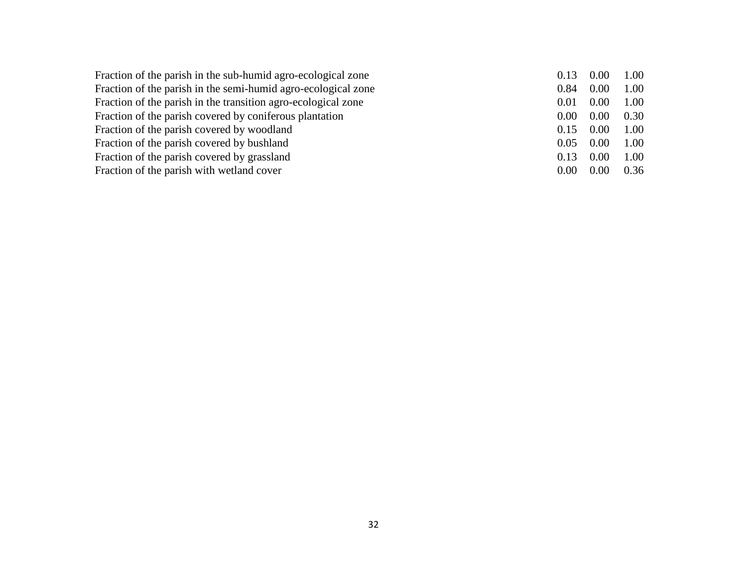| | | | |
|---|---|---|---|
| Fraction of the parish in the sub-humid agro-ecological zone | 0.13 | 0.00 | 1.00 |
| Fraction of the parish in the semi-humid agro-ecological zone | 0.84 | 0.00 | 1.00 |
| Fraction of the parish in the transition agro-ecological zone | 0.01 | 0.00 | 1.00 |
| Fraction of the parish covered by coniferous plantation | 0.00 | 0.00 | 0.30 |
| Fraction of the parish covered by woodland | 0.15 | 0.00 | 1.00 |
| Fraction of the parish covered by bushland | 0.05 | 0.00 | 1.00 |
| Fraction of the parish covered by grassland | 0.13 | 0.00 | 1.00 |
| Fraction of the parish with wetland cover | 0.00 | 0.00 | 0.36 |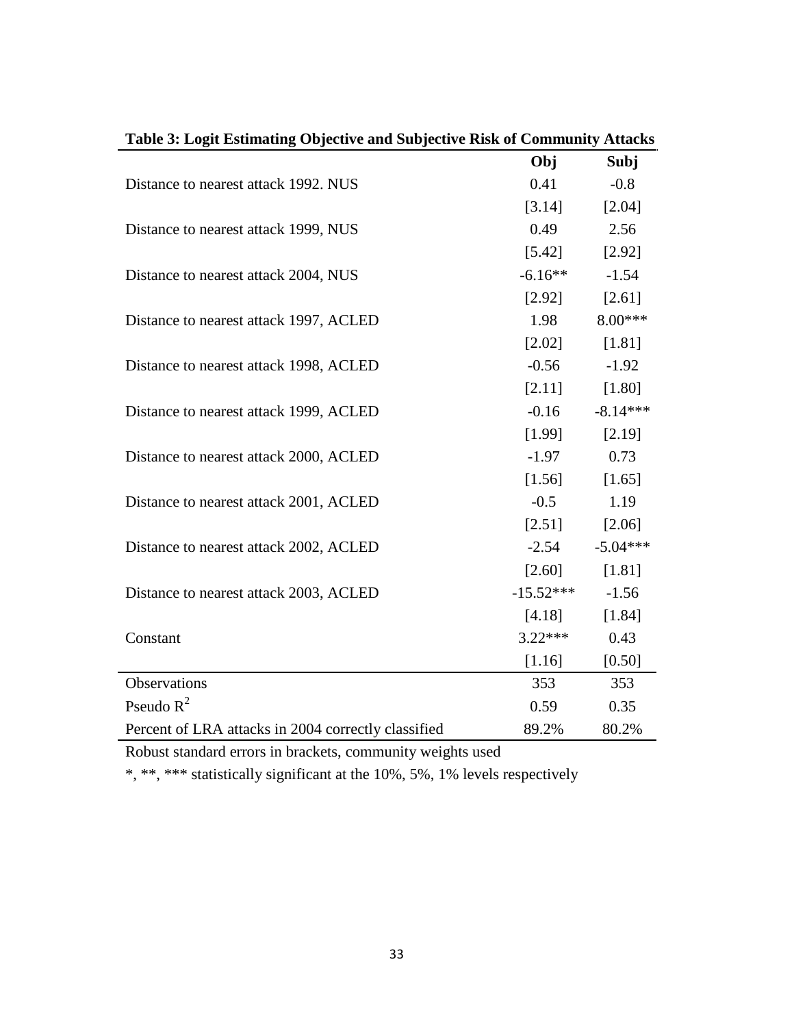**Table 3: Logit Estimating Objective and Subjective Risk of Community Attacks**

| | Obj | Subj |
|---|---|---|
| Distance to nearest attack 1992. NUS | 0.41 | -0.8 |
| | [3.14] | [2.04] |
| Distance to nearest attack 1999, NUS | 0.49 | 2.56 |
| | [5.42] | [2.92] |
| Distance to nearest attack 2004, NUS | -6.16** | -1.54 |
| | [2.92] | [2.61] |
| Distance to nearest attack 1997, ACLED | 1.98 | 8.00*** |
| | [2.02] | [1.81] |
| Distance to nearest attack 1998, ACLED | -0.56 | -1.92 |
| | [2.11] | [1.80] |
| Distance to nearest attack 1999, ACLED | -0.16 | -8.14*** |
| | [1.99] | [2.19] |
| Distance to nearest attack 2000, ACLED | -1.97 | 0.73 |
| | [1.56] | [1.65] |
| Distance to nearest attack 2001, ACLED | -0.5 | 1.19 |
| | [2.51] | [2.06] |
| Distance to nearest attack 2002, ACLED | -2.54 | -5.04*** |
| | [2.60] | [1.81] |
| Distance to nearest attack 2003, ACLED | -15.52*** | -1.56 |
| | [4.18] | [1.84] |
| Constant | 3.22*** | 0.43 |
| | [1.16] | [0.50] |
| Observations | 353 | 353 |
| Pseudo $R^2$ | 0.59 | 0.35 |
| Percent of LRA attacks in 2004 correctly classified | 89.2% | 80.2% |

Robust standard errors in brackets, community weights used

*, **, *** statistically significant at the 10%, 5%, 1% levels respectively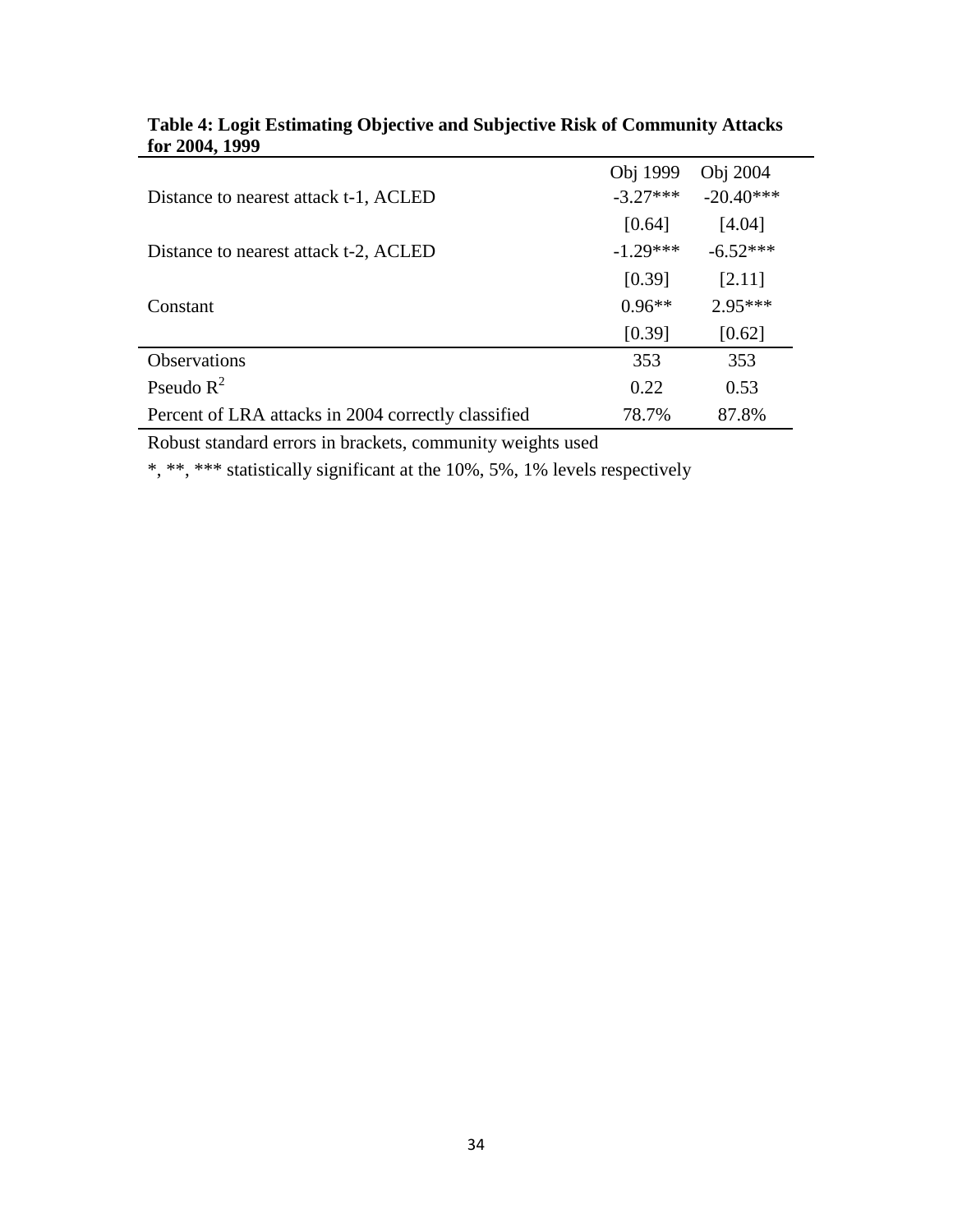**Table 4: Logit Estimating Objective and Subjective Risk of Community Attacks for 2004, 1999**

| | Obj 1999 | Obj 2004 |
|---|---|---|
| Distance to nearest attack t-1, ACLED | -3.27*** | -20.40*** |
| | [0.64] | [4.04] |
| Distance to nearest attack t-2, ACLED | -1.29*** | -6.52*** |
| | [0.39] | [2.11] |
| Constant | 0.96** | 2.95*** |
| | [0.39] | [0.62] |
| Observations | 353 | 353 |
| Pseudo $R^2$ | 0.22 | 0.53 |
| Percent of LRA attacks in 2004 correctly classified | 78.7% | 87.8% |

Robust standard errors in brackets, community weights used

*, **, *** statistically significant at the 10%, 5%, 1% levels respectively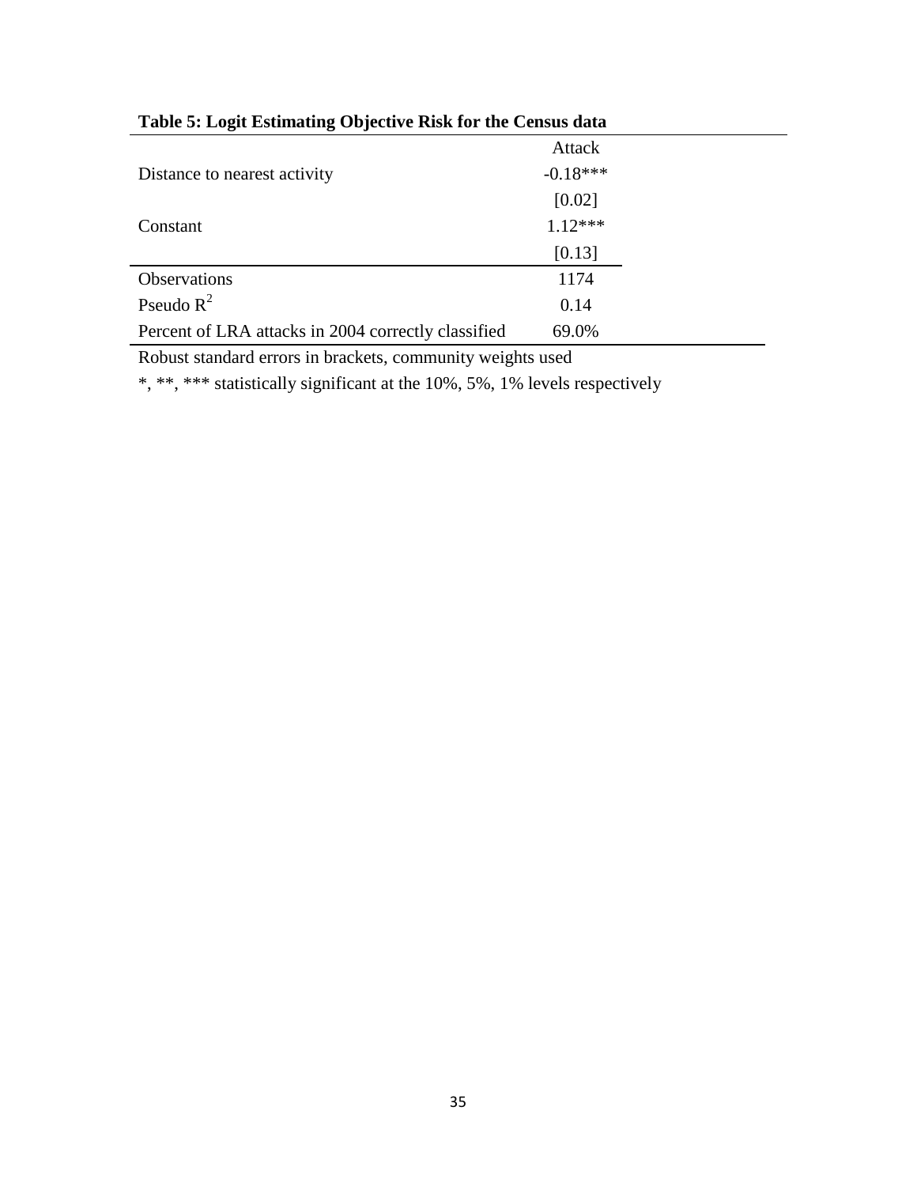**Table 5: Logit Estimating Objective Risk for the Census data**

| | Attack |
|---|---|
| Distance to nearest activity | -0.18*** |
| | [0.02] |
| Constant | 1.12*** |
| | [0.13] |
| Observations | 1174 |
| Pseudo $R^2$ | 0.14 |
| Percent of LRA attacks in 2004 correctly classified | 69.0% |

Robust standard errors in brackets, community weights used

*, **, *** statistically significant at the 10%, 5%, 1% levels respectively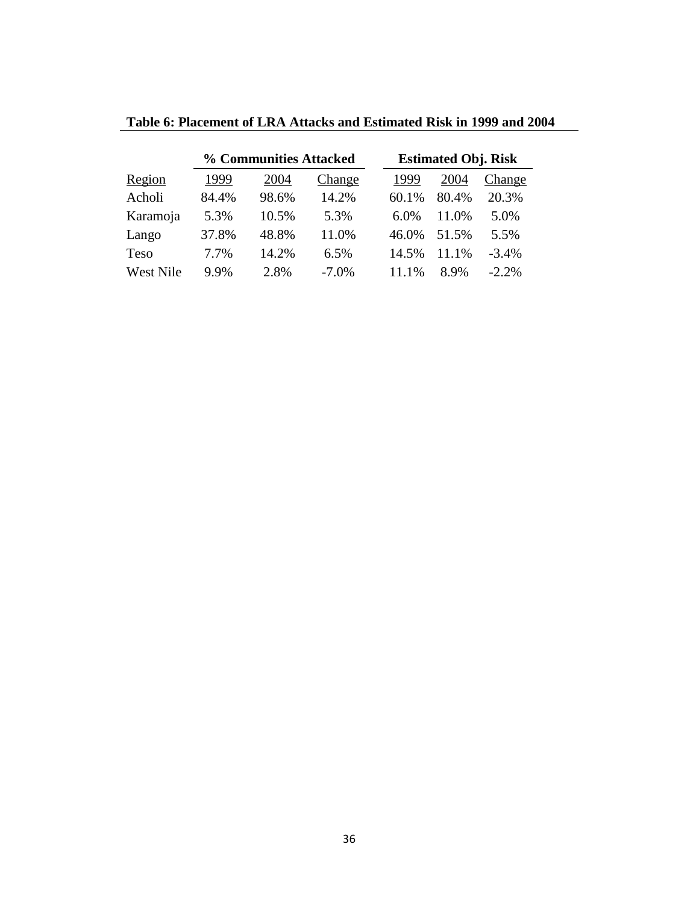**Table 6: Placement of LRA Attacks and Estimated Risk in 1999 and 2004**

| | % Communities Attacked | | | Estimated Obj. Risk | | |
|---|---|---|---|---|---|---|
| Region | 1999 | 2004 | Change | 1999 | 2004 | Change |
| Acholi | 84.4% | 98.6% | 14.2% | 60.1% | 80.4% | 20.3% |
| Karamoja | 5.3% | 10.5% | 5.3% | 6.0% | 11.0% | 5.0% |
| Lango | 37.8% | 48.8% | 11.0% | 46.0% | 51.5% | 5.5% |
| Teso | 7.7% | 14.2% | 6.5% | 14.5% | 11.1% | -3.4% |
| West Nile | 9.9% | 2.8% | -7.0% | 11.1% | 8.9% | -2.2% |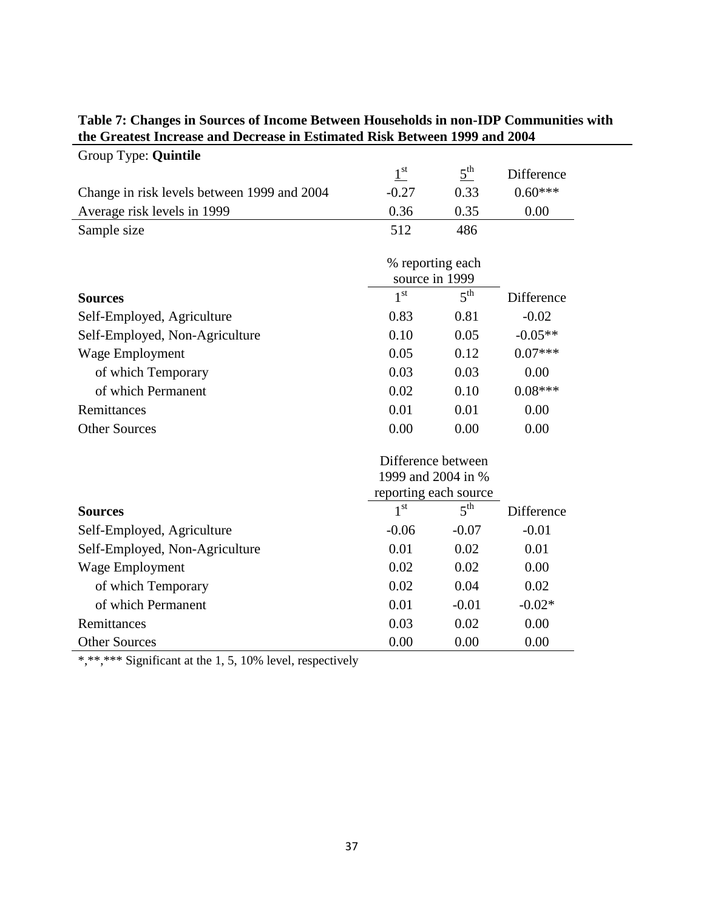**Table 7: Changes in Sources of Income Between Households in non-IDP Communities with the Greatest Increase and Decrease in Estimated Risk Between 1999 and 2004**

| Group Type: **Quintile** | 1st | 5th | Difference |
|---|---|---|---|
| Change in risk levels between 1999 and 2004 | -0.27 | 0.33 | 0.60*** |
| Average risk levels in 1999 | 0.36 | 0.35 | 0.00 |
| Sample size | 512 | 486 | |

| | % reporting each source in 1999 | | |
|---|---|---|---|
| **Sources** | 1st | 5th | Difference |
| Self-Employed, Agriculture | 0.83 | 0.81 | -0.02 |
| Self-Employed, Non-Agriculture | 0.10 | 0.05 | -0.05** |
| Wage Employment | 0.05 | 0.12 | 0.07*** |
| of which Temporary | 0.03 | 0.03 | 0.00 |
| of which Permanent | 0.02 | 0.10 | 0.08*** |
| Remittances | 0.01 | 0.01 | 0.00 |
| Other Sources | 0.00 | 0.00 | 0.00 |

| | Difference between 1999 and 2004 in % reporting each source | | |
|---|---|---|---|
| **Sources** | 1st | 5th | Difference |
| Self-Employed, Agriculture | -0.06 | -0.07 | -0.01 |
| Self-Employed, Non-Agriculture | 0.01 | 0.02 | 0.01 |
| Wage Employment | 0.02 | 0.02 | 0.00 |
| of which Temporary | 0.02 | 0.04 | 0.02 |
| of which Permanent | 0.01 | -0.01 | -0.02* |
| Remittances | 0.03 | 0.02 | 0.00 |
| Other Sources | 0.00 | 0.00 | 0.00 |

*,**,*** Significant at the 1, 5, 10% level, respectively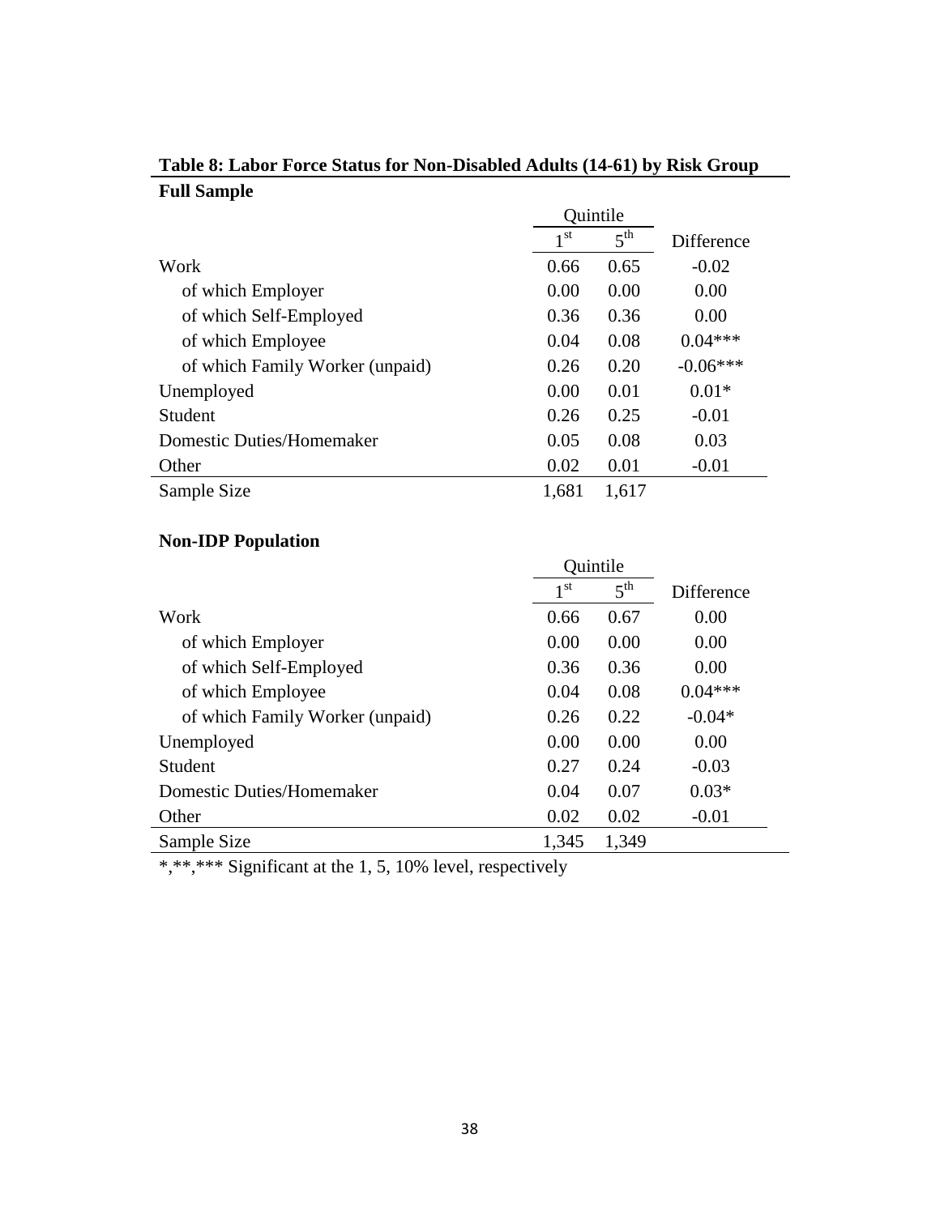**Table 8: Labor Force Status for Non-Disabled Adults (14-61) by Risk Group**

**Full Sample**

| | Quintile | | |
|---|---|---|---|
| | 1st | 5th | Difference |
| Work | 0.66 | 0.65 | -0.02 |
| of which Employer | 0.00 | 0.00 | 0.00 |
| of which Self-Employed | 0.36 | 0.36 | 0.00 |
| of which Employee | 0.04 | 0.08 | 0.04*** |
| of which Family Worker (unpaid) | 0.26 | 0.20 | -0.06*** |
| Unemployed | 0.00 | 0.01 | 0.01* |
| Student | 0.26 | 0.25 | -0.01 |
| Domestic Duties/Homemaker | 0.05 | 0.08 | 0.03 |
| Other | 0.02 | 0.01 | -0.01 |
| Sample Size | 1,681 | 1,617 | |

**Non-IDP Population**

| | Quintile | | |
|---|---|---|---|
| | 1st | 5th | Difference |
| Work | 0.66 | 0.67 | 0.00 |
| of which Employer | 0.00 | 0.00 | 0.00 |
| of which Self-Employed | 0.36 | 0.36 | 0.00 |
| of which Employee | 0.04 | 0.08 | 0.04*** |
| of which Family Worker (unpaid) | 0.26 | 0.22 | -0.04* |
| Unemployed | 0.00 | 0.00 | 0.00 |
| Student | 0.27 | 0.24 | -0.03 |
| Domestic Duties/Homemaker | 0.04 | 0.07 | 0.03* |
| Other | 0.02 | 0.02 | -0.01 |
| Sample Size | 1,345 | 1,349 | |

*,**,*** Significant at the 1, 5, 10% level, respectively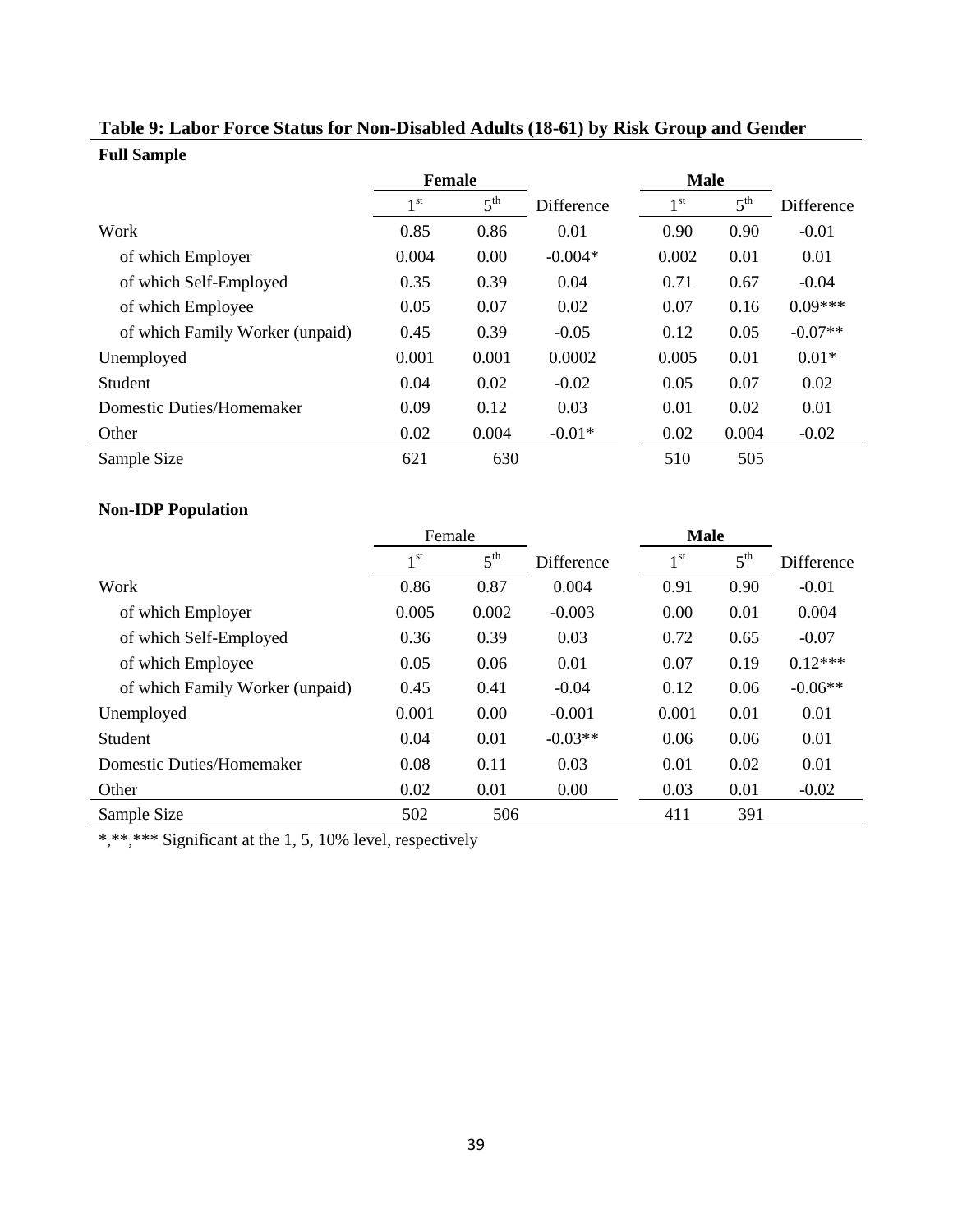**Table 9: Labor Force Status for Non-Disabled Adults (18-61) by Risk Group and Gender**

**Full Sample**

| | **Female** | | | **Male** | | |
|---|---|---|---|---|---|---|
| | 1st | 5th | Difference | 1st | 5th | Difference |
| Work | 0.85 | 0.86 | 0.01 | 0.90 | 0.90 | -0.01 |
| of which Employer | 0.004 | 0.00 | -0.004* | 0.002 | 0.01 | 0.01 |
| of which Self-Employed | 0.35 | 0.39 | 0.04 | 0.71 | 0.67 | -0.04 |
| of which Employee | 0.05 | 0.07 | 0.02 | 0.07 | 0.16 | 0.09*** |
| of which Family Worker (unpaid) | 0.45 | 0.39 | -0.05 | 0.12 | 0.05 | -0.07** |
| Unemployed | 0.001 | 0.001 | 0.0002 | 0.005 | 0.01 | 0.01* |
| Student | 0.04 | 0.02 | -0.02 | 0.05 | 0.07 | 0.02 |
| Domestic Duties/Homemaker | 0.09 | 0.12 | 0.03 | 0.01 | 0.02 | 0.01 |
| Other | 0.02 | 0.004 | -0.01* | 0.02 | 0.004 | -0.02 |
| Sample Size | 621 | 630 | | 510 | 505 | |

**Non-IDP Population**

| | Female | | | **Male** | | |
|---|---|---|---|---|---|---|
| | 1st | 5th | Difference | 1st | 5th | Difference |
| Work | 0.86 | 0.87 | 0.004 | 0.91 | 0.90 | -0.01 |
| of which Employer | 0.005 | 0.002 | -0.003 | 0.00 | 0.01 | 0.004 |
| of which Self-Employed | 0.36 | 0.39 | 0.03 | 0.72 | 0.65 | -0.07 |
| of which Employee | 0.05 | 0.06 | 0.01 | 0.07 | 0.19 | 0.12*** |
| of which Family Worker (unpaid) | 0.45 | 0.41 | -0.04 | 0.12 | 0.06 | -0.06** |
| Unemployed | 0.001 | 0.00 | -0.001 | 0.001 | 0.01 | 0.01 |
| Student | 0.04 | 0.01 | -0.03** | 0.06 | 0.06 | 0.01 |
| Domestic Duties/Homemaker | 0.08 | 0.11 | 0.03 | 0.01 | 0.02 | 0.01 |
| Other | 0.02 | 0.01 | 0.00 | 0.03 | 0.01 | -0.02 |
| Sample Size | 502 | 506 | | 411 | 391 | |

*,**,*** Significant at the 1, 5, 10% level, respectively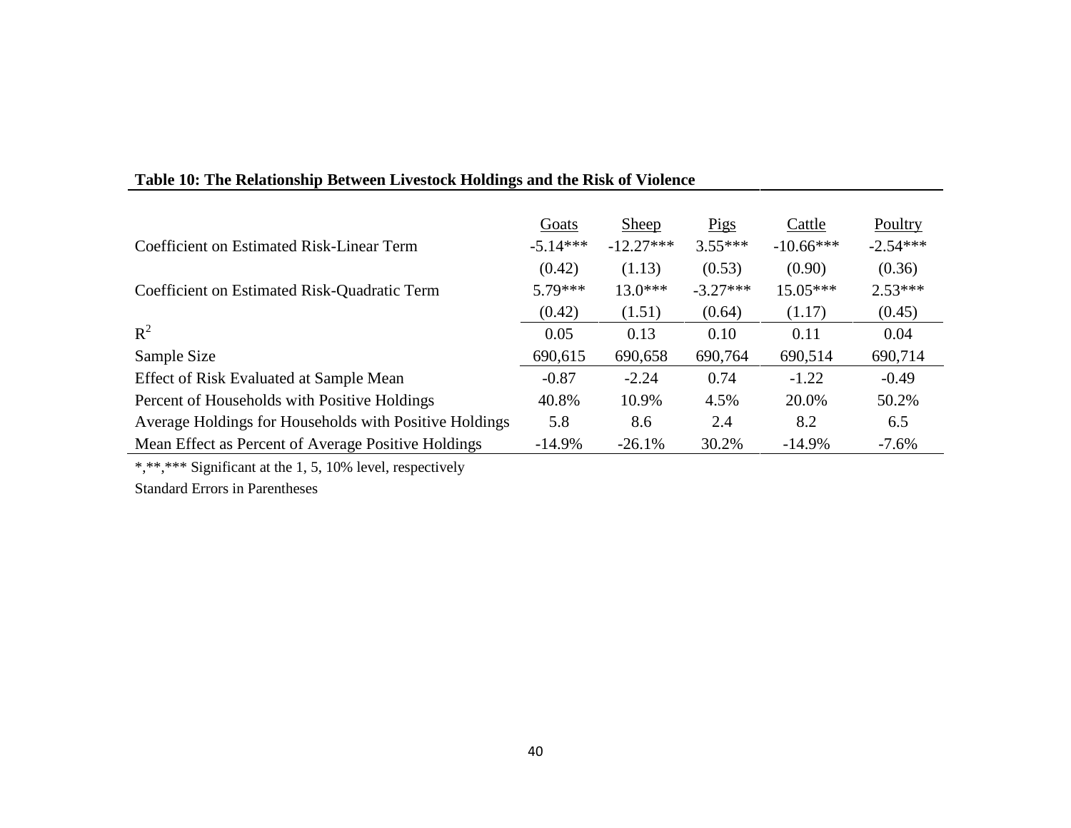**Table 10: The Relationship Between Livestock Holdings and the Risk of Violence**

| | Goats | Sheep | Pigs | Cattle | Poultry |
|---|---|---|---|---|---|
| Coefficient on Estimated Risk-Linear Term | -5.14*** | -12.27*** | 3.55*** | -10.66*** | -2.54*** |
| | (0.42) | (1.13) | (0.53) | (0.90) | (0.36) |
| Coefficient on Estimated Risk-Quadratic Term | 5.79*** | 13.0*** | -3.27*** | 15.05*** | 2.53*** |
| | (0.42) | (1.51) | (0.64) | (1.17) | (0.45) |
| $R^2$ | 0.05 | 0.13 | 0.10 | 0.11 | 0.04 |
| Sample Size | 690,615 | 690,658 | 690,764 | 690,514 | 690,714 |
| Effect of Risk Evaluated at Sample Mean | -0.87 | -2.24 | 0.74 | -1.22 | -0.49 |
| Percent of Households with Positive Holdings | 40.8% | 10.9% | 4.5% | 20.0% | 50.2% |
| Average Holdings for Households with Positive Holdings | 5.8 | 8.6 | 2.4 | 8.2 | 6.5 |
| Mean Effect as Percent of Average Positive Holdings | -14.9% | -26.1% | 30.2% | -14.9% | -7.6% |

*,**,*** Significant at the 1, 5, 10% level, respectively

Standard Errors in Parentheses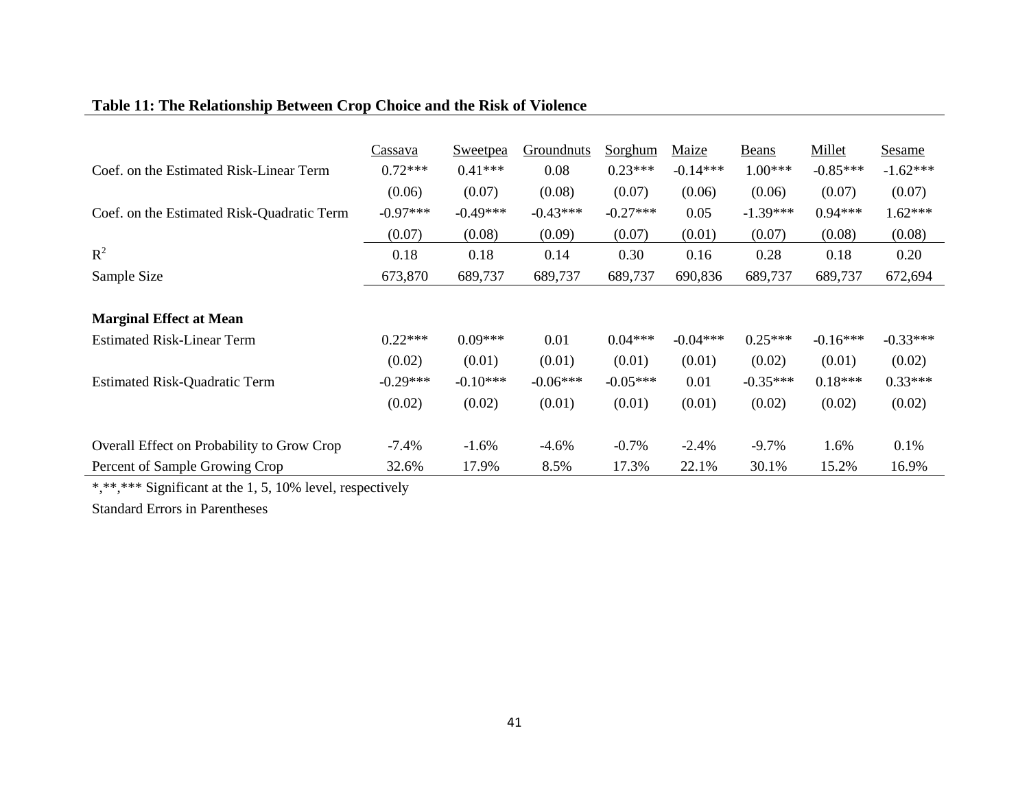**Table 11: The Relationship Between Crop Choice and the Risk of Violence**

| | Cassava | Sweetpea | Groundnuts | Sorghum | Maize | Beans | Millet | Sesame |
|---|---|---|---|---|---|---|---|---|
| Coef. on the Estimated Risk-Linear Term | 0.72*** | 0.41*** | 0.08 | 0.23*** | -0.14*** | 1.00*** | -0.85*** | -1.62*** |
| | (0.06) | (0.07) | (0.08) | (0.07) | (0.06) | (0.06) | (0.07) | (0.07) |
| Coef. on the Estimated Risk-Quadratic Term | -0.97*** | -0.49*** | -0.43*** | -0.27*** | 0.05 | -1.39*** | 0.94*** | 1.62*** |
| | (0.07) | (0.08) | (0.09) | (0.07) | (0.01) | (0.07) | (0.08) | (0.08) |
| $R^2$ | 0.18 | 0.18 | 0.14 | 0.30 | 0.16 | 0.28 | 0.18 | 0.20 |
| Sample Size | 673,870 | 689,737 | 689,737 | 689,737 | 690,836 | 689,737 | 689,737 | 672,694 |
| | | | | | | | | |
| **Marginal Effect at Mean** | | | | | | | | |
| Estimated Risk-Linear Term | 0.22*** | 0.09*** | 0.01 | 0.04*** | -0.04*** | 0.25*** | -0.16*** | -0.33*** |
| | (0.02) | (0.01) | (0.01) | (0.01) | (0.01) | (0.02) | (0.01) | (0.02) |
| Estimated Risk-Quadratic Term | -0.29*** | -0.10*** | -0.06*** | -0.05*** | 0.01 | -0.35*** | 0.18*** | 0.33*** |
| | (0.02) | (0.02) | (0.01) | (0.01) | (0.01) | (0.02) | (0.02) | (0.02) |
| | | | | | | | | |
| Overall Effect on Probability to Grow Crop | -7.4% | -1.6% | -4.6% | -0.7% | -2.4% | -9.7% | 1.6% | 0.1% |
| Percent of Sample Growing Crop | 32.6% | 17.9% | 8.5% | 17.3% | 22.1% | 30.1% | 15.2% | 16.9% |

*,**,*** Significant at the 1, 5, 10% level, respectively

Standard Errors in Parentheses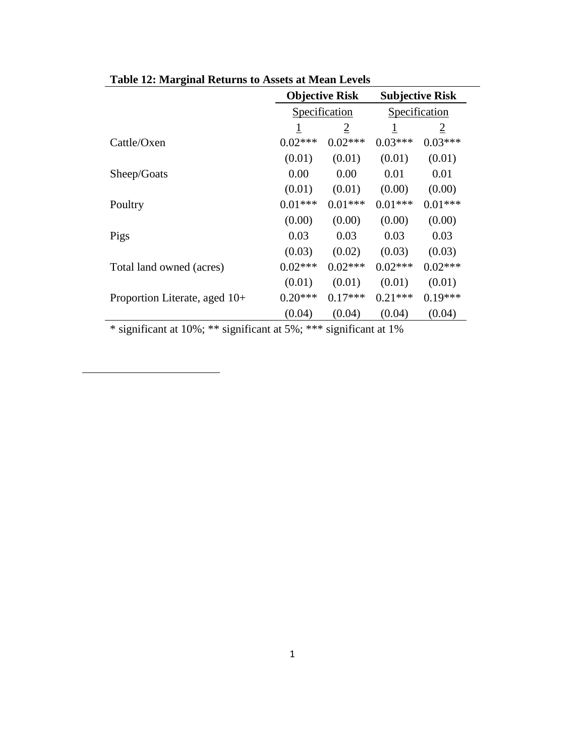**Table 12: Marginal Returns to Assets at Mean Levels**

| | Objective Risk | | Subjective Risk | |
|---|---|---|---|---|
| | Specification | | Specification | |
| | 1 | 2 | 1 | 2 |
| Cattle/Oxen | 0.02*** | 0.02*** | 0.03*** | 0.03*** |
| | (0.01) | (0.01) | (0.01) | (0.01) |
| Sheep/Goats | 0.00 | 0.00 | 0.01 | 0.01 |
| | (0.01) | (0.01) | (0.00) | (0.00) |
| Poultry | 0.01*** | 0.01*** | 0.01*** | 0.01*** |
| | (0.00) | (0.00) | (0.00) | (0.00) |
| Pigs | 0.03 | 0.03 | 0.03 | 0.03 |
| | (0.03) | (0.02) | (0.03) | (0.03) |
| Total land owned (acres) | 0.02*** | 0.02*** | 0.02*** | 0.02*** |
| | (0.01) | (0.01) | (0.01) | (0.01) |
| Proportion Literate, aged 10+ | 0.20*** | 0.17*** | 0.21*** | 0.19*** |
| | (0.04) | (0.04) | (0.04) | (0.04) |

* significant at 10%; ** significant at 5%; *** significant at 1%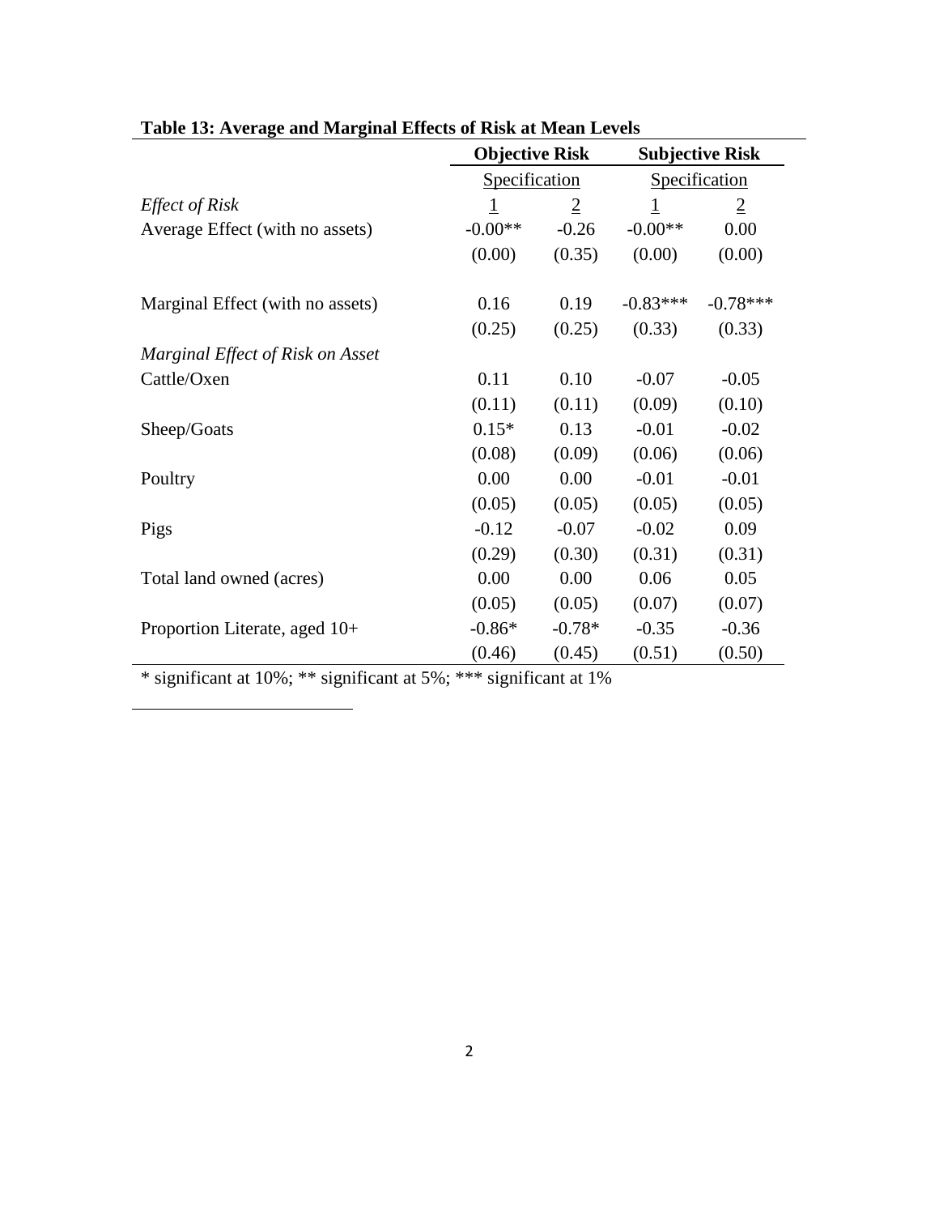**Table 13: Average and Marginal Effects of Risk at Mean Levels**

| | Objective Risk | | Subjective Risk | |
|---|---|---|---|---|
| | Specification | | Specification | |
| *Effect of Risk* | 1 | 2 | 1 | 2 |
| Average Effect (with no assets) | -0.00** | -0.26 | -0.00** | 0.00 |
| | (0.00) | (0.35) | (0.00) | (0.00) |
| Marginal Effect (with no assets) | 0.16 | 0.19 | -0.83*** | -0.78*** |
| | (0.25) | (0.25) | (0.33) | (0.33) |
| *Marginal Effect of Risk on Asset* | | | | |
| Cattle/Oxen | 0.11 | 0.10 | -0.07 | -0.05 |
| | (0.11) | (0.11) | (0.09) | (0.10) |
| Sheep/Goats | 0.15* | 0.13 | -0.01 | -0.02 |
| | (0.08) | (0.09) | (0.06) | (0.06) |
| Poultry | 0.00 | 0.00 | -0.01 | -0.01 |
| | (0.05) | (0.05) | (0.05) | (0.05) |
| Pigs | -0.12 | -0.07 | -0.02 | 0.09 |
| | (0.29) | (0.30) | (0.31) | (0.31) |
| Total land owned (acres) | 0.00 | 0.00 | 0.06 | 0.05 |
| | (0.05) | (0.05) | (0.07) | (0.07) |
| Proportion Literate, aged 10+ | -0.86* | -0.78* | -0.35 | -0.36 |
| | (0.46) | (0.45) | (0.51) | (0.50) |

* significant at 10%; ** significant at 5%; *** significant at 1%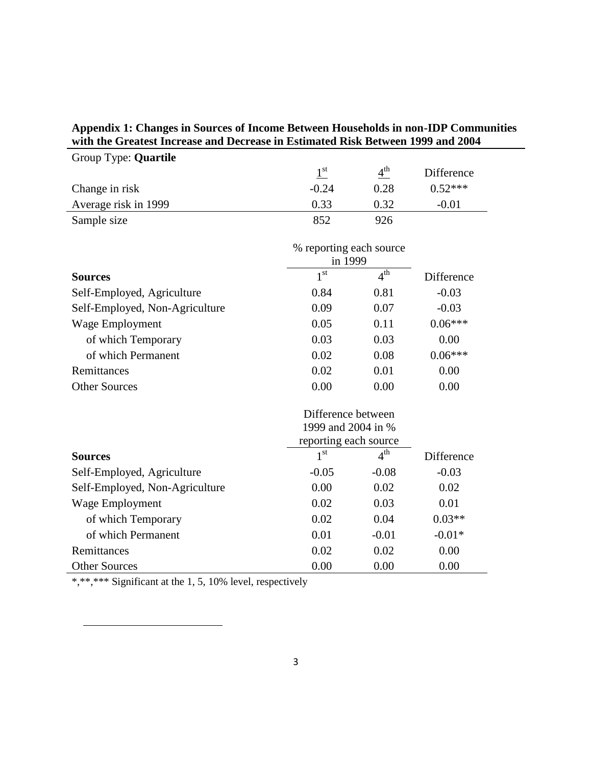**Appendix 1: Changes in Sources of Income Between Households in non-IDP Communities with the Greatest Increase and Decrease in Estimated Risk Between 1999 and 2004**

| Group Type: **Quartile** | 1[st] | 4[th] | Difference |
|---|---|---|---|
| Change in risk | -0.24 | 0.28 | 0.52*** |
| Average risk in 1999 | 0.33 | 0.32 | -0.01 |
| Sample size | 852 | 926 | |

| | % reporting each source in 1999 | | |
|---|---|---|---|
| **Sources** | 1[st] | 4[th] | Difference |
| Self-Employed, Agriculture | 0.84 | 0.81 | -0.03 |
| Self-Employed, Non-Agriculture | 0.09 | 0.07 | -0.03 |
| Wage Employment | 0.05 | 0.11 | 0.06*** |
| of which Temporary | 0.03 | 0.03 | 0.00 |
| of which Permanent | 0.02 | 0.08 | 0.06*** |
| Remittances | 0.02 | 0.01 | 0.00 |
| Other Sources | 0.00 | 0.00 | 0.00 |

| | Difference between 1999 and 2004 in % reporting each source | | |
|---|---|---|---|
| **Sources** | 1[st] | 4[th] | Difference |
| Self-Employed, Agriculture | -0.05 | -0.08 | -0.03 |
| Self-Employed, Non-Agriculture | 0.00 | 0.02 | 0.02 |
| Wage Employment | 0.02 | 0.03 | 0.01 |
| of which Temporary | 0.02 | 0.04 | 0.03** |
| of which Permanent | 0.01 | -0.01 | -0.01* |
| Remittances | 0.02 | 0.02 | 0.00 |
| Other Sources | 0.00 | 0.00 | 0.00 |

*,**,*** Significant at the 1, 5, 10% level, respectively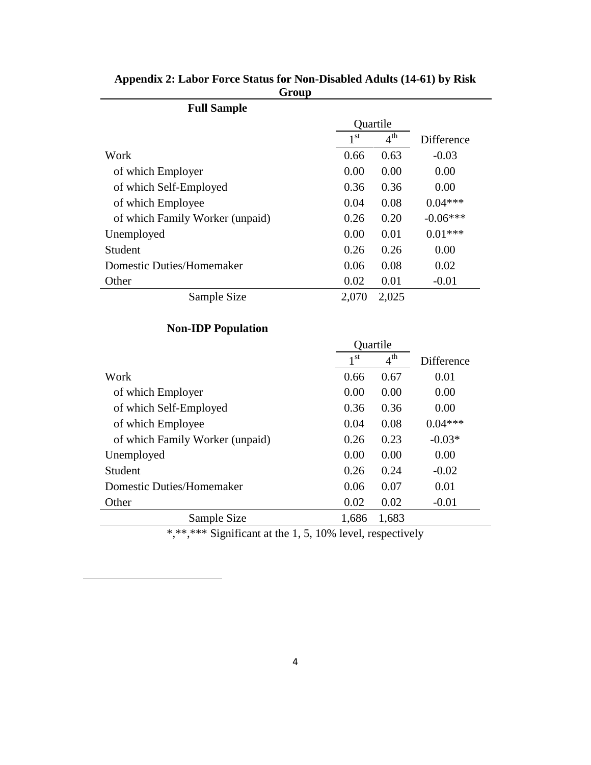**Appendix 2: Labor Force Status for Non-Disabled Adults (14-61) by Risk Group**

**Full Sample**

| | Quartile | | |
|---|---|---|---|
| | 1st | 4th | Difference |
| Work | 0.66 | 0.63 | -0.03 |
| of which Employer | 0.00 | 0.00 | 0.00 |
| of which Self-Employed | 0.36 | 0.36 | 0.00 |
| of which Employee | 0.04 | 0.08 | 0.04*** |
| of which Family Worker (unpaid) | 0.26 | 0.20 | -0.06*** |
| Unemployed | 0.00 | 0.01 | 0.01*** |
| Student | 0.26 | 0.26 | 0.00 |
| Domestic Duties/Homemaker | 0.06 | 0.08 | 0.02 |
| Other | 0.02 | 0.01 | -0.01 |
| Sample Size | 2,070 | 2,025 | |

**Non-IDP Population**

| | Quartile | | |
|---|---|---|---|
| | 1st | 4th | Difference |
| Work | 0.66 | 0.67 | 0.01 |
| of which Employer | 0.00 | 0.00 | 0.00 |
| of which Self-Employed | 0.36 | 0.36 | 0.00 |
| of which Employee | 0.04 | 0.08 | 0.04*** |
| of which Family Worker (unpaid) | 0.26 | 0.23 | -0.03* |
| Unemployed | 0.00 | 0.00 | 0.00 |
| Student | 0.26 | 0.24 | -0.02 |
| Domestic Duties/Homemaker | 0.06 | 0.07 | 0.01 |
| Other | 0.02 | 0.02 | -0.01 |
| Sample Size | 1,686 | 1,683 | |

*,**,*** Significant at the 1, 5, 10% level, respectively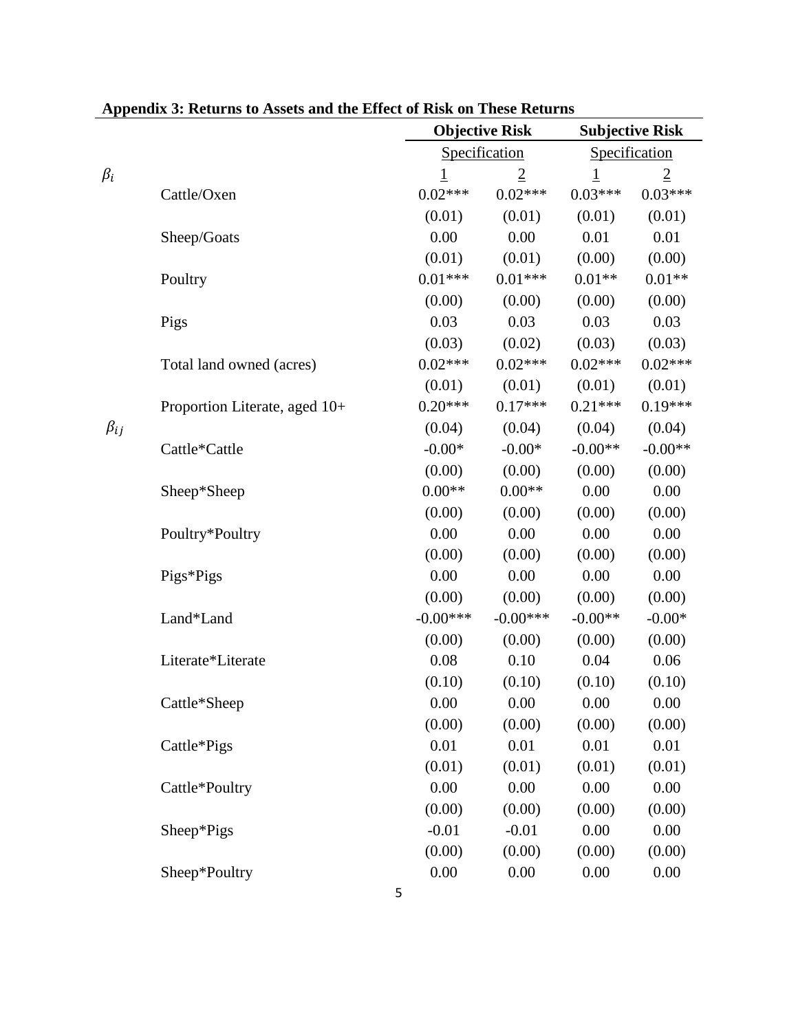**Appendix 3: Returns to Assets and the Effect of Risk on These Returns**

| | | Objective Risk | | Subjective Risk | |
|---|---|---|---|---|---|
| | | Specification | | Specification | |
| $\beta_i$ | | 1 | 2 | 1 | 2 |
| | Cattle/Oxen | 0.02*** | 0.02*** | 0.03*** | 0.03*** |
| | | (0.01) | (0.01) | (0.01) | (0.01) |
| | Sheep/Goats | 0.00 | 0.00 | 0.01 | 0.01 |
| | | (0.01) | (0.01) | (0.00) | (0.00) |
| | Poultry | 0.01*** | 0.01*** | 0.01** | 0.01** |
| | | (0.00) | (0.00) | (0.00) | (0.00) |
| | Pigs | 0.03 | 0.03 | 0.03 | 0.03 |
| | | (0.03) | (0.02) | (0.03) | (0.03) |
| | Total land owned (acres) | 0.02*** | 0.02*** | 0.02*** | 0.02*** |
| | | (0.01) | (0.01) | (0.01) | (0.01) |
| | Proportion Literate, aged 10+ | 0.20*** | 0.17*** | 0.21*** | 0.19*** |
| $\beta_{ij}$ | | (0.04) | (0.04) | (0.04) | (0.04) |
| | Cattle*Cattle | -0.00* | -0.00* | -0.00** | -0.00** |
| | | (0.00) | (0.00) | (0.00) | (0.00) |
| | Sheep*Sheep | 0.00** | 0.00** | 0.00 | 0.00 |
| | | (0.00) | (0.00) | (0.00) | (0.00) |
| | Poultry*Poultry | 0.00 | 0.00 | 0.00 | 0.00 |
| | | (0.00) | (0.00) | (0.00) | (0.00) |
| | Pigs*Pigs | 0.00 | 0.00 | 0.00 | 0.00 |
| | | (0.00) | (0.00) | (0.00) | (0.00) |
| | Land*Land | -0.00*** | -0.00*** | -0.00** | -0.00* |
| | | (0.00) | (0.00) | (0.00) | (0.00) |
| | Literate*Literate | 0.08 | 0.10 | 0.04 | 0.06 |
| | | (0.10) | (0.10) | (0.10) | (0.10) |
| | Cattle*Sheep | 0.00 | 0.00 | 0.00 | 0.00 |
| | | (0.00) | (0.00) | (0.00) | (0.00) |
| | Cattle*Pigs | 0.01 | 0.01 | 0.01 | 0.01 |
| | | (0.01) | (0.01) | (0.01) | (0.01) |
| | Cattle*Poultry | 0.00 | 0.00 | 0.00 | 0.00 |
| | | (0.00) | (0.00) | (0.00) | (0.00) |
| | Sheep*Pigs | -0.01 | -0.01 | 0.00 | 0.00 |
| | | (0.00) | (0.00) | (0.00) | (0.00) |
| | Sheep*Poultry | 0.00 | 0.00 | 0.00 | 0.00 |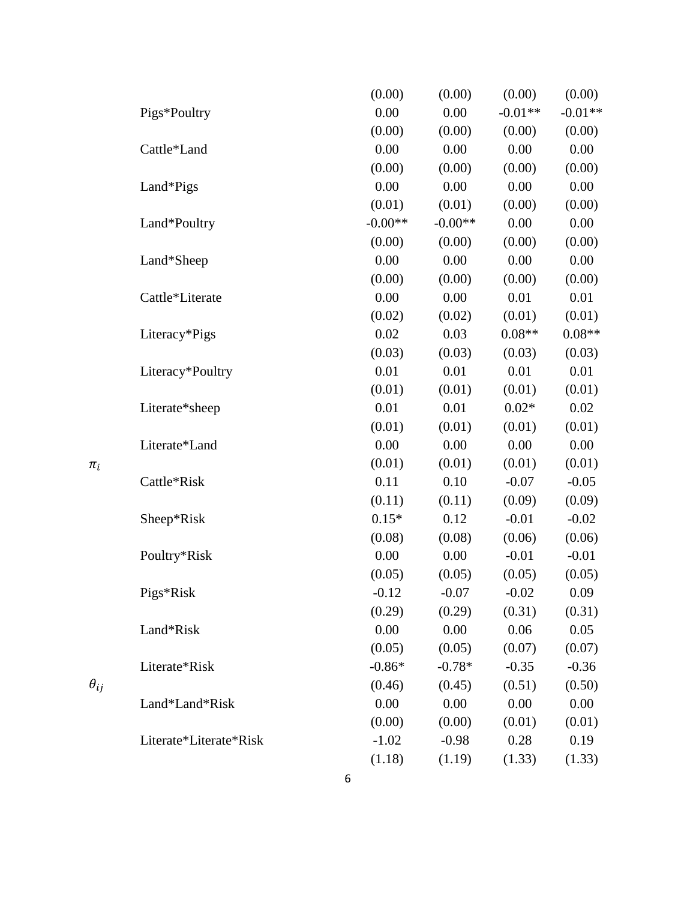| | | | | | |
|---|---|---|---|---|---|
| | | (0.00) | (0.00) | (0.00) | (0.00) |
| | Pigs*Poultry | 0.00 | 0.00 | -0.01** | -0.01** |
| | | (0.00) | (0.00) | (0.00) | (0.00) |
| | Cattle*Land | 0.00 | 0.00 | 0.00 | 0.00 |
| | | (0.00) | (0.00) | (0.00) | (0.00) |
| | Land*Pigs | 0.00 | 0.00 | 0.00 | 0.00 |
| | | (0.01) | (0.01) | (0.00) | (0.00) |
| | Land*Poultry | -0.00** | -0.00** | 0.00 | 0.00 |
| | | (0.00) | (0.00) | (0.00) | (0.00) |
| | Land*Sheep | 0.00 | 0.00 | 0.00 | 0.00 |
| | | (0.00) | (0.00) | (0.00) | (0.00) |
| | Cattle*Literate | 0.00 | 0.00 | 0.01 | 0.01 |
| | | (0.02) | (0.02) | (0.01) | (0.01) |
| | Literacy*Pigs | 0.02 | 0.03 | 0.08** | 0.08** |
| | | (0.03) | (0.03) | (0.03) | (0.03) |
| | Literacy*Poultry | 0.01 | 0.01 | 0.01 | 0.01 |
| | | (0.01) | (0.01) | (0.01) | (0.01) |
| | Literate*sheep | 0.01 | 0.01 | 0.02* | 0.02 |
| | | (0.01) | (0.01) | (0.01) | (0.01) |
| | Literate*Land | 0.00 | 0.00 | 0.00 | 0.00 |
| $\pi_i$ | | (0.01) | (0.01) | (0.01) | (0.01) |
| | Cattle*Risk | 0.11 | 0.10 | -0.07 | -0.05 |
| | | (0.11) | (0.11) | (0.09) | (0.09) |
| | Sheep*Risk | 0.15* | 0.12 | -0.01 | -0.02 |
| | | (0.08) | (0.08) | (0.06) | (0.06) |
| | Poultry*Risk | 0.00 | 0.00 | -0.01 | -0.01 |
| | | (0.05) | (0.05) | (0.05) | (0.05) |
| | Pigs*Risk | -0.12 | -0.07 | -0.02 | 0.09 |
| | | (0.29) | (0.29) | (0.31) | (0.31) |
| | Land*Risk | 0.00 | 0.00 | 0.06 | 0.05 |
| | | (0.05) | (0.05) | (0.07) | (0.07) |
| | Literate*Risk | -0.86* | -0.78* | -0.35 | -0.36 |
| $\theta_{ij}$ | | (0.46) | (0.45) | (0.51) | (0.50) |
| | Land*Land*Risk | 0.00 | 0.00 | 0.00 | 0.00 |
| | | (0.00) | (0.00) | (0.01) | (0.01) |
| | Literate*Literate*Risk | -1.02 | -0.98 | 0.28 | 0.19 |
| | | (1.18) | (1.19) | (1.33) | (1.33) |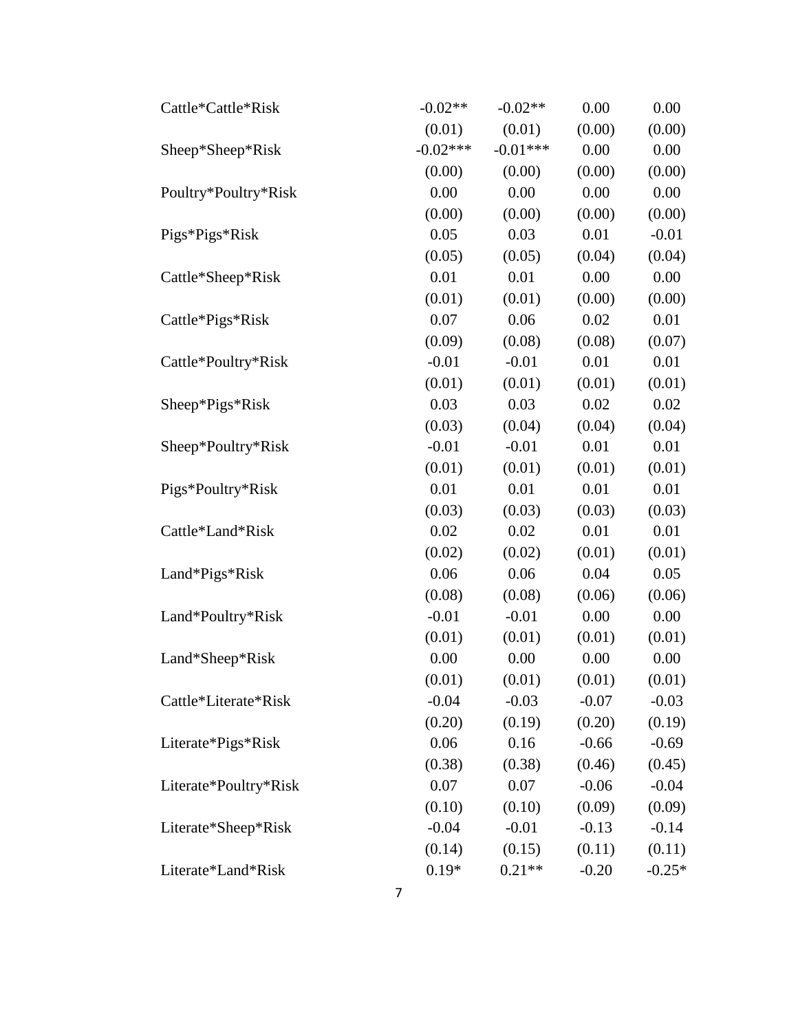| | | | | |
|---|---|---|---|---|
| Cattle*Cattle*Risk | -0.02** | -0.02** | 0.00 | 0.00 |
| | (0.01) | (0.01) | (0.00) | (0.00) |
| Sheep*Sheep*Risk | -0.02*** | -0.01*** | 0.00 | 0.00 |
| | (0.00) | (0.00) | (0.00) | (0.00) |
| Poultry*Poultry*Risk | 0.00 | 0.00 | 0.00 | 0.00 |
| | (0.00) | (0.00) | (0.00) | (0.00) |
| Pigs*Pigs*Risk | 0.05 | 0.03 | 0.01 | -0.01 |
| | (0.05) | (0.05) | (0.04) | (0.04) |
| Cattle*Sheep*Risk | 0.01 | 0.01 | 0.00 | 0.00 |
| | (0.01) | (0.01) | (0.00) | (0.00) |
| Cattle*Pigs*Risk | 0.07 | 0.06 | 0.02 | 0.01 |
| | (0.09) | (0.08) | (0.08) | (0.07) |
| Cattle*Poultry*Risk | -0.01 | -0.01 | 0.01 | 0.01 |
| | (0.01) | (0.01) | (0.01) | (0.01) |
| Sheep*Pigs*Risk | 0.03 | 0.03 | 0.02 | 0.02 |
| | (0.03) | (0.04) | (0.04) | (0.04) |
| Sheep*Poultry*Risk | -0.01 | -0.01 | 0.01 | 0.01 |
| | (0.01) | (0.01) | (0.01) | (0.01) |
| Pigs*Poultry*Risk | 0.01 | 0.01 | 0.01 | 0.01 |
| | (0.03) | (0.03) | (0.03) | (0.03) |
| Cattle*Land*Risk | 0.02 | 0.02 | 0.01 | 0.01 |
| | (0.02) | (0.02) | (0.01) | (0.01) |
| Land*Pigs*Risk | 0.06 | 0.06 | 0.04 | 0.05 |
| | (0.08) | (0.08) | (0.06) | (0.06) |
| Land*Poultry*Risk | -0.01 | -0.01 | 0.00 | 0.00 |
| | (0.01) | (0.01) | (0.01) | (0.01) |
| Land*Sheep*Risk | 0.00 | 0.00 | 0.00 | 0.00 |
| | (0.01) | (0.01) | (0.01) | (0.01) |
| Cattle*Literate*Risk | -0.04 | -0.03 | -0.07 | -0.03 |
| | (0.20) | (0.19) | (0.20) | (0.19) |
| Literate*Pigs*Risk | 0.06 | 0.16 | -0.66 | -0.69 |
| | (0.38) | (0.38) | (0.46) | (0.45) |
| Literate*Poultry*Risk | 0.07 | 0.07 | -0.06 | -0.04 |
| | (0.10) | (0.10) | (0.09) | (0.09) |
| Literate*Sheep*Risk | -0.04 | -0.01 | -0.13 | -0.14 |
| | (0.14) | (0.15) | (0.11) | (0.11) |
| Literate*Land*Risk | 0.19* | 0.21** | -0.20 | -0.25* |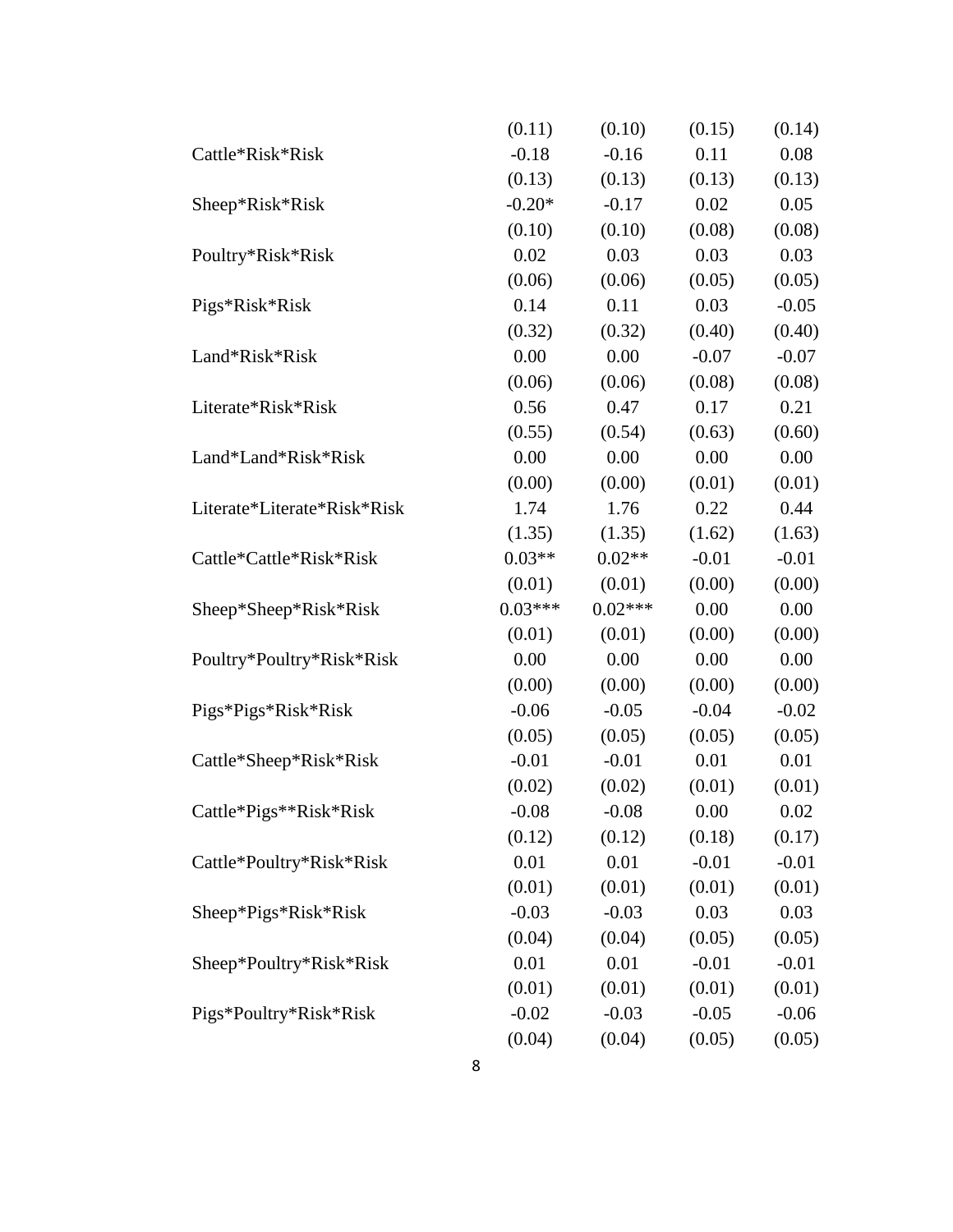| | | | | |
|---|---|---|---|---|
| | (0.11) | (0.10) | (0.15) | (0.14) |
| Cattle*Risk*Risk | -0.18 | -0.16 | 0.11 | 0.08 |
| | (0.13) | (0.13) | (0.13) | (0.13) |
| Sheep*Risk*Risk | -0.20* | -0.17 | 0.02 | 0.05 |
| | (0.10) | (0.10) | (0.08) | (0.08) |
| Poultry*Risk*Risk | 0.02 | 0.03 | 0.03 | 0.03 |
| | (0.06) | (0.06) | (0.05) | (0.05) |
| Pigs*Risk*Risk | 0.14 | 0.11 | 0.03 | -0.05 |
| | (0.32) | (0.32) | (0.40) | (0.40) |
| Land*Risk*Risk | 0.00 | 0.00 | -0.07 | -0.07 |
| | (0.06) | (0.06) | (0.08) | (0.08) |
| Literate*Risk*Risk | 0.56 | 0.47 | 0.17 | 0.21 |
| | (0.55) | (0.54) | (0.63) | (0.60) |
| Land*Land*Risk*Risk | 0.00 | 0.00 | 0.00 | 0.00 |
| | (0.00) | (0.00) | (0.01) | (0.01) |
| Literate*Literate*Risk*Risk | 1.74 | 1.76 | 0.22 | 0.44 |
| | (1.35) | (1.35) | (1.62) | (1.63) |
| Cattle*Cattle*Risk*Risk | 0.03** | 0.02** | -0.01 | -0.01 |
| | (0.01) | (0.01) | (0.00) | (0.00) |
| Sheep*Sheep*Risk*Risk | 0.03*** | 0.02*** | 0.00 | 0.00 |
| | (0.01) | (0.01) | (0.00) | (0.00) |
| Poultry*Poultry*Risk*Risk | 0.00 | 0.00 | 0.00 | 0.00 |
| | (0.00) | (0.00) | (0.00) | (0.00) |
| Pigs*Pigs*Risk*Risk | -0.06 | -0.05 | -0.04 | -0.02 |
| | (0.05) | (0.05) | (0.05) | (0.05) |
| Cattle*Sheep*Risk*Risk | -0.01 | -0.01 | 0.01 | 0.01 |
| | (0.02) | (0.02) | (0.01) | (0.01) |
| Cattle*Pigs**Risk*Risk | -0.08 | -0.08 | 0.00 | 0.02 |
| | (0.12) | (0.12) | (0.18) | (0.17) |
| Cattle*Poultry*Risk*Risk | 0.01 | 0.01 | -0.01 | -0.01 |
| | (0.01) | (0.01) | (0.01) | (0.01) |
| Sheep*Pigs*Risk*Risk | -0.03 | -0.03 | 0.03 | 0.03 |
| | (0.04) | (0.04) | (0.05) | (0.05) |
| Sheep*Poultry*Risk*Risk | 0.01 | 0.01 | -0.01 | -0.01 |
| | (0.01) | (0.01) | (0.01) | (0.01) |
| Pigs*Poultry*Risk*Risk | -0.02 | -0.03 | -0.05 | -0.06 |
| | (0.04) | (0.04) | (0.05) | (0.05) |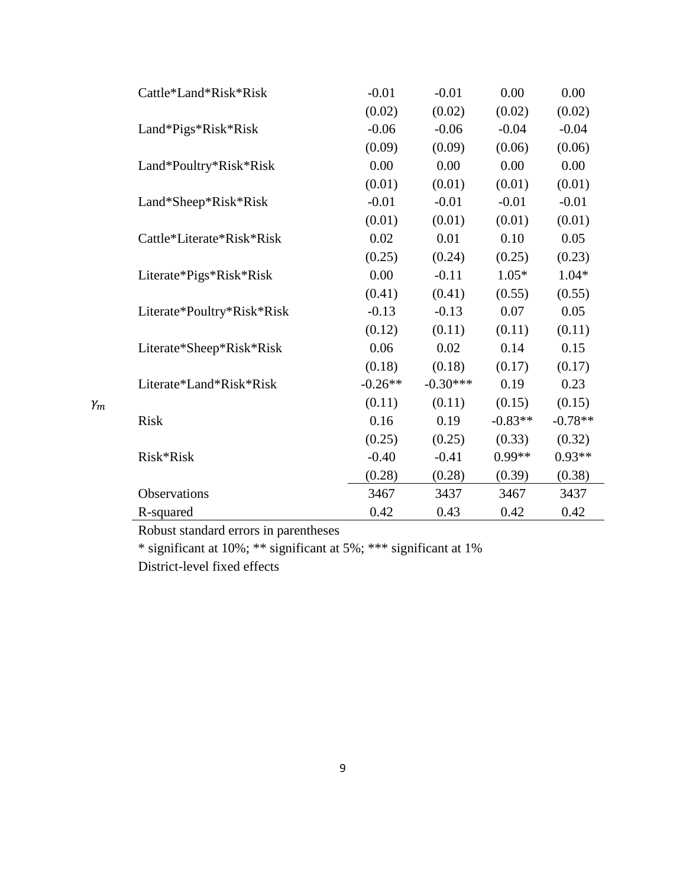| | | | | | |
|---|---|---|---|---|---|
| | Cattle*Land*Risk*Risk | -0.01 | -0.01 | 0.00 | 0.00 |
| | | (0.02) | (0.02) | (0.02) | (0.02) |
| | Land*Pigs*Risk*Risk | -0.06 | -0.06 | -0.04 | -0.04 |
| | | (0.09) | (0.09) | (0.06) | (0.06) |
| | Land*Poultry*Risk*Risk | 0.00 | 0.00 | 0.00 | 0.00 |
| | | (0.01) | (0.01) | (0.01) | (0.01) |
| | Land*Sheep*Risk*Risk | -0.01 | -0.01 | -0.01 | -0.01 |
| | | (0.01) | (0.01) | (0.01) | (0.01) |
| | Cattle*Literate*Risk*Risk | 0.02 | 0.01 | 0.10 | 0.05 |
| | | (0.25) | (0.24) | (0.25) | (0.23) |
| | Literate*Pigs*Risk*Risk | 0.00 | -0.11 | 1.05* | 1.04* |
| | | (0.41) | (0.41) | (0.55) | (0.55) |
| | Literate*Poultry*Risk*Risk | -0.13 | -0.13 | 0.07 | 0.05 |
| | | (0.12) | (0.11) | (0.11) | (0.11) |
| | Literate*Sheep*Risk*Risk | 0.06 | 0.02 | 0.14 | 0.15 |
| | | (0.18) | (0.18) | (0.17) | (0.17) |
| | Literate*Land*Risk*Risk | -0.26** | -0.30*** | 0.19 | 0.23 |
| $\gamma_m$ | | (0.11) | (0.11) | (0.15) | (0.15) |
| | Risk | 0.16 | 0.19 | -0.83** | -0.78** |
| | | (0.25) | (0.25) | (0.33) | (0.32) |
| | Risk*Risk | -0.40 | -0.41 | 0.99** | 0.93** |
| | | (0.28) | (0.28) | (0.39) | (0.38) |
| | Observations | 3467 | 3437 | 3467 | 3437 |
| | R-squared | 0.42 | 0.43 | 0.42 | 0.42 |

Robust standard errors in parentheses

* significant at 10%; ** significant at 5%; *** significant at 1%

District-level fixed effects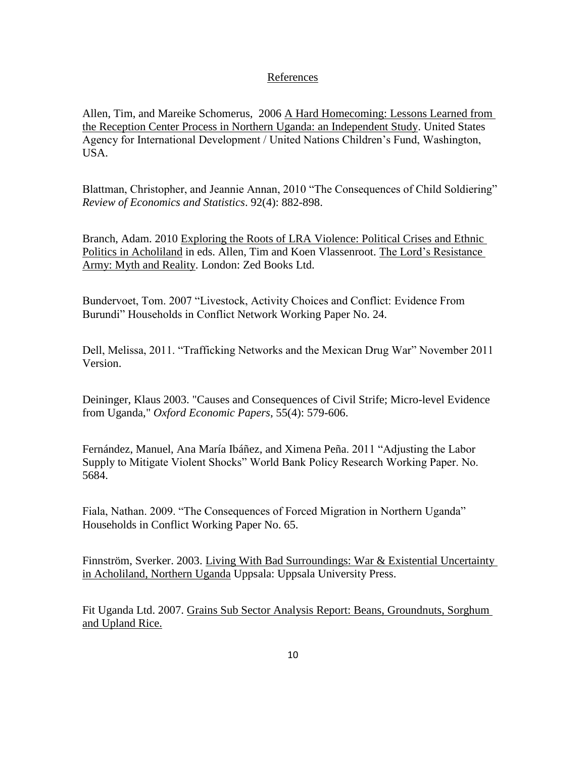## References

Allen, Tim, and Mareike Schomerus, 2006 A Hard Homecoming: Lessons Learned from the Reception Center Process in Northern Uganda: an Independent Study. United States Agency for International Development / United Nations Children's Fund, Washington, USA.

Blattman, Christopher, and Jeannie Annan, 2010 "The Consequences of Child Soldiering" *Review of Economics and Statistics*. 92(4): 882-898.

Branch, Adam. 2010 Exploring the Roots of LRA Violence: Political Crises and Ethnic Politics in Acholiland in eds. Allen, Tim and Koen Vlassenroot. The Lord's Resistance Army: Myth and Reality. London: Zed Books Ltd.

Bundervoet, Tom. 2007 "Livestock, Activity Choices and Conflict: Evidence From Burundi" Households in Conflict Network Working Paper No. 24.

Dell, Melissa, 2011. "Trafficking Networks and the Mexican Drug War" November 2011 Version.

Deininger, Klaus 2003. "Causes and Consequences of Civil Strife; Micro-level Evidence from Uganda," *Oxford Economic Papers*, 55(4): 579-606.

Fernández, Manuel, Ana María Ibáñez, and Ximena Peña. 2011 "Adjusting the Labor Supply to Mitigate Violent Shocks" World Bank Policy Research Working Paper. No. 5684.

Fiala, Nathan. 2009. "The Consequences of Forced Migration in Northern Uganda" Households in Conflict Working Paper No. 65.

Finnström, Sverker. 2003. Living With Bad Surroundings: War & Existential Uncertainty in Acholiland, Northern Uganda Uppsala: Uppsala University Press.

Fit Uganda Ltd. 2007. Grains Sub Sector Analysis Report: Beans, Groundnuts, Sorghum and Upland Rice.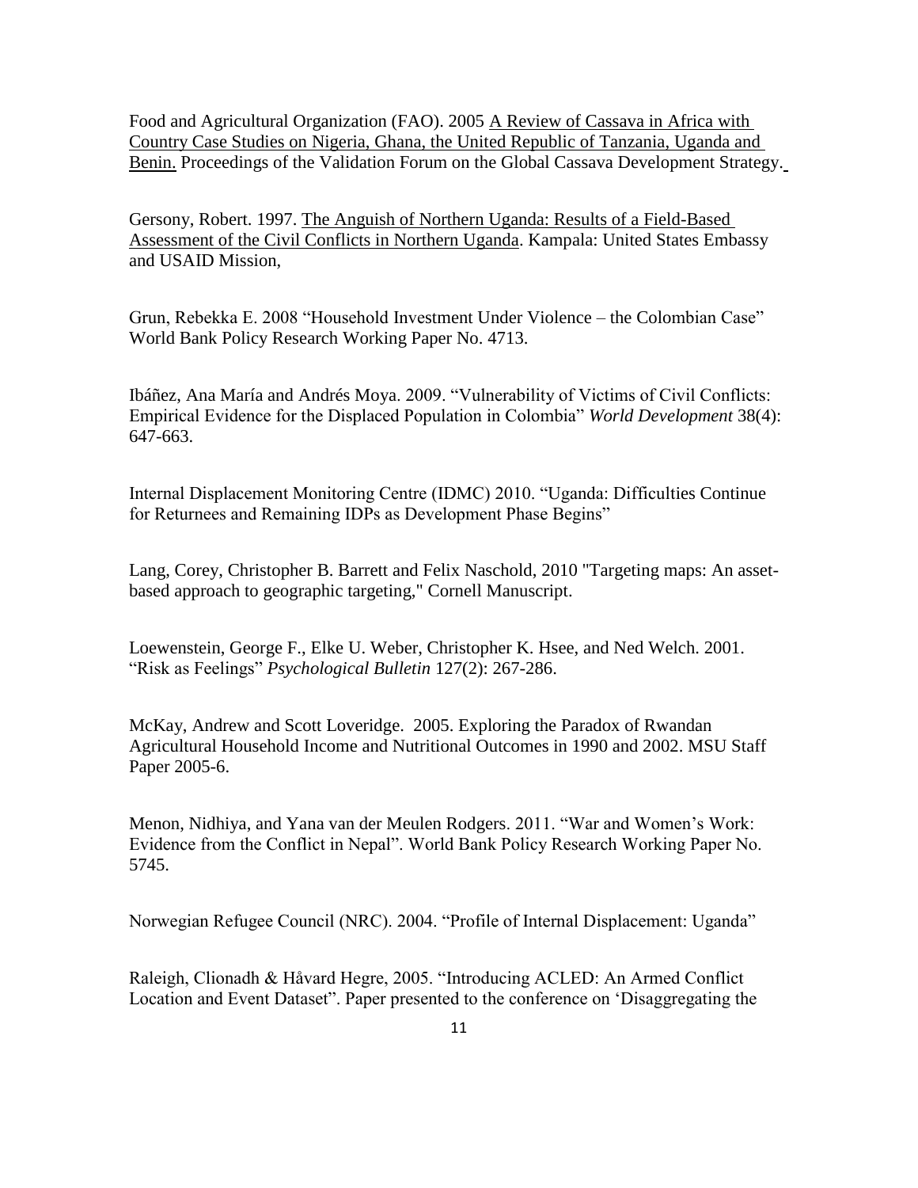Food and Agricultural Organization (FAO). 2005 A Review of Cassava in Africa with Country Case Studies on Nigeria, Ghana, the United Republic of Tanzania, Uganda and Benin. Proceedings of the Validation Forum on the Global Cassava Development Strategy.

Gersony, Robert. 1997. The Anguish of Northern Uganda: Results of a Field-Based Assessment of the Civil Conflicts in Northern Uganda. Kampala: United States Embassy and USAID Mission,

Grun, Rebekka E. 2008 "Household Investment Under Violence – the Colombian Case" World Bank Policy Research Working Paper No. 4713.

Ibáñez, Ana María and Andrés Moya. 2009. "Vulnerability of Victims of Civil Conflicts: Empirical Evidence for the Displaced Population in Colombia" *World Development* 38(4): 647-663.

Internal Displacement Monitoring Centre (IDMC) 2010. "Uganda: Difficulties Continue for Returnees and Remaining IDPs as Development Phase Begins"

Lang, Corey, Christopher B. Barrett and Felix Naschold, 2010 "Targeting maps: An asset-based approach to geographic targeting," Cornell Manuscript.

Loewenstein, George F., Elke U. Weber, Christopher K. Hsee, and Ned Welch. 2001. "Risk as Feelings" *Psychological Bulletin* 127(2): 267-286.

McKay, Andrew and Scott Loveridge. 2005. Exploring the Paradox of Rwandan Agricultural Household Income and Nutritional Outcomes in 1990 and 2002. MSU Staff Paper 2005-6.

Menon, Nidhiya, and Yana van der Meulen Rodgers. 2011. "War and Women's Work: Evidence from the Conflict in Nepal". World Bank Policy Research Working Paper No. 5745.

Norwegian Refugee Council (NRC). 2004. "Profile of Internal Displacement: Uganda"

Raleigh, Clionadh & Håvard Hegre, 2005. "Introducing ACLED: An Armed Conflict Location and Event Dataset". Paper presented to the conference on 'Disaggregating the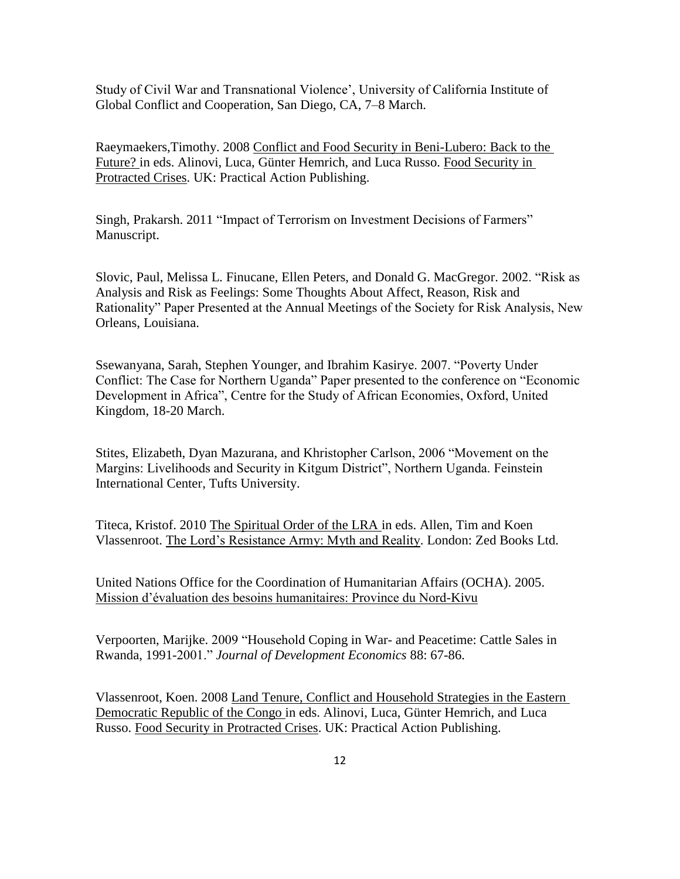Study of Civil War and Transnational Violence', University of California Institute of Global Conflict and Cooperation, San Diego, CA, 7–8 March.

Raeymaekers,Timothy. 2008 Conflict and Food Security in Beni-Lubero: Back to the Future? in eds. Alinovi, Luca, Günter Hemrich, and Luca Russo. Food Security in Protracted Crises. UK: Practical Action Publishing.

Singh, Prakarsh. 2011 "Impact of Terrorism on Investment Decisions of Farmers" Manuscript.

Slovic, Paul, Melissa L. Finucane, Ellen Peters, and Donald G. MacGregor. 2002. "Risk as Analysis and Risk as Feelings: Some Thoughts About Affect, Reason, Risk and Rationality" Paper Presented at the Annual Meetings of the Society for Risk Analysis, New Orleans, Louisiana.

Ssewanyana, Sarah, Stephen Younger, and Ibrahim Kasirye. 2007. "Poverty Under Conflict: The Case for Northern Uganda" Paper presented to the conference on "Economic Development in Africa", Centre for the Study of African Economies, Oxford, United Kingdom, 18-20 March.

Stites, Elizabeth, Dyan Mazurana, and Khristopher Carlson, 2006 "Movement on the Margins: Livelihoods and Security in Kitgum District", Northern Uganda. Feinstein International Center, Tufts University.

Titeca, Kristof. 2010 The Spiritual Order of the LRA in eds. Allen, Tim and Koen Vlassenroot. The Lord's Resistance Army: Myth and Reality. London: Zed Books Ltd.

United Nations Office for the Coordination of Humanitarian Affairs (OCHA). 2005. Mission d'évaluation des besoins humanitaires: Province du Nord-Kivu

Verpoorten, Marijke. 2009 "Household Coping in War- and Peacetime: Cattle Sales in Rwanda, 1991-2001." *Journal of Development Economics* 88: 67-86.

Vlassenroot, Koen. 2008 Land Tenure, Conflict and Household Strategies in the Eastern Democratic Republic of the Congo in eds. Alinovi, Luca, Günter Hemrich, and Luca Russo. Food Security in Protracted Crises. UK: Practical Action Publishing.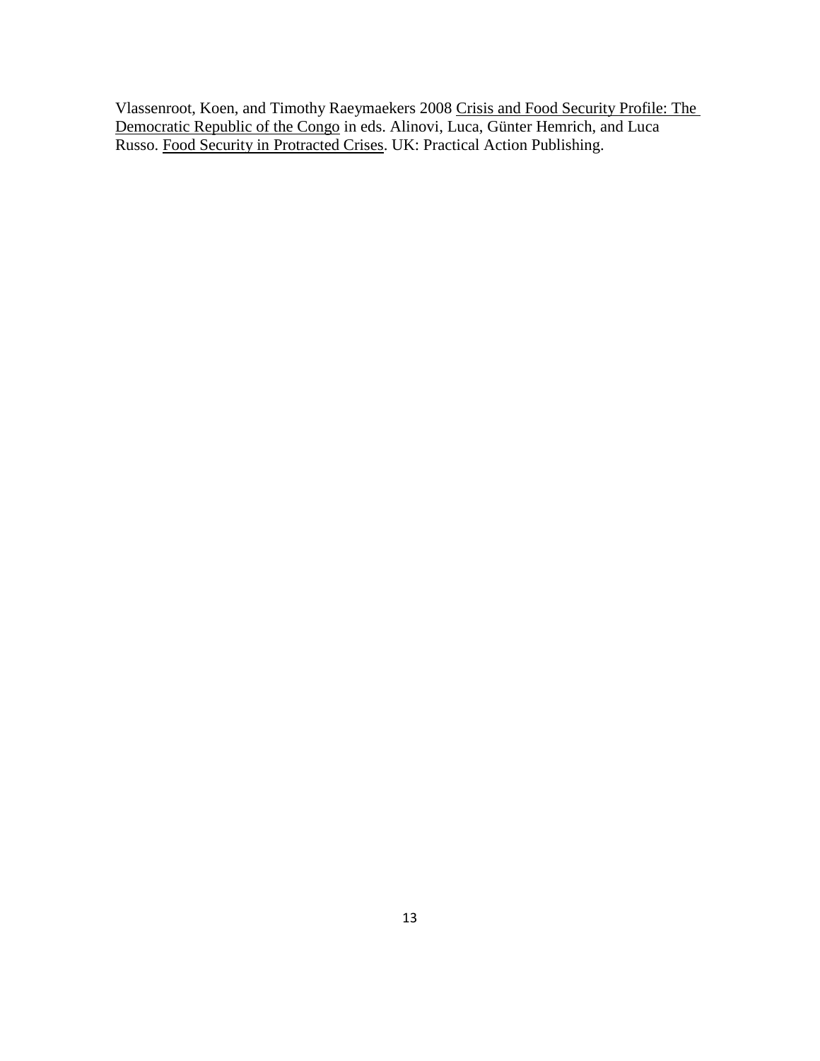Vlassenroot, Koen, and Timothy Raeymaekers 2008 <u>Crisis and Food Security Profile: The Democratic Republic of the Congo</u> in eds. Alinovi, Luca, Günter Hemrich, and Luca Russo. <u>Food Security in Protracted Crises</u>. UK: Practical Action Publishing.